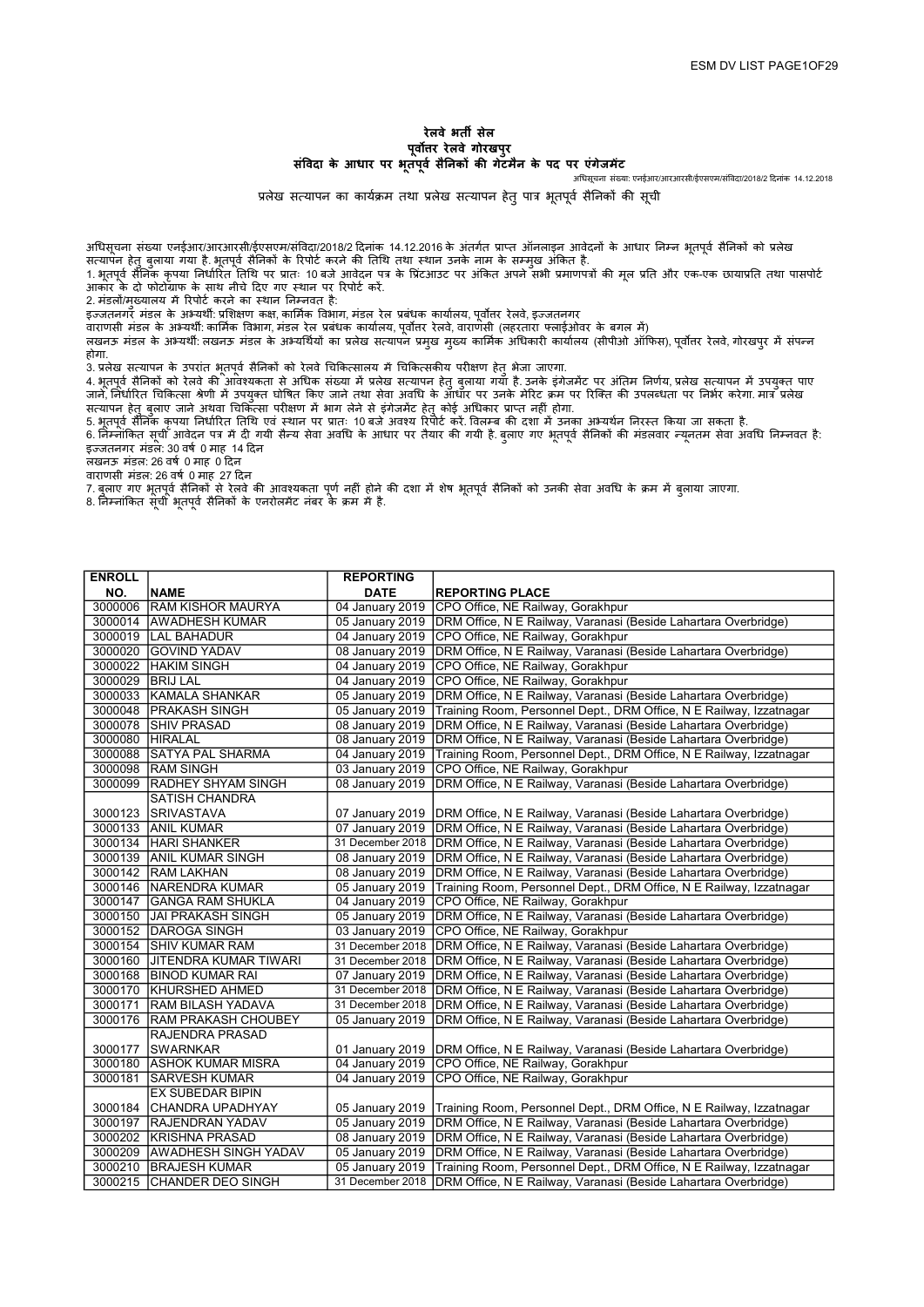# रेलवे भर्ती सेल
# पूर्वोत्तर रेलवे गोरखपुर
## संविदा के आधार पर भूतपूर्व सैनिकों की गेटमैन के पद पर एंगेजमेंट

अधिसूचना संख्या: एनईआर/आरआरसी/ईएसएम/संविदा/2018/2 दिनांक 14.12.2018

### प्रलेख सत्यापन का कार्यक्रम तथा प्रलेख सत्यापन हेतु पात्र भूतपूर्व सैनिकों की सूची

अधिसूचना संख्या एनईआर/आरआरसी/ईएसएम/संविदा/2018/2 दिनांक 14.12.2016 के अंतर्गत प्राप्त ऑनलाइन आवेदनों के आधार निम्न भूतपूर्व सैनिकों को प्रलेख सत्यापन हेतु बुलाया गया है. भूतपूर्व सैनिकों के रिपोर्ट करने की तिथि तथा स्थान उनके नाम के सम्मुख अंकित है.

1. भूतपूर्व सैनिक कृपया निर्धारित तिथि पर प्रातः 10 बजे आवेदन पत्र के प्रिंटआउट पर अंकित अपने सभी प्रमाणपत्रों की मूल प्रति और एक-एक छायाप्रति तथा पासपोर्ट आकार के दो फोटोग्राफ के साथ नीचे दिए गए स्थान पर रिपोर्ट करें.
2. मंडलों/मुख्यालय में रिपोर्ट करने का स्थान निम्नवत है:
इज्जतनगर मंडल के अभ्यर्थी: प्रशिक्षण कक्ष, कार्मिक विभाग, मंडल रेल प्रबंधक कार्यालय, पूर्वोत्तर रेलवे, इज्जतनगर
वाराणसी मंडल के अभ्यर्थी: कार्मिक विभाग, मंडल रेल प्रबंधक कार्यालय, पूर्वोत्तर रेलवे, वाराणसी (लहरतारा फ्लाईओवर के बगल में)
लखनऊ मंडल के अभ्यर्थी: लखनऊ मंडल के अभ्यर्थियों का प्रलेख सत्यापन प्रमुख मुख्य कार्मिक अधिकारी कार्यालय (सीपीओ ऑफिस), पूर्वोत्तर रेलवे, गोरखपुर में संपन्न होगा.
3. प्रलेख सत्यापन के उपरांत भूतपूर्व सैनिकों को रेलवे चिकित्सालय में चिकित्सकीय परीक्षण हेतु भेजा जाएगा.
4. भूतपूर्व सैनिकों को रेलवे की आवश्यकता से अधिक संख्या में प्रलेख सत्यापन हेतु बुलाया गया है. उनके इंगेजमेंट पर अंतिम निर्णय, प्रलेख सत्यापन में उपयुक्त पाए जाने, निर्धारित चिकित्सा श्रेणी में उपयुक्त घोषित किए जाने तथा सेवा अवधि के आधार पर उनके मेरिट क्रम पर रिक्ति की उपलब्धता पर निर्भर करेगा. मात्र प्रलेख सत्यापन हेतु बुलाए जाने अथवा चिकित्सा परीक्षण में भाग लेने से इंगेजमेंट हेतु कोई अधिकार प्राप्त नहीं होगा.
5. भूतपूर्व सैनिक कृपया निर्धारित तिथि एवं स्थान पर प्रातः 10 बजे अवश्य रिपोर्ट करें. विलम्ब की दशा में उनका अभ्यर्थन निरस्त किया जा सकता है.
6. निम्नांकित सूची आवेदन पत्र में दी गयी सैन्य सेवा अवधि के आधार पर तैयार की गयी है. बुलाए गए भूतपूर्व सैनिकों की मंडलवार न्यूनतम सेवा अवधि निम्नवत है:
इज्जतनगर मंडल: 30 वर्ष 0 माह 14 दिन
लखनऊ मंडल: 26 वर्ष 0 माह 0 दिन
वाराणसी मंडल: 26 वर्ष 0 माह 27 दिन
7. बुलाए गए भूतपूर्व सैनिकों से रेलवे की आवश्यकता पूर्ण नहीं होने की दशा में शेष भूतपूर्व सैनिकों को उनकी सेवा अवधि के क्रम में बुलाया जाएगा.
8. निम्नांकित सूची भूतपूर्व सैनिकों के एनरोलमेंट नंबर के क्रम में है.

| ENROLL NO. | NAME | REPORTING DATE | REPORTING PLACE |
|---|---|---|---|
| 3000006 | RAM KISHOR MAURYA | 04 January 2019 | CPO Office, NE Railway, Gorakhpur |
| 3000014 | AWADHESH KUMAR | 05 January 2019 | DRM Office, N E Railway, Varanasi (Beside Lahartara Overbridge) |
| 3000019 | LAL BAHADUR | 04 January 2019 | CPO Office, NE Railway, Gorakhpur |
| 3000020 | GOVIND YADAV | 08 January 2019 | DRM Office, N E Railway, Varanasi (Beside Lahartara Overbridge) |
| 3000022 | HAKIM SINGH | 04 January 2019 | CPO Office, NE Railway, Gorakhpur |
| 3000029 | BRIJ LAL | 04 January 2019 | CPO Office, NE Railway, Gorakhpur |
| 3000033 | KAMALA SHANKAR | 05 January 2019 | DRM Office, N E Railway, Varanasi (Beside Lahartara Overbridge) |
| 3000048 | PRAKASH SINGH | 05 January 2019 | Training Room, Personnel Dept., DRM Office, N E Railway, Izzatnagar |
| 3000078 | SHIV PRASAD | 08 January 2019 | DRM Office, N E Railway, Varanasi (Beside Lahartara Overbridge) |
| 3000080 | HIRALAL | 08 January 2019 | DRM Office, N E Railway, Varanasi (Beside Lahartara Overbridge) |
| 3000088 | SATYA PAL SHARMA | 04 January 2019 | Training Room, Personnel Dept., DRM Office, N E Railway, Izzatnagar |
| 3000098 | RAM SINGH | 03 January 2019 | CPO Office, NE Railway, Gorakhpur |
| 3000099 | RADHEY SHYAM SINGH | 08 January 2019 | DRM Office, N E Railway, Varanasi (Beside Lahartara Overbridge) |
| 3000123 | SATISH CHANDRA SRIVASTAVA | 07 January 2019 | DRM Office, N E Railway, Varanasi (Beside Lahartara Overbridge) |
| 3000133 | ANIL KUMAR | 07 January 2019 | DRM Office, N E Railway, Varanasi (Beside Lahartara Overbridge) |
| 3000134 | HARI SHANKER | 31 December 2018 | DRM Office, N E Railway, Varanasi (Beside Lahartara Overbridge) |
| 3000139 | ANIL KUMAR SINGH | 08 January 2019 | DRM Office, N E Railway, Varanasi (Beside Lahartara Overbridge) |
| 3000142 | RAM LAKHAN | 08 January 2019 | DRM Office, N E Railway, Varanasi (Beside Lahartara Overbridge) |
| 3000146 | NARENDRA KUMAR | 05 January 2019 | Training Room, Personnel Dept., DRM Office, N E Railway, Izzatnagar |
| 3000147 | GANGA RAM SHUKLA | 04 January 2019 | CPO Office, NE Railway, Gorakhpur |
| 3000150 | JAI PRAKASH SINGH | 05 January 2019 | DRM Office, N E Railway, Varanasi (Beside Lahartara Overbridge) |
| 3000152 | DAROGA SINGH | 03 January 2019 | CPO Office, NE Railway, Gorakhpur |
| 3000154 | SHIV KUMAR RAM | 31 December 2018 | DRM Office, N E Railway, Varanasi (Beside Lahartara Overbridge) |
| 3000160 | JITENDRA KUMAR TIWARI | 31 December 2018 | DRM Office, N E Railway, Varanasi (Beside Lahartara Overbridge) |
| 3000168 | BINOD KUMAR RAI | 07 January 2019 | DRM Office, N E Railway, Varanasi (Beside Lahartara Overbridge) |
| 3000170 | KHURSHED AHMED | 31 December 2018 | DRM Office, N E Railway, Varanasi (Beside Lahartara Overbridge) |
| 3000171 | RAM BILASH YADAVA | 31 December 2018 | DRM Office, N E Railway, Varanasi (Beside Lahartara Overbridge) |
| 3000176 | RAM PRAKASH CHOUBEY | 05 January 2019 | DRM Office, N E Railway, Varanasi (Beside Lahartara Overbridge) |
| 3000177 | RAJENDRA PRASAD SWARNKAR | 01 January 2019 | DRM Office, N E Railway, Varanasi (Beside Lahartara Overbridge) |
| 3000180 | ASHOK KUMAR MISRA | 04 January 2019 | CPO Office, NE Railway, Gorakhpur |
| 3000181 | SARVESH KUMAR | 04 January 2019 | CPO Office, NE Railway, Gorakhpur |
| 3000184 | EX SUBEDAR BIPIN CHANDRA UPADHYAY | 05 January 2019 | Training Room, Personnel Dept., DRM Office, N E Railway, Izzatnagar |
| 3000197 | RAJENDRAN YADAV | 05 January 2019 | DRM Office, N E Railway, Varanasi (Beside Lahartara Overbridge) |
| 3000202 | KRISHNA PRASAD | 08 January 2019 | DRM Office, N E Railway, Varanasi (Beside Lahartara Overbridge) |
| 3000209 | AWADHESH SINGH YADAV | 05 January 2019 | DRM Office, N E Railway, Varanasi (Beside Lahartara Overbridge) |
| 3000210 | BRAJESH KUMAR | 05 January 2019 | Training Room, Personnel Dept., DRM Office, N E Railway, Izzatnagar |
| 3000215 | CHANDER DEO SINGH | 31 December 2018 | DRM Office, N E Railway, Varanasi (Beside Lahartara Overbridge) |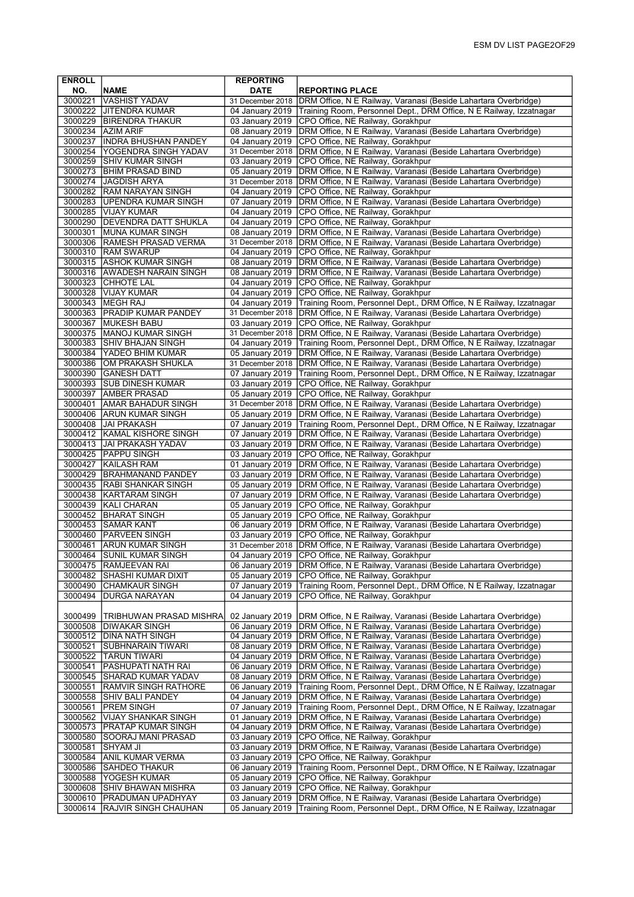| ENROLL NO. | NAME | REPORTING DATE | REPORTING PLACE |
|---|---|---|---|
| 3000221 | VASHIST YADAV | 31 December 2018 | DRM Office, N E Railway, Varanasi (Beside Lahartara Overbridge) |
| 3000222 | JITENDRA KUMAR | 04 January 2019 | Training Room, Personnel Dept., DRM Office, N E Railway, Izzatnagar |
| 3000229 | BIRENDRA THAKUR | 03 January 2019 | CPO Office, NE Railway, Gorakhpur |
| 3000234 | AZIM ARIF | 08 January 2019 | DRM Office, N E Railway, Varanasi (Beside Lahartara Overbridge) |
| 3000237 | INDRA BHUSHAN PANDEY | 04 January 2019 | CPO Office, NE Railway, Gorakhpur |
| 3000254 | YOGENDRA SINGH YADAV | 31 December 2018 | DRM Office, N E Railway, Varanasi (Beside Lahartara Overbridge) |
| 3000259 | SHIV KUMAR SINGH | 03 January 2019 | CPO Office, NE Railway, Gorakhpur |
| 3000273 | BHIM PRASAD BIND | 05 January 2019 | DRM Office, N E Railway, Varanasi (Beside Lahartara Overbridge) |
| 3000274 | JAGDISH ARYA | 31 December 2018 | DRM Office, N E Railway, Varanasi (Beside Lahartara Overbridge) |
| 3000282 | RAM NARAYAN SINGH | 04 January 2019 | CPO Office, NE Railway, Gorakhpur |
| 3000283 | UPENDRA KUMAR SINGH | 07 January 2019 | DRM Office, N E Railway, Varanasi (Beside Lahartara Overbridge) |
| 3000285 | VIJAY KUMAR | 04 January 2019 | CPO Office, NE Railway, Gorakhpur |
| 3000290 | DEVENDRA DATT SHUKLA | 04 January 2019 | CPO Office, NE Railway, Gorakhpur |
| 3000301 | MUNA KUMAR SINGH | 08 January 2019 | DRM Office, N E Railway, Varanasi (Beside Lahartara Overbridge) |
| 3000306 | RAMESH PRASAD VERMA | 31 December 2018 | DRM Office, N E Railway, Varanasi (Beside Lahartara Overbridge) |
| 3000310 | RAM SWARUP | 04 January 2019 | CPO Office, NE Railway, Gorakhpur |
| 3000315 | ASHOK KUMAR SINGH | 08 January 2019 | DRM Office, N E Railway, Varanasi (Beside Lahartara Overbridge) |
| 3000316 | AWADESH NARAIN SINGH | 08 January 2019 | DRM Office, N E Railway, Varanasi (Beside Lahartara Overbridge) |
| 3000323 | CHHOTE LAL | 04 January 2019 | CPO Office, NE Railway, Gorakhpur |
| 3000328 | VIJAY KUMAR | 04 January 2019 | CPO Office, NE Railway, Gorakhpur |
| 3000343 | MEGH RAJ | 04 January 2019 | Training Room, Personnel Dept., DRM Office, N E Railway, Izzatnagar |
| 3000363 | PRADIP KUMAR PANDEY | 31 December 2018 | DRM Office, N E Railway, Varanasi (Beside Lahartara Overbridge) |
| 3000367 | MUKESH BABU | 03 January 2019 | CPO Office, NE Railway, Gorakhpur |
| 3000375 | MANOJ KUMAR SINGH | 31 December 2018 | DRM Office, N E Railway, Varanasi (Beside Lahartara Overbridge) |
| 3000383 | SHIV BHAJAN SINGH | 04 January 2019 | Training Room, Personnel Dept., DRM Office, N E Railway, Izzatnagar |
| 3000384 | YADEO BHIM KUMAR | 05 January 2019 | DRM Office, N E Railway, Varanasi (Beside Lahartara Overbridge) |
| 3000386 | OM PRAKASH SHUKLA | 31 December 2018 | DRM Office, N E Railway, Varanasi (Beside Lahartara Overbridge) |
| 3000390 | GANESH DATT | 07 January 2019 | Training Room, Personnel Dept., DRM Office, N E Railway, Izzatnagar |
| 3000393 | SUB DINESH KUMAR | 03 January 2019 | CPO Office, NE Railway, Gorakhpur |
| 3000397 | AMBER PRASAD | 05 January 2019 | CPO Office, NE Railway, Gorakhpur |
| 3000401 | AMAR BAHADUR SINGH | 31 December 2018 | DRM Office, N E Railway, Varanasi (Beside Lahartara Overbridge) |
| 3000406 | ARUN KUMAR SINGH | 05 January 2019 | DRM Office, N E Railway, Varanasi (Beside Lahartara Overbridge) |
| 3000408 | JAI PRAKASH | 07 January 2019 | Training Room, Personnel Dept., DRM Office, N E Railway, Izzatnagar |
| 3000412 | KAMAL KISHORE SINGH | 07 January 2019 | DRM Office, N E Railway, Varanasi (Beside Lahartara Overbridge) |
| 3000413 | JAI PRAKASH YADAV | 03 January 2019 | DRM Office, N E Railway, Varanasi (Beside Lahartara Overbridge) |
| 3000425 | PAPPU SINGH | 03 January 2019 | CPO Office, NE Railway, Gorakhpur |
| 3000427 | KAILASH RAM | 01 January 2019 | DRM Office, N E Railway, Varanasi (Beside Lahartara Overbridge) |
| 3000429 | BRAHMANAND PANDEY | 03 January 2019 | DRM Office, N E Railway, Varanasi (Beside Lahartara Overbridge) |
| 3000435 | RABI SHANKAR SINGH | 05 January 2019 | DRM Office, N E Railway, Varanasi (Beside Lahartara Overbridge) |
| 3000438 | KARTARAM SINGH | 07 January 2019 | DRM Office, N E Railway, Varanasi (Beside Lahartara Overbridge) |
| 3000439 | KALI CHARAN | 05 January 2019 | CPO Office, NE Railway, Gorakhpur |
| 3000452 | BHARAT SINGH | 05 January 2019 | CPO Office, NE Railway, Gorakhpur |
| 3000453 | SAMAR KANT | 06 January 2019 | DRM Office, N E Railway, Varanasi (Beside Lahartara Overbridge) |
| 3000460 | PARVEEN SINGH | 03 January 2019 | CPO Office, NE Railway, Gorakhpur |
| 3000461 | ARUN KUMAR SINGH | 31 December 2018 | DRM Office, N E Railway, Varanasi (Beside Lahartara Overbridge) |
| 3000464 | SUNIL KUMAR SINGH | 04 January 2019 | CPO Office, NE Railway, Gorakhpur |
| 3000475 | RAMJEEVAN RAI | 06 January 2019 | DRM Office, N E Railway, Varanasi (Beside Lahartara Overbridge) |
| 3000482 | SHASHI KUMAR DIXIT | 05 January 2019 | CPO Office, NE Railway, Gorakhpur |
| 3000490 | CHAMKAUR SINGH | 07 January 2019 | Training Room, Personnel Dept., DRM Office, N E Railway, Izzatnagar |
| 3000494 | DURGA NARAYAN | 04 January 2019 | CPO Office, NE Railway, Gorakhpur |
| 3000499 | TRIBHUWAN PRASAD MISHRA | 02 January 2019 | DRM Office, N E Railway, Varanasi (Beside Lahartara Overbridge) |
| 3000508 | DIWAKAR SINGH | 06 January 2019 | DRM Office, N E Railway, Varanasi (Beside Lahartara Overbridge) |
| 3000512 | DINA NATH SINGH | 04 January 2019 | DRM Office, N E Railway, Varanasi (Beside Lahartara Overbridge) |
| 3000521 | SUBHNARAIN TIWARI | 08 January 2019 | DRM Office, N E Railway, Varanasi (Beside Lahartara Overbridge) |
| 3000522 | TARUN TIWARI | 04 January 2019 | DRM Office, N E Railway, Varanasi (Beside Lahartara Overbridge) |
| 3000541 | PASHUPATI NATH RAI | 06 January 2019 | DRM Office, N E Railway, Varanasi (Beside Lahartara Overbridge) |
| 3000545 | SHARAD KUMAR YADAV | 08 January 2019 | DRM Office, N E Railway, Varanasi (Beside Lahartara Overbridge) |
| 3000551 | RAMVIR SINGH RATHORE | 06 January 2019 | Training Room, Personnel Dept., DRM Office, N E Railway, Izzatnagar |
| 3000558 | SHIV BALI PANDEY | 04 January 2019 | DRM Office, N E Railway, Varanasi (Beside Lahartara Overbridge) |
| 3000561 | PREM SINGH | 07 January 2019 | Training Room, Personnel Dept., DRM Office, N E Railway, Izzatnagar |
| 3000562 | VIJAY SHANKAR SINGH | 01 January 2019 | DRM Office, N E Railway, Varanasi (Beside Lahartara Overbridge) |
| 3000573 | PRATAP KUMAR SINGH | 04 January 2019 | DRM Office, N E Railway, Varanasi (Beside Lahartara Overbridge) |
| 3000580 | SOORAJ MANI PRASAD | 03 January 2019 | CPO Office, NE Railway, Gorakhpur |
| 3000581 | SHYAM JI | 03 January 2019 | DRM Office, N E Railway, Varanasi (Beside Lahartara Overbridge) |
| 3000584 | ANIL KUMAR VERMA | 03 January 2019 | CPO Office, NE Railway, Gorakhpur |
| 3000586 | SAHDEO THAKUR | 06 January 2019 | Training Room, Personnel Dept., DRM Office, N E Railway, Izzatnagar |
| 3000588 | YOGESH KUMAR | 05 January 2019 | CPO Office, NE Railway, Gorakhpur |
| 3000608 | SHIV BHAWAN MISHRA | 03 January 2019 | CPO Office, NE Railway, Gorakhpur |
| 3000610 | PRADUMAN UPADHYAY | 03 January 2019 | DRM Office, N E Railway, Varanasi (Beside Lahartara Overbridge) |
| 3000614 | RAJVIR SINGH CHAUHAN | 05 January 2019 | Training Room, Personnel Dept., DRM Office, N E Railway, Izzatnagar |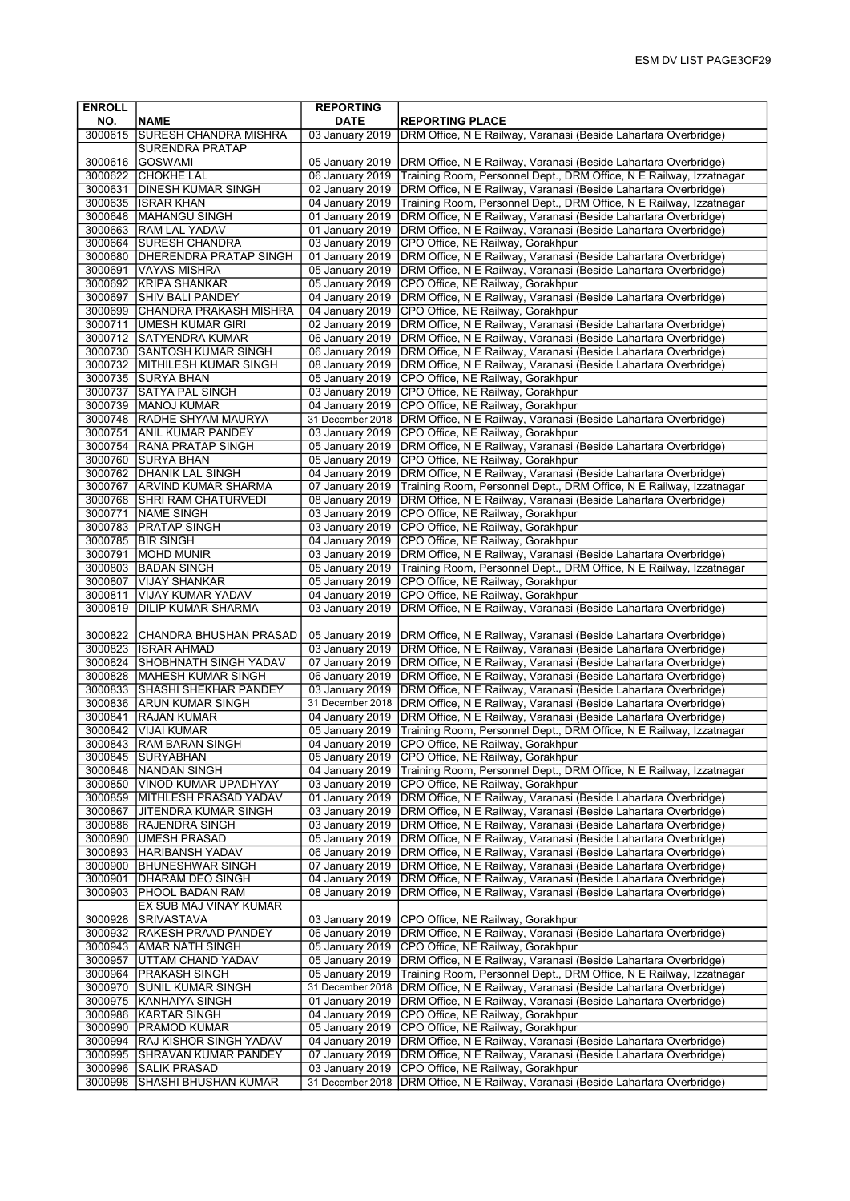| ENROLL NO. | NAME | REPORTING DATE | REPORTING PLACE |
|---|---|---|---|
| 3000615 | SURESH CHANDRA MISHRA | 03 January 2019 | DRM Office, N E Railway, Varanasi (Beside Lahartara Overbridge) |
| 3000616 | SURENDRA PRATAP GOSWAMI | 05 January 2019 | DRM Office, N E Railway, Varanasi (Beside Lahartara Overbridge) |
| 3000622 | CHOKHE LAL | 06 January 2019 | Training Room, Personnel Dept., DRM Office, N E Railway, Izzatnagar |
| 3000631 | DINESH KUMAR SINGH | 02 January 2019 | DRM Office, N E Railway, Varanasi (Beside Lahartara Overbridge) |
| 3000635 | ISRAR KHAN | 04 January 2019 | Training Room, Personnel Dept., DRM Office, N E Railway, Izzatnagar |
| 3000648 | MAHANGU SINGH | 01 January 2019 | DRM Office, N E Railway, Varanasi (Beside Lahartara Overbridge) |
| 3000663 | RAM LAL YADAV | 01 January 2019 | DRM Office, N E Railway, Varanasi (Beside Lahartara Overbridge) |
| 3000664 | SURESH CHANDRA | 03 January 2019 | CPO Office, NE Railway, Gorakhpur |
| 3000680 | DHERENDRA PRATAP SINGH | 01 January 2019 | DRM Office, N E Railway, Varanasi (Beside Lahartara Overbridge) |
| 3000691 | VAYAS MISHRA | 05 January 2019 | DRM Office, N E Railway, Varanasi (Beside Lahartara Overbridge) |
| 3000692 | KRIPA SHANKAR | 05 January 2019 | CPO Office, NE Railway, Gorakhpur |
| 3000697 | SHIV BALI PANDEY | 04 January 2019 | DRM Office, N E Railway, Varanasi (Beside Lahartara Overbridge) |
| 3000699 | CHANDRA PRAKASH MISHRA | 04 January 2019 | CPO Office, NE Railway, Gorakhpur |
| 3000711 | UMESH KUMAR GIRI | 02 January 2019 | DRM Office, N E Railway, Varanasi (Beside Lahartara Overbridge) |
| 3000712 | SATYENDRA KUMAR | 06 January 2019 | DRM Office, N E Railway, Varanasi (Beside Lahartara Overbridge) |
| 3000730 | SANTOSH KUMAR SINGH | 06 January 2019 | DRM Office, N E Railway, Varanasi (Beside Lahartara Overbridge) |
| 3000732 | MITHILESH KUMAR SINGH | 08 January 2019 | DRM Office, N E Railway, Varanasi (Beside Lahartara Overbridge) |
| 3000735 | SURYA BHAN | 05 January 2019 | CPO Office, NE Railway, Gorakhpur |
| 3000737 | SATYA PAL SINGH | 03 January 2019 | CPO Office, NE Railway, Gorakhpur |
| 3000739 | MANOJ KUMAR | 04 January 2019 | CPO Office, NE Railway, Gorakhpur |
| 3000748 | RADHE SHYAM MAURYA | 31 December 2018 | DRM Office, N E Railway, Varanasi (Beside Lahartara Overbridge) |
| 3000751 | ANIL KUMAR PANDEY | 03 January 2019 | CPO Office, NE Railway, Gorakhpur |
| 3000754 | RANA PRATAP SINGH | 05 January 2019 | DRM Office, N E Railway, Varanasi (Beside Lahartara Overbridge) |
| 3000760 | SURYA BHAN | 05 January 2019 | CPO Office, NE Railway, Gorakhpur |
| 3000762 | DHANIK LAL SINGH | 04 January 2019 | DRM Office, N E Railway, Varanasi (Beside Lahartara Overbridge) |
| 3000767 | ARVIND KUMAR SHARMA | 07 January 2019 | Training Room, Personnel Dept., DRM Office, N E Railway, Izzatnagar |
| 3000768 | SHRI RAM CHATURVEDI | 08 January 2019 | DRM Office, N E Railway, Varanasi (Beside Lahartara Overbridge) |
| 3000771 | NAME SINGH | 03 January 2019 | CPO Office, NE Railway, Gorakhpur |
| 3000783 | PRATAP SINGH | 03 January 2019 | CPO Office, NE Railway, Gorakhpur |
| 3000785 | BIR SINGH | 04 January 2019 | CPO Office, NE Railway, Gorakhpur |
| 3000791 | MOHD MUNIR | 03 January 2019 | DRM Office, N E Railway, Varanasi (Beside Lahartara Overbridge) |
| 3000803 | BADAN SINGH | 05 January 2019 | Training Room, Personnel Dept., DRM Office, N E Railway, Izzatnagar |
| 3000807 | VIJAY SHANKAR | 05 January 2019 | CPO Office, NE Railway, Gorakhpur |
| 3000811 | VIJAY KUMAR YADAV | 04 January 2019 | CPO Office, NE Railway, Gorakhpur |
| 3000819 | DILIP KUMAR SHARMA | 03 January 2019 | DRM Office, N E Railway, Varanasi (Beside Lahartara Overbridge) |
| 3000822 | CHANDRA BHUSHAN PRASAD | 05 January 2019 | DRM Office, N E Railway, Varanasi (Beside Lahartara Overbridge) |
| 3000823 | ISRAR AHMAD | 03 January 2019 | DRM Office, N E Railway, Varanasi (Beside Lahartara Overbridge) |
| 3000824 | SHOBHNATH SINGH YADAV | 07 January 2019 | DRM Office, N E Railway, Varanasi (Beside Lahartara Overbridge) |
| 3000828 | MAHESH KUMAR SINGH | 06 January 2019 | DRM Office, N E Railway, Varanasi (Beside Lahartara Overbridge) |
| 3000833 | SHASHI SHEKHAR PANDEY | 03 January 2019 | DRM Office, N E Railway, Varanasi (Beside Lahartara Overbridge) |
| 3000836 | ARUN KUMAR SINGH | 31 December 2018 | DRM Office, N E Railway, Varanasi (Beside Lahartara Overbridge) |
| 3000841 | RAJAN KUMAR | 04 January 2019 | DRM Office, N E Railway, Varanasi (Beside Lahartara Overbridge) |
| 3000842 | VIJAI KUMAR | 05 January 2019 | Training Room, Personnel Dept., DRM Office, N E Railway, Izzatnagar |
| 3000843 | RAM BARAN SINGH | 04 January 2019 | CPO Office, NE Railway, Gorakhpur |
| 3000845 | SURYABHAN | 05 January 2019 | CPO Office, NE Railway, Gorakhpur |
| 3000848 | NANDAN SINGH | 04 January 2019 | Training Room, Personnel Dept., DRM Office, N E Railway, Izzatnagar |
| 3000850 | VINOD KUMAR UPADHYAY | 03 January 2019 | CPO Office, NE Railway, Gorakhpur |
| 3000859 | MITHLESH PRASAD YADAV | 01 January 2019 | DRM Office, N E Railway, Varanasi (Beside Lahartara Overbridge) |
| 3000867 | JITENDRA KUMAR SINGH | 03 January 2019 | DRM Office, N E Railway, Varanasi (Beside Lahartara Overbridge) |
| 3000886 | RAJENDRA SINGH | 03 January 2019 | DRM Office, N E Railway, Varanasi (Beside Lahartara Overbridge) |
| 3000890 | UMESH PRASAD | 05 January 2019 | DRM Office, N E Railway, Varanasi (Beside Lahartara Overbridge) |
| 3000893 | HARIBANSH YADAV | 06 January 2019 | DRM Office, N E Railway, Varanasi (Beside Lahartara Overbridge) |
| 3000900 | BHUNESHWAR SINGH | 07 January 2019 | DRM Office, N E Railway, Varanasi (Beside Lahartara Overbridge) |
| 3000901 | DHARAM DEO SINGH | 04 January 2019 | DRM Office, N E Railway, Varanasi (Beside Lahartara Overbridge) |
| 3000903 | PHOOL BADAN RAM | 08 January 2019 | DRM Office, N E Railway, Varanasi (Beside Lahartara Overbridge) |
| 3000928 | EX SUB MAJ VINAY KUMAR SRIVASTAVA | 03 January 2019 | CPO Office, NE Railway, Gorakhpur |
| 3000932 | RAKESH PRAAD PANDEY | 06 January 2019 | DRM Office, N E Railway, Varanasi (Beside Lahartara Overbridge) |
| 3000943 | AMAR NATH SINGH | 05 January 2019 | CPO Office, NE Railway, Gorakhpur |
| 3000957 | UTTAM CHAND YADAV | 05 January 2019 | DRM Office, N E Railway, Varanasi (Beside Lahartara Overbridge) |
| 3000964 | PRAKASH SINGH | 05 January 2019 | Training Room, Personnel Dept., DRM Office, N E Railway, Izzatnagar |
| 3000970 | SUNIL KUMAR SINGH | 31 December 2018 | DRM Office, N E Railway, Varanasi (Beside Lahartara Overbridge) |
| 3000975 | KANHAIYA SINGH | 01 January 2019 | DRM Office, N E Railway, Varanasi (Beside Lahartara Overbridge) |
| 3000986 | KARTAR SINGH | 04 January 2019 | CPO Office, NE Railway, Gorakhpur |
| 3000990 | PRAMOD KUMAR | 05 January 2019 | CPO Office, NE Railway, Gorakhpur |
| 3000994 | RAJ KISHOR SINGH YADAV | 04 January 2019 | DRM Office, N E Railway, Varanasi (Beside Lahartara Overbridge) |
| 3000995 | SHRAVAN KUMAR PANDEY | 07 January 2019 | DRM Office, N E Railway, Varanasi (Beside Lahartara Overbridge) |
| 3000996 | SALIK PRASAD | 03 January 2019 | CPO Office, NE Railway, Gorakhpur |
| 3000998 | SHASHI BHUSHAN KUMAR | 31 December 2018 | DRM Office, N E Railway, Varanasi (Beside Lahartara Overbridge) |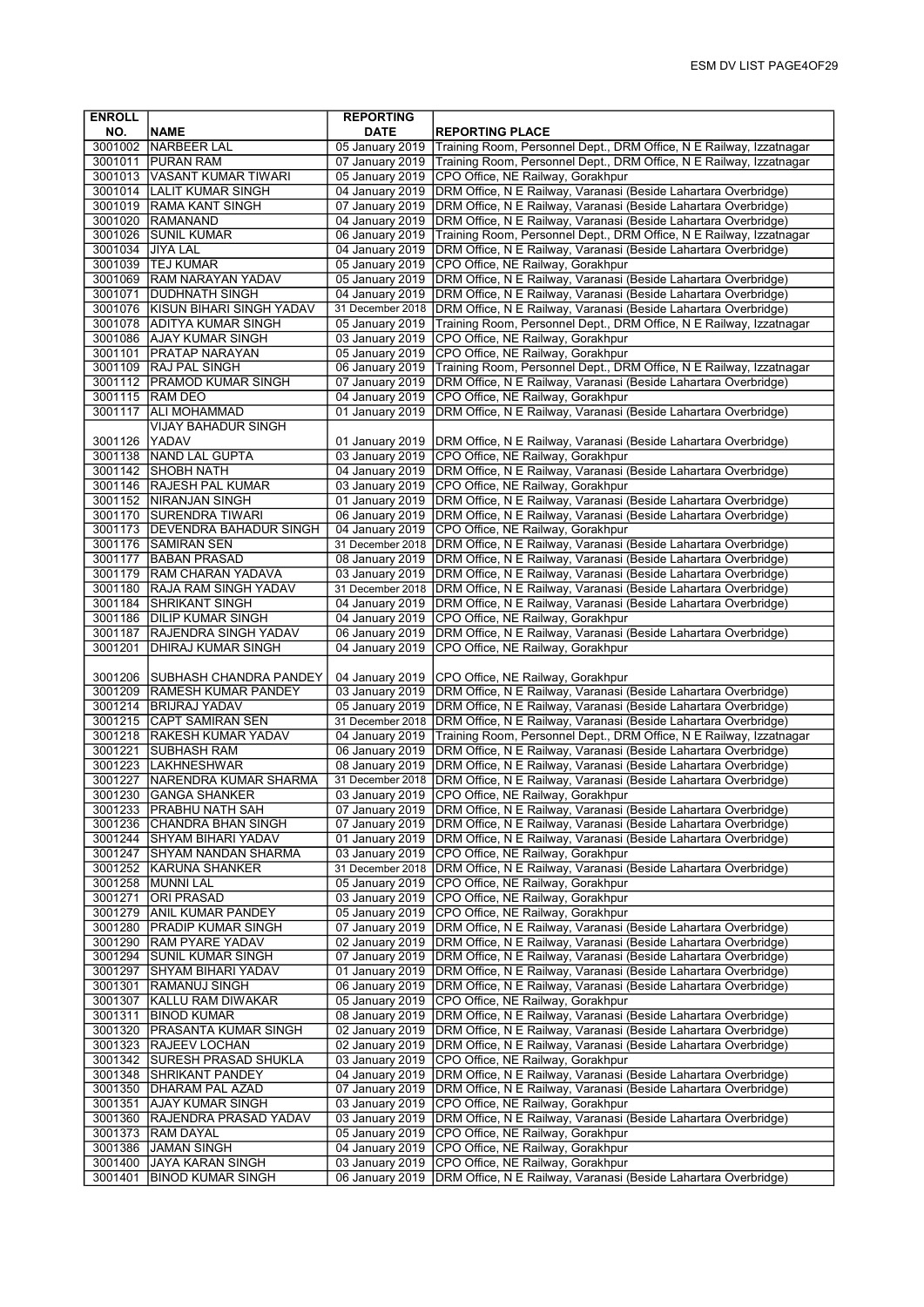| ENROLL NO. | NAME | REPORTING DATE | REPORTING PLACE |
|---|---|---|---|
| 3001002 | NARBEER LAL | 05 January 2019 | Training Room, Personnel Dept., DRM Office, N E Railway, Izzatnagar |
| 3001011 | PURAN RAM | 07 January 2019 | Training Room, Personnel Dept., DRM Office, N E Railway, Izzatnagar |
| 3001013 | VASANT KUMAR TIWARI | 05 January 2019 | CPO Office, NE Railway, Gorakhpur |
| 3001014 | LALIT KUMAR SINGH | 04 January 2019 | DRM Office, N E Railway, Varanasi (Beside Lahartara Overbridge) |
| 3001019 | RAMA KANT SINGH | 07 January 2019 | DRM Office, N E Railway, Varanasi (Beside Lahartara Overbridge) |
| 3001020 | RAMANAND | 04 January 2019 | DRM Office, N E Railway, Varanasi (Beside Lahartara Overbridge) |
| 3001026 | SUNIL KUMAR | 06 January 2019 | Training Room, Personnel Dept., DRM Office, N E Railway, Izzatnagar |
| 3001034 | JIYA LAL | 04 January 2019 | DRM Office, N E Railway, Varanasi (Beside Lahartara Overbridge) |
| 3001039 | TEJ KUMAR | 05 January 2019 | CPO Office, NE Railway, Gorakhpur |
| 3001069 | RAM NARAYAN YADAV | 05 January 2019 | DRM Office, N E Railway, Varanasi (Beside Lahartara Overbridge) |
| 3001071 | DUDHNATH SINGH | 04 January 2019 | DRM Office, N E Railway, Varanasi (Beside Lahartara Overbridge) |
| 3001076 | KISUN BIHARI SINGH YADAV | 31 December 2018 | DRM Office, N E Railway, Varanasi (Beside Lahartara Overbridge) |
| 3001078 | ADITYA KUMAR SINGH | 05 January 2019 | Training Room, Personnel Dept., DRM Office, N E Railway, Izzatnagar |
| 3001086 | AJAY KUMAR SINGH | 03 January 2019 | CPO Office, NE Railway, Gorakhpur |
| 3001101 | PRATAP NARAYAN | 05 January 2019 | CPO Office, NE Railway, Gorakhpur |
| 3001109 | RAJ PAL SINGH | 06 January 2019 | Training Room, Personnel Dept., DRM Office, N E Railway, Izzatnagar |
| 3001112 | PRAMOD KUMAR SINGH | 07 January 2019 | DRM Office, N E Railway, Varanasi (Beside Lahartara Overbridge) |
| 3001115 | RAM DEO | 04 January 2019 | CPO Office, NE Railway, Gorakhpur |
| 3001117 | ALI MOHAMMAD | 01 January 2019 | DRM Office, N E Railway, Varanasi (Beside Lahartara Overbridge) |
| 3001126 | VIJAY BAHADUR SINGH YADAV | 01 January 2019 | DRM Office, N E Railway, Varanasi (Beside Lahartara Overbridge) |
| 3001138 | NAND LAL GUPTA | 03 January 2019 | CPO Office, NE Railway, Gorakhpur |
| 3001142 | SHOBH NATH | 04 January 2019 | DRM Office, N E Railway, Varanasi (Beside Lahartara Overbridge) |
| 3001146 | RAJESH PAL KUMAR | 03 January 2019 | CPO Office, NE Railway, Gorakhpur |
| 3001152 | NIRANJAN SINGH | 01 January 2019 | DRM Office, N E Railway, Varanasi (Beside Lahartara Overbridge) |
| 3001170 | SURENDRA TIWARI | 06 January 2019 | DRM Office, N E Railway, Varanasi (Beside Lahartara Overbridge) |
| 3001173 | DEVENDRA BAHADUR SINGH | 04 January 2019 | CPO Office, NE Railway, Gorakhpur |
| 3001176 | SAMIRAN SEN | 31 December 2018 | DRM Office, N E Railway, Varanasi (Beside Lahartara Overbridge) |
| 3001177 | BABAN PRASAD | 08 January 2019 | DRM Office, N E Railway, Varanasi (Beside Lahartara Overbridge) |
| 3001179 | RAM CHARAN YADAVA | 03 January 2019 | DRM Office, N E Railway, Varanasi (Beside Lahartara Overbridge) |
| 3001180 | RAJA RAM SINGH YADAV | 31 December 2018 | DRM Office, N E Railway, Varanasi (Beside Lahartara Overbridge) |
| 3001184 | SHRIKANT SINGH | 04 January 2019 | DRM Office, N E Railway, Varanasi (Beside Lahartara Overbridge) |
| 3001186 | DILIP KUMAR SINGH | 04 January 2019 | CPO Office, NE Railway, Gorakhpur |
| 3001187 | RAJENDRA SINGH YADAV | 06 January 2019 | DRM Office, N E Railway, Varanasi (Beside Lahartara Overbridge) |
| 3001201 | DHIRAJ KUMAR SINGH | 04 January 2019 | CPO Office, NE Railway, Gorakhpur |
| 3001206 | SUBHASH CHANDRA PANDEY | 04 January 2019 | CPO Office, NE Railway, Gorakhpur |
| 3001209 | RAMESH KUMAR PANDEY | 03 January 2019 | DRM Office, N E Railway, Varanasi (Beside Lahartara Overbridge) |
| 3001214 | BRIJRAJ YADAV | 05 January 2019 | DRM Office, N E Railway, Varanasi (Beside Lahartara Overbridge) |
| 3001215 | CAPT SAMIRAN SEN | 31 December 2018 | DRM Office, N E Railway, Varanasi (Beside Lahartara Overbridge) |
| 3001218 | RAKESH KUMAR YADAV | 04 January 2019 | Training Room, Personnel Dept., DRM Office, N E Railway, Izzatnagar |
| 3001221 | SUBHASH RAM | 06 January 2019 | DRM Office, N E Railway, Varanasi (Beside Lahartara Overbridge) |
| 3001223 | LAKHNESHWAR | 08 January 2019 | DRM Office, N E Railway, Varanasi (Beside Lahartara Overbridge) |
| 3001227 | NARENDRA KUMAR SHARMA | 31 December 2018 | DRM Office, N E Railway, Varanasi (Beside Lahartara Overbridge) |
| 3001230 | GANGA SHANKER | 03 January 2019 | CPO Office, NE Railway, Gorakhpur |
| 3001233 | PRABHU NATH SAH | 07 January 2019 | DRM Office, N E Railway, Varanasi (Beside Lahartara Overbridge) |
| 3001236 | CHANDRA BHAN SINGH | 07 January 2019 | DRM Office, N E Railway, Varanasi (Beside Lahartara Overbridge) |
| 3001244 | SHYAM BIHARI YADAV | 01 January 2019 | DRM Office, N E Railway, Varanasi (Beside Lahartara Overbridge) |
| 3001247 | SHYAM NANDAN SHARMA | 03 January 2019 | CPO Office, NE Railway, Gorakhpur |
| 3001252 | KARUNA SHANKER | 31 December 2018 | DRM Office, N E Railway, Varanasi (Beside Lahartara Overbridge) |
| 3001258 | MUNNI LAL | 05 January 2019 | CPO Office, NE Railway, Gorakhpur |
| 3001271 | ORI PRASAD | 03 January 2019 | CPO Office, NE Railway, Gorakhpur |
| 3001279 | ANIL KUMAR PANDEY | 05 January 2019 | CPO Office, NE Railway, Gorakhpur |
| 3001280 | PRADIP KUMAR SINGH | 07 January 2019 | DRM Office, N E Railway, Varanasi (Beside Lahartara Overbridge) |
| 3001290 | RAM PYARE YADAV | 02 January 2019 | DRM Office, N E Railway, Varanasi (Beside Lahartara Overbridge) |
| 3001294 | SUNIL KUMAR SINGH | 07 January 2019 | DRM Office, N E Railway, Varanasi (Beside Lahartara Overbridge) |
| 3001297 | SHYAM BIHARI YADAV | 01 January 2019 | DRM Office, N E Railway, Varanasi (Beside Lahartara Overbridge) |
| 3001301 | RAMANUJ SINGH | 06 January 2019 | DRM Office, N E Railway, Varanasi (Beside Lahartara Overbridge) |
| 3001307 | KALLU RAM DIWAKAR | 05 January 2019 | CPO Office, NE Railway, Gorakhpur |
| 3001311 | BINOD KUMAR | 08 January 2019 | DRM Office, N E Railway, Varanasi (Beside Lahartara Overbridge) |
| 3001320 | PRASANTA KUMAR SINGH | 02 January 2019 | DRM Office, N E Railway, Varanasi (Beside Lahartara Overbridge) |
| 3001323 | RAJEEV LOCHAN | 02 January 2019 | DRM Office, N E Railway, Varanasi (Beside Lahartara Overbridge) |
| 3001342 | SURESH PRASAD SHUKLA | 03 January 2019 | CPO Office, NE Railway, Gorakhpur |
| 3001348 | SHRIKANT PANDEY | 04 January 2019 | DRM Office, N E Railway, Varanasi (Beside Lahartara Overbridge) |
| 3001350 | DHARAM PAL AZAD | 07 January 2019 | DRM Office, N E Railway, Varanasi (Beside Lahartara Overbridge) |
| 3001351 | AJAY KUMAR SINGH | 03 January 2019 | CPO Office, NE Railway, Gorakhpur |
| 3001360 | RAJENDRA PRASAD YADAV | 03 January 2019 | DRM Office, N E Railway, Varanasi (Beside Lahartara Overbridge) |
| 3001373 | RAM DAYAL | 05 January 2019 | CPO Office, NE Railway, Gorakhpur |
| 3001386 | JAMAN SINGH | 04 January 2019 | CPO Office, NE Railway, Gorakhpur |
| 3001400 | JAYA KARAN SINGH | 03 January 2019 | CPO Office, NE Railway, Gorakhpur |
| 3001401 | BINOD KUMAR SINGH | 06 January 2019 | DRM Office, N E Railway, Varanasi (Beside Lahartara Overbridge) |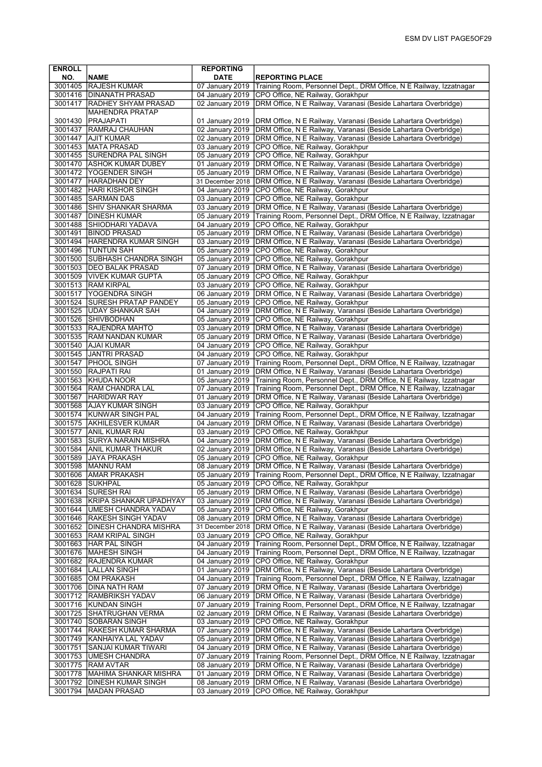| ENROLL NO. | NAME | REPORTING DATE | REPORTING PLACE |
|---|---|---|---|
| 3001405 | RAJESH KUMAR | 07 January 2019 | Training Room, Personnel Dept., DRM Office, N E Railway, Izzatnagar |
| 3001416 | DINANATH PRASAD | 04 January 2019 | CPO Office, NE Railway, Gorakhpur |
| 3001417 | RADHEY SHYAM PRASAD | 02 January 2019 | DRM Office, N E Railway, Varanasi (Beside Lahartara Overbridge) |
| 3001430 | MAHENDRA PRATAP PRAJAPATI | 01 January 2019 | DRM Office, N E Railway, Varanasi (Beside Lahartara Overbridge) |
| 3001437 | RAMRAJ CHAUHAN | 02 January 2019 | DRM Office, N E Railway, Varanasi (Beside Lahartara Overbridge) |
| 3001447 | AJIT KUMAR | 02 January 2019 | DRM Office, N E Railway, Varanasi (Beside Lahartara Overbridge) |
| 3001453 | MATA PRASAD | 03 January 2019 | CPO Office, NE Railway, Gorakhpur |
| 3001455 | SURENDRA PAL SINGH | 05 January 2019 | CPO Office, NE Railway, Gorakhpur |
| 3001470 | ASHOK KUMAR DUBEY | 01 January 2019 | DRM Office, N E Railway, Varanasi (Beside Lahartara Overbridge) |
| 3001472 | YOGENDER SINGH | 05 January 2019 | DRM Office, N E Railway, Varanasi (Beside Lahartara Overbridge) |
| 3001477 | HARADHAN DEY | 31 December 2018 | DRM Office, N E Railway, Varanasi (Beside Lahartara Overbridge) |
| 3001482 | HARI KISHOR SINGH | 04 January 2019 | CPO Office, NE Railway, Gorakhpur |
| 3001485 | SARMAN DAS | 03 January 2019 | CPO Office, NE Railway, Gorakhpur |
| 3001486 | SHIV SHANKAR SHARMA | 03 January 2019 | DRM Office, N E Railway, Varanasi (Beside Lahartara Overbridge) |
| 3001487 | DINESH KUMAR | 05 January 2019 | Training Room, Personnel Dept., DRM Office, N E Railway, Izzatnagar |
| 3001488 | SHIODHARI YADAVA | 04 January 2019 | CPO Office, NE Railway, Gorakhpur |
| 3001491 | BINOD PRASAD | 05 January 2019 | DRM Office, N E Railway, Varanasi (Beside Lahartara Overbridge) |
| 3001494 | HARENDRA KUMAR SINGH | 03 January 2019 | DRM Office, N E Railway, Varanasi (Beside Lahartara Overbridge) |
| 3001496 | TUNTUN SAH | 05 January 2019 | CPO Office, NE Railway, Gorakhpur |
| 3001500 | SUBHASH CHANDRA SINGH | 05 January 2019 | CPO Office, NE Railway, Gorakhpur |
| 3001503 | DEO BALAK PRASAD | 07 January 2019 | DRM Office, N E Railway, Varanasi (Beside Lahartara Overbridge) |
| 3001509 | VIVEK KUMAR GUPTA | 05 January 2019 | CPO Office, NE Railway, Gorakhpur |
| 3001513 | RAM KIRPAL | 03 January 2019 | CPO Office, NE Railway, Gorakhpur |
| 3001517 | YOGENDRA SINGH | 06 January 2019 | DRM Office, N E Railway, Varanasi (Beside Lahartara Overbridge) |
| 3001524 | SURESH PRATAP PANDEY | 05 January 2019 | CPO Office, NE Railway, Gorakhpur |
| 3001525 | UDAY SHANKAR SAH | 04 January 2019 | DRM Office, N E Railway, Varanasi (Beside Lahartara Overbridge) |
| 3001526 | SHIVBODHAN | 05 January 2019 | CPO Office, NE Railway, Gorakhpur |
| 3001533 | RAJENDRA MAHTO | 03 January 2019 | DRM Office, N E Railway, Varanasi (Beside Lahartara Overbridge) |
| 3001535 | RAM NANDAN KUMAR | 05 January 2019 | DRM Office, N E Railway, Varanasi (Beside Lahartara Overbridge) |
| 3001540 | AJAI KUMAR | 04 January 2019 | CPO Office, NE Railway, Gorakhpur |
| 3001545 | JANTRI PRASAD | 04 January 2019 | CPO Office, NE Railway, Gorakhpur |
| 3001547 | PHOOL SINGH | 07 January 2019 | Training Room, Personnel Dept., DRM Office, N E Railway, Izzatnagar |
| 3001550 | RAJPATI RAI | 01 January 2019 | DRM Office, N E Railway, Varanasi (Beside Lahartara Overbridge) |
| 3001563 | KHUDA NOOR | 05 January 2019 | Training Room, Personnel Dept., DRM Office, N E Railway, Izzatnagar |
| 3001564 | RAM CHANDRA LAL | 07 January 2019 | Training Room, Personnel Dept., DRM Office, N E Railway, Izzatnagar |
| 3001567 | HARIDWAR RAY | 01 January 2019 | DRM Office, N E Railway, Varanasi (Beside Lahartara Overbridge) |
| 3001568 | AJAY KUMAR SINGH | 03 January 2019 | CPO Office, NE Railway, Gorakhpur |
| 3001574 | KUNWAR SINGH PAL | 04 January 2019 | Training Room, Personnel Dept., DRM Office, N E Railway, Izzatnagar |
| 3001575 | AKHILESVER KUMAR | 04 January 2019 | DRM Office, N E Railway, Varanasi (Beside Lahartara Overbridge) |
| 3001577 | ANIL KUMAR RAI | 03 January 2019 | CPO Office, NE Railway, Gorakhpur |
| 3001583 | SURYA NARAIN MISHRA | 04 January 2019 | DRM Office, N E Railway, Varanasi (Beside Lahartara Overbridge) |
| 3001584 | ANIL KUMAR THAKUR | 02 January 2019 | DRM Office, N E Railway, Varanasi (Beside Lahartara Overbridge) |
| 3001589 | JAYA PRAKASH | 05 January 2019 | CPO Office, NE Railway, Gorakhpur |
| 3001598 | MANNU RAM | 08 January 2019 | DRM Office, N E Railway, Varanasi (Beside Lahartara Overbridge) |
| 3001606 | AMAR PRAKASH | 05 January 2019 | Training Room, Personnel Dept., DRM Office, N E Railway, Izzatnagar |
| 3001628 | SUKHPAL | 05 January 2019 | CPO Office, NE Railway, Gorakhpur |
| 3001634 | SURESH RAI | 05 January 2019 | DRM Office, N E Railway, Varanasi (Beside Lahartara Overbridge) |
| 3001638 | KRIPA SHANKAR UPADHYAY | 03 January 2019 | DRM Office, N E Railway, Varanasi (Beside Lahartara Overbridge) |
| 3001644 | UMESH CHANDRA YADAV | 05 January 2019 | CPO Office, NE Railway, Gorakhpur |
| 3001646 | RAKESH SINGH YADAV | 08 January 2019 | DRM Office, N E Railway, Varanasi (Beside Lahartara Overbridge) |
| 3001652 | DINESH CHANDRA MISHRA | 31 December 2018 | DRM Office, N E Railway, Varanasi (Beside Lahartara Overbridge) |
| 3001653 | RAM KRIPAL SINGH | 03 January 2019 | CPO Office, NE Railway, Gorakhpur |
| 3001663 | HAR PAL SINGH | 04 January 2019 | Training Room, Personnel Dept., DRM Office, N E Railway, Izzatnagar |
| 3001676 | MAHESH SINGH | 04 January 2019 | Training Room, Personnel Dept., DRM Office, N E Railway, Izzatnagar |
| 3001682 | RAJENDRA KUMAR | 04 January 2019 | CPO Office, NE Railway, Gorakhpur |
| 3001684 | LALLAN SINGH | 01 January 2019 | DRM Office, N E Railway, Varanasi (Beside Lahartara Overbridge) |
| 3001685 | OM PRAKASH | 04 January 2019 | Training Room, Personnel Dept., DRM Office, N E Railway, Izzatnagar |
| 3001706 | DINA NATH RAM | 07 January 2019 | DRM Office, N E Railway, Varanasi (Beside Lahartara Overbridge) |
| 3001712 | RAMBRIKSH YADAV | 06 January 2019 | DRM Office, N E Railway, Varanasi (Beside Lahartara Overbridge) |
| 3001716 | KUNDAN SINGH | 07 January 2019 | Training Room, Personnel Dept., DRM Office, N E Railway, Izzatnagar |
| 3001725 | SHATRUGHAN VERMA | 02 January 2019 | DRM Office, N E Railway, Varanasi (Beside Lahartara Overbridge) |
| 3001740 | SOBARAN SINGH | 03 January 2019 | CPO Office, NE Railway, Gorakhpur |
| 3001744 | RAKESH KUMAR SHARMA | 07 January 2019 | DRM Office, N E Railway, Varanasi (Beside Lahartara Overbridge) |
| 3001749 | KANHAIYA LAL YADAV | 05 January 2019 | DRM Office, N E Railway, Varanasi (Beside Lahartara Overbridge) |
| 3001751 | SANJAI KUMAR TIWARI | 04 January 2019 | DRM Office, N E Railway, Varanasi (Beside Lahartara Overbridge) |
| 3001753 | UMESH CHANDRA | 07 January 2019 | Training Room, Personnel Dept., DRM Office, N E Railway, Izzatnagar |
| 3001775 | RAM AVTAR | 08 January 2019 | DRM Office, N E Railway, Varanasi (Beside Lahartara Overbridge) |
| 3001778 | MAHIMA SHANKAR MISHRA | 01 January 2019 | DRM Office, N E Railway, Varanasi (Beside Lahartara Overbridge) |
| 3001792 | DINESH KUMAR SINGH | 08 January 2019 | DRM Office, N E Railway, Varanasi (Beside Lahartara Overbridge) |
| 3001794 | MADAN PRASAD | 03 January 2019 | CPO Office, NE Railway, Gorakhpur |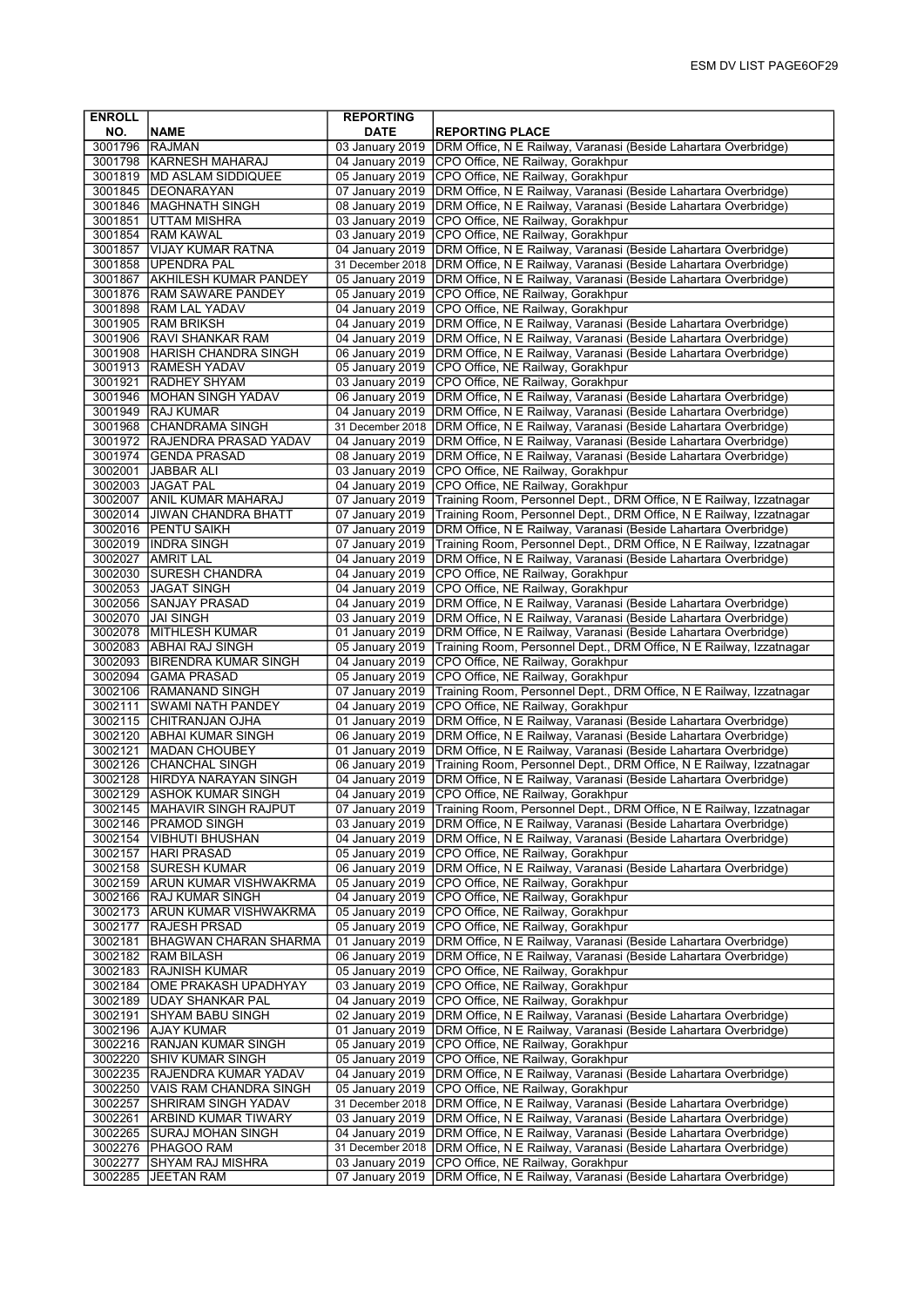| ENROLL NO. | NAME | REPORTING DATE | REPORTING PLACE |
|---|---|---|---|
| 3001796 | RAJMAN | 03 January 2019 | DRM Office, N E Railway, Varanasi (Beside Lahartara Overbridge) |
| 3001798 | KARNESH MAHARAJ | 04 January 2019 | CPO Office, NE Railway, Gorakhpur |
| 3001819 | MD ASLAM SIDDIQUEE | 05 January 2019 | CPO Office, NE Railway, Gorakhpur |
| 3001845 | DEONARAYAN | 07 January 2019 | DRM Office, N E Railway, Varanasi (Beside Lahartara Overbridge) |
| 3001846 | MAGHNATH SINGH | 08 January 2019 | DRM Office, N E Railway, Varanasi (Beside Lahartara Overbridge) |
| 3001851 | UTTAM MISHRA | 03 January 2019 | CPO Office, NE Railway, Gorakhpur |
| 3001854 | RAM KAWAL | 03 January 2019 | CPO Office, NE Railway, Gorakhpur |
| 3001857 | VIJAY KUMAR RATNA | 04 January 2019 | DRM Office, N E Railway, Varanasi (Beside Lahartara Overbridge) |
| 3001858 | UPENDRA PAL | 31 December 2018 | DRM Office, N E Railway, Varanasi (Beside Lahartara Overbridge) |
| 3001867 | AKHILESH KUMAR PANDEY | 05 January 2019 | DRM Office, N E Railway, Varanasi (Beside Lahartara Overbridge) |
| 3001876 | RAM SAWARE PANDEY | 05 January 2019 | CPO Office, NE Railway, Gorakhpur |
| 3001898 | RAM LAL YADAV | 04 January 2019 | CPO Office, NE Railway, Gorakhpur |
| 3001905 | RAM BRIKSH | 04 January 2019 | DRM Office, N E Railway, Varanasi (Beside Lahartara Overbridge) |
| 3001906 | RAVI SHANKAR RAM | 04 January 2019 | DRM Office, N E Railway, Varanasi (Beside Lahartara Overbridge) |
| 3001908 | HARISH CHANDRA SINGH | 06 January 2019 | DRM Office, N E Railway, Varanasi (Beside Lahartara Overbridge) |
| 3001913 | RAMESH YADAV | 05 January 2019 | CPO Office, NE Railway, Gorakhpur |
| 3001921 | RADHEY SHYAM | 03 January 2019 | CPO Office, NE Railway, Gorakhpur |
| 3001946 | MOHAN SINGH YADAV | 06 January 2019 | DRM Office, N E Railway, Varanasi (Beside Lahartara Overbridge) |
| 3001949 | RAJ KUMAR | 04 January 2019 | DRM Office, N E Railway, Varanasi (Beside Lahartara Overbridge) |
| 3001968 | CHANDRAMA SINGH | 31 December 2018 | DRM Office, N E Railway, Varanasi (Beside Lahartara Overbridge) |
| 3001972 | RAJENDRA PRASAD YADAV | 04 January 2019 | DRM Office, N E Railway, Varanasi (Beside Lahartara Overbridge) |
| 3001974 | GENDA PRASAD | 08 January 2019 | DRM Office, N E Railway, Varanasi (Beside Lahartara Overbridge) |
| 3002001 | JABBAR ALI | 03 January 2019 | CPO Office, NE Railway, Gorakhpur |
| 3002003 | JAGAT PAL | 04 January 2019 | CPO Office, NE Railway, Gorakhpur |
| 3002007 | ANIL KUMAR MAHARAJ | 07 January 2019 | Training Room, Personnel Dept., DRM Office, N E Railway, Izzatnagar |
| 3002014 | JIWAN CHANDRA BHATT | 07 January 2019 | Training Room, Personnel Dept., DRM Office, N E Railway, Izzatnagar |
| 3002016 | PENTU SAIKH | 07 January 2019 | DRM Office, N E Railway, Varanasi (Beside Lahartara Overbridge) |
| 3002019 | INDRA SINGH | 07 January 2019 | Training Room, Personnel Dept., DRM Office, N E Railway, Izzatnagar |
| 3002027 | AMRIT LAL | 04 January 2019 | DRM Office, N E Railway, Varanasi (Beside Lahartara Overbridge) |
| 3002030 | SURESH CHANDRA | 04 January 2019 | CPO Office, NE Railway, Gorakhpur |
| 3002053 | JAGAT SINGH | 04 January 2019 | CPO Office, NE Railway, Gorakhpur |
| 3002056 | SANJAY PRASAD | 04 January 2019 | DRM Office, N E Railway, Varanasi (Beside Lahartara Overbridge) |
| 3002070 | JAI SINGH | 03 January 2019 | DRM Office, N E Railway, Varanasi (Beside Lahartara Overbridge) |
| 3002078 | MITHLESH KUMAR | 01 January 2019 | DRM Office, N E Railway, Varanasi (Beside Lahartara Overbridge) |
| 3002083 | ABHAI RAJ SINGH | 05 January 2019 | Training Room, Personnel Dept., DRM Office, N E Railway, Izzatnagar |
| 3002093 | BIRENDRA KUMAR SINGH | 04 January 2019 | CPO Office, NE Railway, Gorakhpur |
| 3002094 | GAMA PRASAD | 05 January 2019 | CPO Office, NE Railway, Gorakhpur |
| 3002106 | RAMANAND SINGH | 07 January 2019 | Training Room, Personnel Dept., DRM Office, N E Railway, Izzatnagar |
| 3002111 | SWAMI NATH PANDEY | 04 January 2019 | CPO Office, NE Railway, Gorakhpur |
| 3002115 | CHITRANJAN OJHA | 01 January 2019 | DRM Office, N E Railway, Varanasi (Beside Lahartara Overbridge) |
| 3002120 | ABHAI KUMAR SINGH | 06 January 2019 | DRM Office, N E Railway, Varanasi (Beside Lahartara Overbridge) |
| 3002121 | MADAN CHOUBEY | 01 January 2019 | DRM Office, N E Railway, Varanasi (Beside Lahartara Overbridge) |
| 3002126 | CHANCHAL SINGH | 06 January 2019 | Training Room, Personnel Dept., DRM Office, N E Railway, Izzatnagar |
| 3002128 | HIRDYA NARAYAN SINGH | 04 January 2019 | DRM Office, N E Railway, Varanasi (Beside Lahartara Overbridge) |
| 3002129 | ASHOK KUMAR SINGH | 04 January 2019 | CPO Office, NE Railway, Gorakhpur |
| 3002145 | MAHAVIR SINGH RAJPUT | 07 January 2019 | Training Room, Personnel Dept., DRM Office, N E Railway, Izzatnagar |
| 3002146 | PRAMOD SINGH | 03 January 2019 | DRM Office, N E Railway, Varanasi (Beside Lahartara Overbridge) |
| 3002154 | VIBHUTI BHUSHAN | 04 January 2019 | DRM Office, N E Railway, Varanasi (Beside Lahartara Overbridge) |
| 3002157 | HARI PRASAD | 05 January 2019 | CPO Office, NE Railway, Gorakhpur |
| 3002158 | SURESH KUMAR | 06 January 2019 | DRM Office, N E Railway, Varanasi (Beside Lahartara Overbridge) |
| 3002159 | ARUN KUMAR VISHWAKRMA | 05 January 2019 | CPO Office, NE Railway, Gorakhpur |
| 3002166 | RAJ KUMAR SINGH | 04 January 2019 | CPO Office, NE Railway, Gorakhpur |
| 3002173 | ARUN KUMAR VISHWAKRMA | 05 January 2019 | CPO Office, NE Railway, Gorakhpur |
| 3002177 | RAJESH PRSAD | 05 January 2019 | CPO Office, NE Railway, Gorakhpur |
| 3002181 | BHAGWAN CHARAN SHARMA | 01 January 2019 | DRM Office, N E Railway, Varanasi (Beside Lahartara Overbridge) |
| 3002182 | RAM BILASH | 06 January 2019 | DRM Office, N E Railway, Varanasi (Beside Lahartara Overbridge) |
| 3002183 | RAJNISH KUMAR | 05 January 2019 | CPO Office, NE Railway, Gorakhpur |
| 3002184 | OME PRAKASH UPADHYAY | 03 January 2019 | CPO Office, NE Railway, Gorakhpur |
| 3002189 | UDAY SHANKAR PAL | 04 January 2019 | CPO Office, NE Railway, Gorakhpur |
| 3002191 | SHYAM BABU SINGH | 02 January 2019 | DRM Office, N E Railway, Varanasi (Beside Lahartara Overbridge) |
| 3002196 | AJAY KUMAR | 01 January 2019 | DRM Office, N E Railway, Varanasi (Beside Lahartara Overbridge) |
| 3002216 | RANJAN KUMAR SINGH | 05 January 2019 | CPO Office, NE Railway, Gorakhpur |
| 3002220 | SHIV KUMAR SINGH | 05 January 2019 | CPO Office, NE Railway, Gorakhpur |
| 3002235 | RAJENDRA KUMAR YADAV | 04 January 2019 | DRM Office, N E Railway, Varanasi (Beside Lahartara Overbridge) |
| 3002250 | VAIS RAM CHANDRA SINGH | 05 January 2019 | CPO Office, NE Railway, Gorakhpur |
| 3002257 | SHRIRAM SINGH YADAV | 31 December 2018 | DRM Office, N E Railway, Varanasi (Beside Lahartara Overbridge) |
| 3002261 | ARBIND KUMAR TIWARY | 03 January 2019 | DRM Office, N E Railway, Varanasi (Beside Lahartara Overbridge) |
| 3002265 | SURAJ MOHAN SINGH | 04 January 2019 | DRM Office, N E Railway, Varanasi (Beside Lahartara Overbridge) |
| 3002276 | PHAGOO RAM | 31 December 2018 | DRM Office, N E Railway, Varanasi (Beside Lahartara Overbridge) |
| 3002277 | SHYAM RAJ MISHRA | 03 January 2019 | CPO Office, NE Railway, Gorakhpur |
| 3002285 | JEETAN RAM | 07 January 2019 | DRM Office, N E Railway, Varanasi (Beside Lahartara Overbridge) |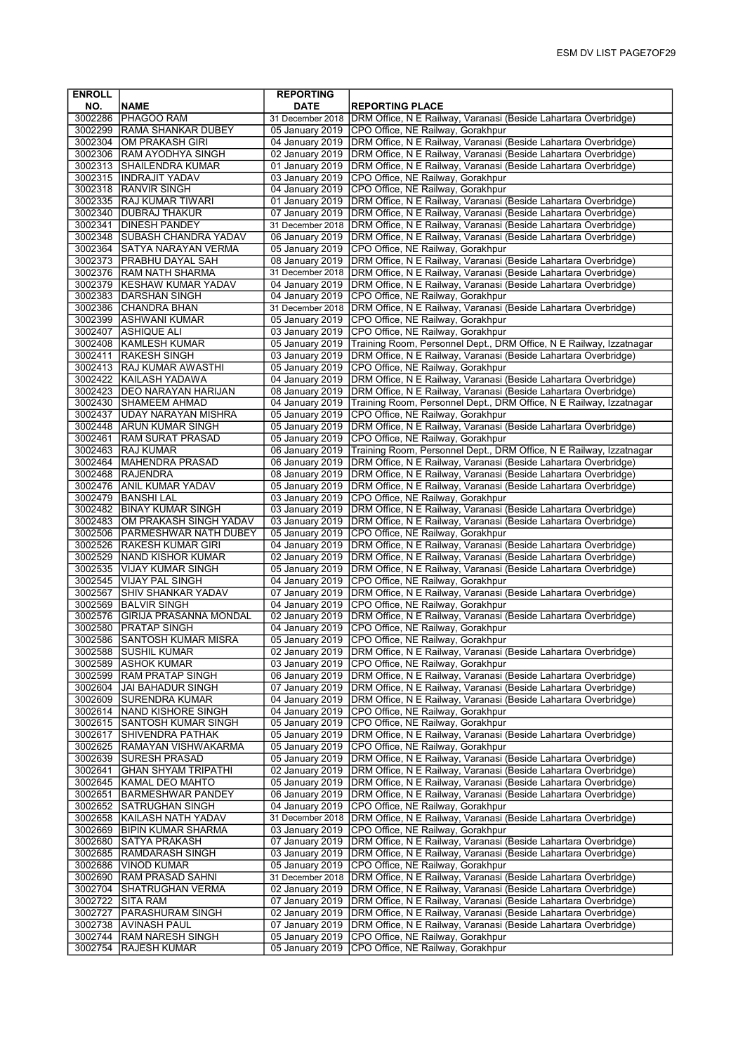| ENROLL NO. | NAME | REPORTING DATE | REPORTING PLACE |
|---|---|---|---|
| 3002286 | PHAGOO RAM | 31 December 2018 | DRM Office, N E Railway, Varanasi (Beside Lahartara Overbridge) |
| 3002299 | RAMA SHANKAR DUBEY | 05 January 2019 | CPO Office, NE Railway, Gorakhpur |
| 3002304 | OM PRAKASH GIRI | 04 January 2019 | DRM Office, N E Railway, Varanasi (Beside Lahartara Overbridge) |
| 3002306 | RAM AYODHYA SINGH | 02 January 2019 | DRM Office, N E Railway, Varanasi (Beside Lahartara Overbridge) |
| 3002313 | SHAILENDRA KUMAR | 01 January 2019 | DRM Office, N E Railway, Varanasi (Beside Lahartara Overbridge) |
| 3002315 | INDRAJIT YADAV | 03 January 2019 | CPO Office, NE Railway, Gorakhpur |
| 3002318 | RANVIR SINGH | 04 January 2019 | CPO Office, NE Railway, Gorakhpur |
| 3002335 | RAJ KUMAR TIWARI | 01 January 2019 | DRM Office, N E Railway, Varanasi (Beside Lahartara Overbridge) |
| 3002340 | DUBRAJ THAKUR | 07 January 2019 | DRM Office, N E Railway, Varanasi (Beside Lahartara Overbridge) |
| 3002341 | DINESH PANDEY | 31 December 2018 | DRM Office, N E Railway, Varanasi (Beside Lahartara Overbridge) |
| 3002348 | SUBASH CHANDRA YADAV | 06 January 2019 | DRM Office, N E Railway, Varanasi (Beside Lahartara Overbridge) |
| 3002364 | SATYA NARAYAN VERMA | 05 January 2019 | CPO Office, NE Railway, Gorakhpur |
| 3002373 | PRABHU DAYAL SAH | 08 January 2019 | DRM Office, N E Railway, Varanasi (Beside Lahartara Overbridge) |
| 3002376 | RAM NATH SHARMA | 31 December 2018 | DRM Office, N E Railway, Varanasi (Beside Lahartara Overbridge) |
| 3002379 | KESHAW KUMAR YADAV | 04 January 2019 | DRM Office, N E Railway, Varanasi (Beside Lahartara Overbridge) |
| 3002383 | DARSHAN SINGH | 04 January 2019 | CPO Office, NE Railway, Gorakhpur |
| 3002386 | CHANDRA BHAN | 31 December 2018 | DRM Office, N E Railway, Varanasi (Beside Lahartara Overbridge) |
| 3002399 | ASHWANI KUMAR | 05 January 2019 | CPO Office, NE Railway, Gorakhpur |
| 3002407 | ASHIQUE ALI | 03 January 2019 | CPO Office, NE Railway, Gorakhpur |
| 3002408 | KAMLESH KUMAR | 05 January 2019 | Training Room, Personnel Dept., DRM Office, N E Railway, Izzatnagar |
| 3002411 | RAKESH SINGH | 03 January 2019 | DRM Office, N E Railway, Varanasi (Beside Lahartara Overbridge) |
| 3002413 | RAJ KUMAR AWASTHI | 05 January 2019 | CPO Office, NE Railway, Gorakhpur |
| 3002422 | KAILASH YADAWA | 04 January 2019 | DRM Office, N E Railway, Varanasi (Beside Lahartara Overbridge) |
| 3002423 | DEO NARAYAN HARIJAN | 08 January 2019 | DRM Office, N E Railway, Varanasi (Beside Lahartara Overbridge) |
| 3002430 | SHAMEEM AHMAD | 04 January 2019 | Training Room, Personnel Dept., DRM Office, N E Railway, Izzatnagar |
| 3002437 | UDAY NARAYAN MISHRA | 05 January 2019 | CPO Office, NE Railway, Gorakhpur |
| 3002448 | ARUN KUMAR SINGH | 05 January 2019 | DRM Office, N E Railway, Varanasi (Beside Lahartara Overbridge) |
| 3002461 | RAM SURAT PRASAD | 05 January 2019 | CPO Office, NE Railway, Gorakhpur |
| 3002463 | RAJ KUMAR | 06 January 2019 | Training Room, Personnel Dept., DRM Office, N E Railway, Izzatnagar |
| 3002464 | MAHENDRA PRASAD | 06 January 2019 | DRM Office, N E Railway, Varanasi (Beside Lahartara Overbridge) |
| 3002468 | RAJENDRA | 08 January 2019 | DRM Office, N E Railway, Varanasi (Beside Lahartara Overbridge) |
| 3002476 | ANIL KUMAR YADAV | 05 January 2019 | DRM Office, N E Railway, Varanasi (Beside Lahartara Overbridge) |
| 3002479 | BANSHI LAL | 03 January 2019 | CPO Office, NE Railway, Gorakhpur |
| 3002482 | BINAY KUMAR SINGH | 03 January 2019 | DRM Office, N E Railway, Varanasi (Beside Lahartara Overbridge) |
| 3002483 | OM PRAKASH SINGH YADAV | 03 January 2019 | DRM Office, N E Railway, Varanasi (Beside Lahartara Overbridge) |
| 3002506 | PARMESHWAR NATH DUBEY | 05 January 2019 | CPO Office, NE Railway, Gorakhpur |
| 3002526 | RAKESH KUMAR GIRI | 04 January 2019 | DRM Office, N E Railway, Varanasi (Beside Lahartara Overbridge) |
| 3002529 | NAND KISHOR KUMAR | 02 January 2019 | DRM Office, N E Railway, Varanasi (Beside Lahartara Overbridge) |
| 3002535 | VIJAY KUMAR SINGH | 05 January 2019 | DRM Office, N E Railway, Varanasi (Beside Lahartara Overbridge) |
| 3002545 | VIJAY PAL SINGH | 04 January 2019 | CPO Office, NE Railway, Gorakhpur |
| 3002567 | SHIV SHANKAR YADAV | 07 January 2019 | DRM Office, N E Railway, Varanasi (Beside Lahartara Overbridge) |
| 3002569 | BALVIR SINGH | 04 January 2019 | CPO Office, NE Railway, Gorakhpur |
| 3002576 | GIRIJA PRASANNA MONDAL | 02 January 2019 | DRM Office, N E Railway, Varanasi (Beside Lahartara Overbridge) |
| 3002580 | PRATAP SINGH | 04 January 2019 | CPO Office, NE Railway, Gorakhpur |
| 3002586 | SANTOSH KUMAR MISRA | 05 January 2019 | CPO Office, NE Railway, Gorakhpur |
| 3002588 | SUSHIL KUMAR | 02 January 2019 | DRM Office, N E Railway, Varanasi (Beside Lahartara Overbridge) |
| 3002589 | ASHOK KUMAR | 03 January 2019 | CPO Office, NE Railway, Gorakhpur |
| 3002599 | RAM PRATAP SINGH | 06 January 2019 | DRM Office, N E Railway, Varanasi (Beside Lahartara Overbridge) |
| 3002604 | JAI BAHADUR SINGH | 07 January 2019 | DRM Office, N E Railway, Varanasi (Beside Lahartara Overbridge) |
| 3002609 | SURENDRA KUMAR | 04 January 2019 | DRM Office, N E Railway, Varanasi (Beside Lahartara Overbridge) |
| 3002614 | NAND KISHORE SINGH | 04 January 2019 | CPO Office, NE Railway, Gorakhpur |
| 3002615 | SANTOSH KUMAR SINGH | 05 January 2019 | CPO Office, NE Railway, Gorakhpur |
| 3002617 | SHIVENDRA PATHAK | 05 January 2019 | DRM Office, N E Railway, Varanasi (Beside Lahartara Overbridge) |
| 3002625 | RAMAYAN VISHWAKARMA | 05 January 2019 | CPO Office, NE Railway, Gorakhpur |
| 3002639 | SURESH PRASAD | 05 January 2019 | DRM Office, N E Railway, Varanasi (Beside Lahartara Overbridge) |
| 3002641 | GHAN SHYAM TRIPATHI | 02 January 2019 | DRM Office, N E Railway, Varanasi (Beside Lahartara Overbridge) |
| 3002645 | KAMAL DEO MAHTO | 05 January 2019 | DRM Office, N E Railway, Varanasi (Beside Lahartara Overbridge) |
| 3002651 | BARMESHWAR PANDEY | 06 January 2019 | DRM Office, N E Railway, Varanasi (Beside Lahartara Overbridge) |
| 3002652 | SATRUGHAN SINGH | 04 January 2019 | CPO Office, NE Railway, Gorakhpur |
| 3002658 | KAILASH NATH YADAV | 31 December 2018 | DRM Office, N E Railway, Varanasi (Beside Lahartara Overbridge) |
| 3002669 | BIPIN KUMAR SHARMA | 03 January 2019 | CPO Office, NE Railway, Gorakhpur |
| 3002680 | SATYA PRAKASH | 07 January 2019 | DRM Office, N E Railway, Varanasi (Beside Lahartara Overbridge) |
| 3002685 | RAMDARASH SINGH | 03 January 2019 | DRM Office, N E Railway, Varanasi (Beside Lahartara Overbridge) |
| 3002686 | VINOD KUMAR | 05 January 2019 | CPO Office, NE Railway, Gorakhpur |
| 3002690 | RAM PRASAD SAHNI | 31 December 2018 | DRM Office, N E Railway, Varanasi (Beside Lahartara Overbridge) |
| 3002704 | SHATRUGHAN VERMA | 02 January 2019 | DRM Office, N E Railway, Varanasi (Beside Lahartara Overbridge) |
| 3002722 | SITA RAM | 07 January 2019 | DRM Office, N E Railway, Varanasi (Beside Lahartara Overbridge) |
| 3002727 | PARASHURAM SINGH | 02 January 2019 | DRM Office, N E Railway, Varanasi (Beside Lahartara Overbridge) |
| 3002738 | AVINASH PAUL | 07 January 2019 | DRM Office, N E Railway, Varanasi (Beside Lahartara Overbridge) |
| 3002744 | RAM NARESH SINGH | 05 January 2019 | CPO Office, NE Railway, Gorakhpur |
| 3002754 | RAJESH KUMAR | 05 January 2019 | CPO Office, NE Railway, Gorakhpur |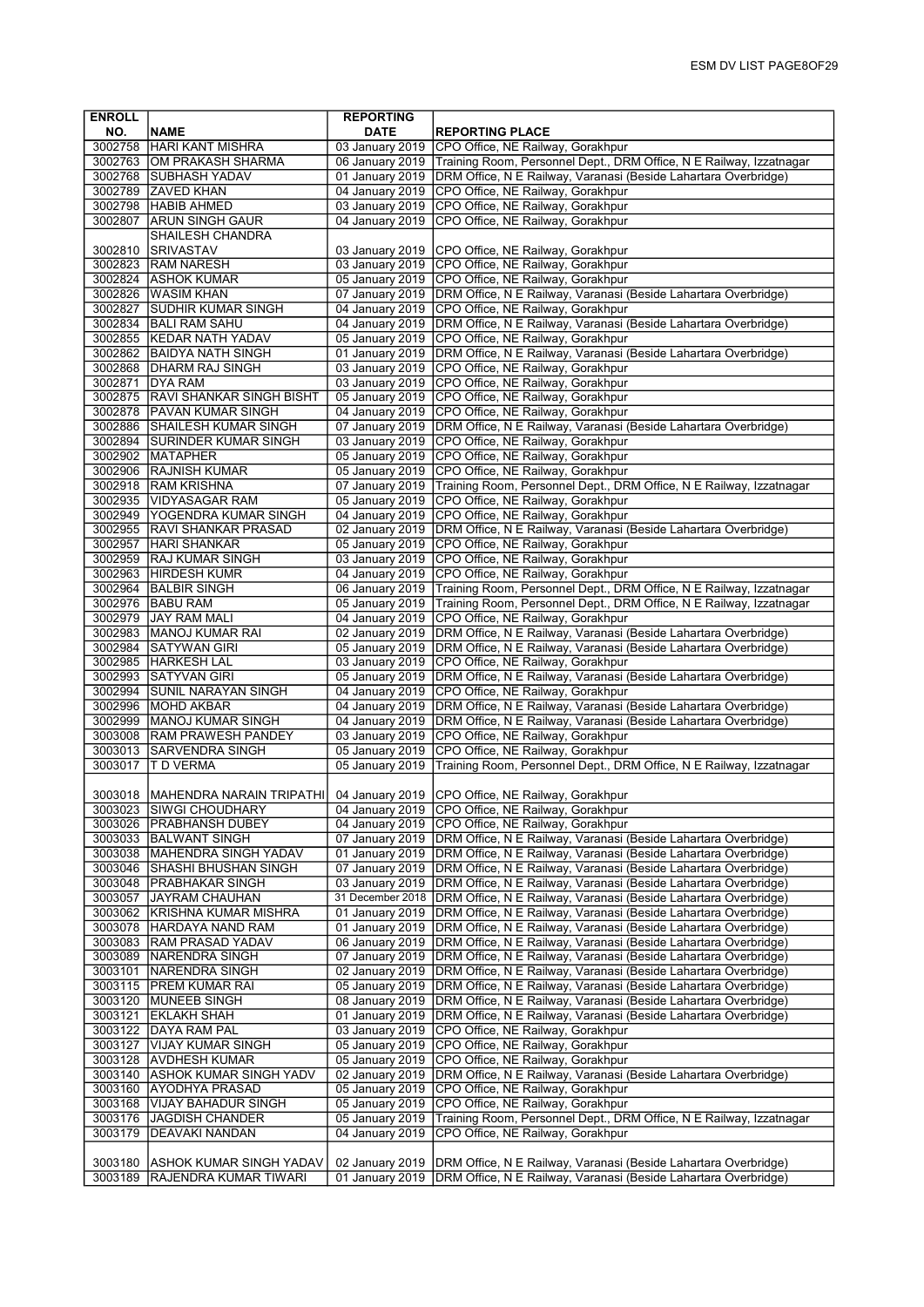| ENROLL NO. | NAME | REPORTING DATE | REPORTING PLACE |
|---|---|---|---|
| 3002758 | HARI KANT MISHRA | 03 January 2019 | CPO Office, NE Railway, Gorakhpur |
| 3002763 | OM PRAKASH SHARMA | 06 January 2019 | Training Room, Personnel Dept., DRM Office, N E Railway, Izzatnagar |
| 3002768 | SUBHASH YADAV | 01 January 2019 | DRM Office, N E Railway, Varanasi (Beside Lahartara Overbridge) |
| 3002789 | ZAVED KHAN | 04 January 2019 | CPO Office, NE Railway, Gorakhpur |
| 3002798 | HABIB AHMED | 03 January 2019 | CPO Office, NE Railway, Gorakhpur |
| 3002807 | ARUN SINGH GAUR | 04 January 2019 | CPO Office, NE Railway, Gorakhpur |
| 3002810 | SHAILESH CHANDRA SRIVASTAV | 03 January 2019 | CPO Office, NE Railway, Gorakhpur |
| 3002823 | RAM NARESH | 03 January 2019 | CPO Office, NE Railway, Gorakhpur |
| 3002824 | ASHOK KUMAR | 05 January 2019 | CPO Office, NE Railway, Gorakhpur |
| 3002826 | WASIM KHAN | 07 January 2019 | DRM Office, N E Railway, Varanasi (Beside Lahartara Overbridge) |
| 3002827 | SUDHIR KUMAR SINGH | 04 January 2019 | CPO Office, NE Railway, Gorakhpur |
| 3002834 | BALI RAM SAHU | 04 January 2019 | DRM Office, N E Railway, Varanasi (Beside Lahartara Overbridge) |
| 3002855 | KEDAR NATH YADAV | 05 January 2019 | CPO Office, NE Railway, Gorakhpur |
| 3002862 | BAIDYA NATH SINGH | 01 January 2019 | DRM Office, N E Railway, Varanasi (Beside Lahartara Overbridge) |
| 3002868 | DHARM RAJ SINGH | 03 January 2019 | CPO Office, NE Railway, Gorakhpur |
| 3002871 | DYA RAM | 03 January 2019 | CPO Office, NE Railway, Gorakhpur |
| 3002875 | RAVI SHANKAR SINGH BISHT | 05 January 2019 | CPO Office, NE Railway, Gorakhpur |
| 3002878 | PAVAN KUMAR SINGH | 04 January 2019 | CPO Office, NE Railway, Gorakhpur |
| 3002886 | SHAILESH KUMAR SINGH | 07 January 2019 | DRM Office, N E Railway, Varanasi (Beside Lahartara Overbridge) |
| 3002894 | SURINDER KUMAR SINGH | 03 January 2019 | CPO Office, NE Railway, Gorakhpur |
| 3002902 | MATAPHER | 05 January 2019 | CPO Office, NE Railway, Gorakhpur |
| 3002906 | RAJNISH KUMAR | 05 January 2019 | CPO Office, NE Railway, Gorakhpur |
| 3002918 | RAM KRISHNA | 07 January 2019 | Training Room, Personnel Dept., DRM Office, N E Railway, Izzatnagar |
| 3002935 | VIDYASAGAR RAM | 05 January 2019 | CPO Office, NE Railway, Gorakhpur |
| 3002949 | YOGENDRA KUMAR SINGH | 04 January 2019 | CPO Office, NE Railway, Gorakhpur |
| 3002955 | RAVI SHANKAR PRASAD | 02 January 2019 | DRM Office, N E Railway, Varanasi (Beside Lahartara Overbridge) |
| 3002957 | HARI SHANKAR | 05 January 2019 | CPO Office, NE Railway, Gorakhpur |
| 3002959 | RAJ KUMAR SINGH | 03 January 2019 | CPO Office, NE Railway, Gorakhpur |
| 3002963 | HIRDESH KUMR | 04 January 2019 | CPO Office, NE Railway, Gorakhpur |
| 3002964 | BALBIR SINGH | 06 January 2019 | Training Room, Personnel Dept., DRM Office, N E Railway, Izzatnagar |
| 3002976 | BABU RAM | 05 January 2019 | Training Room, Personnel Dept., DRM Office, N E Railway, Izzatnagar |
| 3002979 | JAY RAM MALI | 04 January 2019 | CPO Office, NE Railway, Gorakhpur |
| 3002983 | MANOJ KUMAR RAI | 02 January 2019 | DRM Office, N E Railway, Varanasi (Beside Lahartara Overbridge) |
| 3002984 | SATYWAN GIRI | 05 January 2019 | DRM Office, N E Railway, Varanasi (Beside Lahartara Overbridge) |
| 3002985 | HARKESH LAL | 03 January 2019 | CPO Office, NE Railway, Gorakhpur |
| 3002993 | SATYVAN GIRI | 05 January 2019 | DRM Office, N E Railway, Varanasi (Beside Lahartara Overbridge) |
| 3002994 | SUNIL NARAYAN SINGH | 04 January 2019 | CPO Office, NE Railway, Gorakhpur |
| 3002996 | MOHD AKBAR | 04 January 2019 | DRM Office, N E Railway, Varanasi (Beside Lahartara Overbridge) |
| 3002999 | MANOJ KUMAR SINGH | 04 January 2019 | DRM Office, N E Railway, Varanasi (Beside Lahartara Overbridge) |
| 3003008 | RAM PRAWESH PANDEY | 03 January 2019 | CPO Office, NE Railway, Gorakhpur |
| 3003013 | SARVENDRA SINGH | 05 January 2019 | CPO Office, NE Railway, Gorakhpur |
| 3003017 | T D VERMA | 05 January 2019 | Training Room, Personnel Dept., DRM Office, N E Railway, Izzatnagar |
| 3003018 | MAHENDRA NARAIN TRIPATHI | 04 January 2019 | CPO Office, NE Railway, Gorakhpur |
| 3003023 | SIWGI CHOUDHARY | 04 January 2019 | CPO Office, NE Railway, Gorakhpur |
| 3003026 | PRABHANSH DUBEY | 04 January 2019 | CPO Office, NE Railway, Gorakhpur |
| 3003033 | BALWANT SINGH | 07 January 2019 | DRM Office, N E Railway, Varanasi (Beside Lahartara Overbridge) |
| 3003038 | MAHENDRA SINGH YADAV | 01 January 2019 | DRM Office, N E Railway, Varanasi (Beside Lahartara Overbridge) |
| 3003046 | SHASHI BHUSHAN SINGH | 07 January 2019 | DRM Office, N E Railway, Varanasi (Beside Lahartara Overbridge) |
| 3003048 | PRABHAKAR SINGH | 03 January 2019 | DRM Office, N E Railway, Varanasi (Beside Lahartara Overbridge) |
| 3003057 | JAYRAM CHAUHAN | 31 December 2018 | DRM Office, N E Railway, Varanasi (Beside Lahartara Overbridge) |
| 3003062 | KRISHNA KUMAR MISHRA | 01 January 2019 | DRM Office, N E Railway, Varanasi (Beside Lahartara Overbridge) |
| 3003078 | HARDAYA NAND RAM | 01 January 2019 | DRM Office, N E Railway, Varanasi (Beside Lahartara Overbridge) |
| 3003083 | RAM PRASAD YADAV | 06 January 2019 | DRM Office, N E Railway, Varanasi (Beside Lahartara Overbridge) |
| 3003089 | NARENDRA SINGH | 07 January 2019 | DRM Office, N E Railway, Varanasi (Beside Lahartara Overbridge) |
| 3003101 | NARENDRA SINGH | 02 January 2019 | DRM Office, N E Railway, Varanasi (Beside Lahartara Overbridge) |
| 3003115 | PREM KUMAR RAI | 05 January 2019 | DRM Office, N E Railway, Varanasi (Beside Lahartara Overbridge) |
| 3003120 | MUNEEB SINGH | 08 January 2019 | DRM Office, N E Railway, Varanasi (Beside Lahartara Overbridge) |
| 3003121 | EKLAKH SHAH | 01 January 2019 | DRM Office, N E Railway, Varanasi (Beside Lahartara Overbridge) |
| 3003122 | DAYA RAM PAL | 03 January 2019 | CPO Office, NE Railway, Gorakhpur |
| 3003127 | VIJAY KUMAR SINGH | 05 January 2019 | CPO Office, NE Railway, Gorakhpur |
| 3003128 | AVDHESH KUMAR | 05 January 2019 | CPO Office, NE Railway, Gorakhpur |
| 3003140 | ASHOK KUMAR SINGH YADV | 02 January 2019 | DRM Office, N E Railway, Varanasi (Beside Lahartara Overbridge) |
| 3003160 | AYODHYA PRASAD | 05 January 2019 | CPO Office, NE Railway, Gorakhpur |
| 3003168 | VIJAY BAHADUR SINGH | 05 January 2019 | CPO Office, NE Railway, Gorakhpur |
| 3003176 | JAGDISH CHANDER | 05 January 2019 | Training Room, Personnel Dept., DRM Office, N E Railway, Izzatnagar |
| 3003179 | DEAVAKI NANDAN | 04 January 2019 | CPO Office, NE Railway, Gorakhpur |
| 3003180 | ASHOK KUMAR SINGH YADAV | 02 January 2019 | DRM Office, N E Railway, Varanasi (Beside Lahartara Overbridge) |
| 3003189 | RAJENDRA KUMAR TIWARI | 01 January 2019 | DRM Office, N E Railway, Varanasi (Beside Lahartara Overbridge) |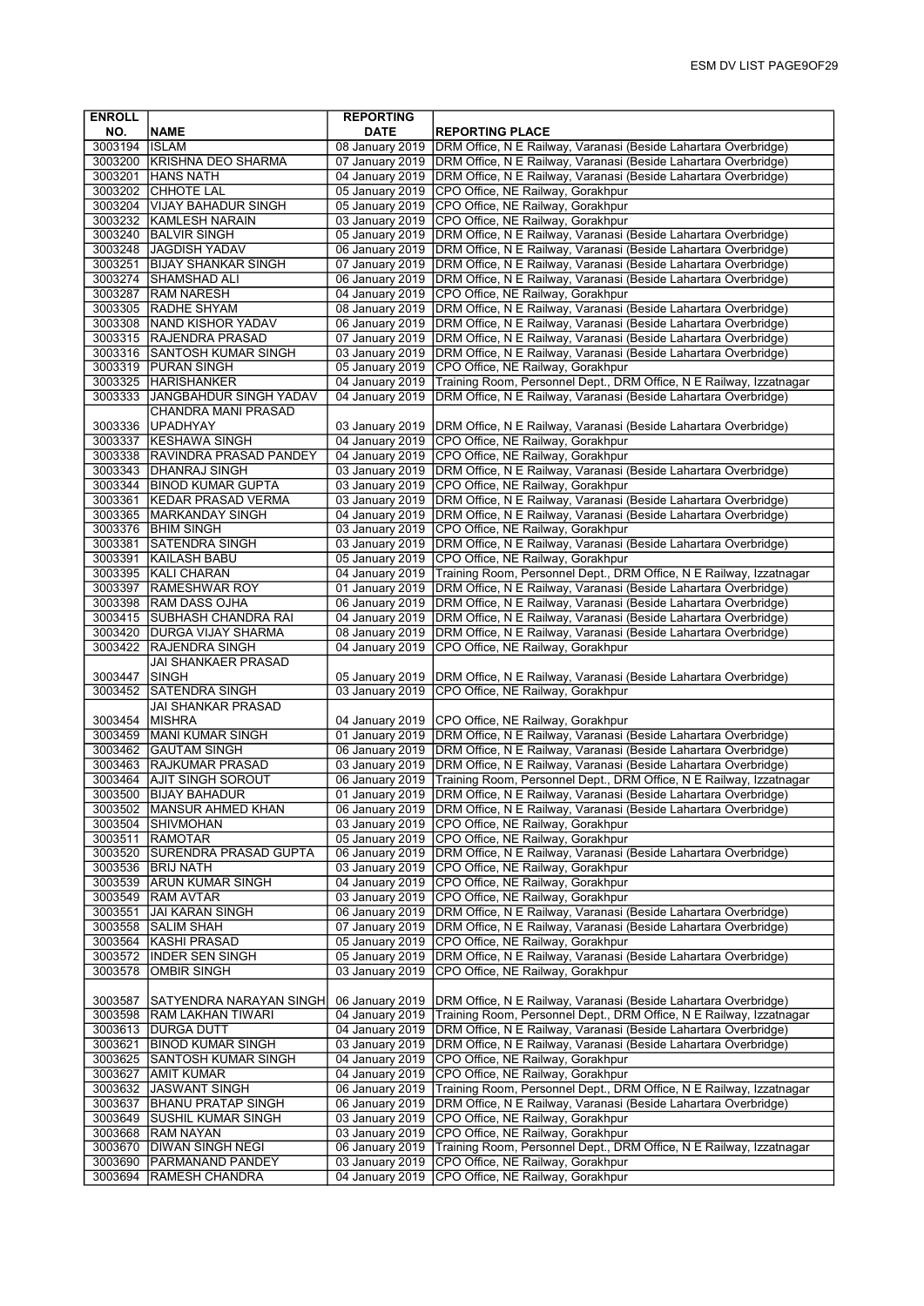| ENROLL NO. | NAME | REPORTING DATE | REPORTING PLACE |
|---|---|---|---|
| 3003194 | ISLAM | 08 January 2019 | DRM Office, N E Railway, Varanasi (Beside Lahartara Overbridge) |
| 3003200 | KRISHNA DEO SHARMA | 07 January 2019 | DRM Office, N E Railway, Varanasi (Beside Lahartara Overbridge) |
| 3003201 | HANS NATH | 04 January 2019 | DRM Office, N E Railway, Varanasi (Beside Lahartara Overbridge) |
| 3003202 | CHHOTE LAL | 05 January 2019 | CPO Office, NE Railway, Gorakhpur |
| 3003204 | VIJAY BAHADUR SINGH | 05 January 2019 | CPO Office, NE Railway, Gorakhpur |
| 3003232 | KAMLESH NARAIN | 03 January 2019 | CPO Office, NE Railway, Gorakhpur |
| 3003240 | BALVIR SINGH | 05 January 2019 | DRM Office, N E Railway, Varanasi (Beside Lahartara Overbridge) |
| 3003248 | JAGDISH YADAV | 06 January 2019 | DRM Office, N E Railway, Varanasi (Beside Lahartara Overbridge) |
| 3003251 | BIJAY SHANKAR SINGH | 07 January 2019 | DRM Office, N E Railway, Varanasi (Beside Lahartara Overbridge) |
| 3003274 | SHAMSHAD ALI | 06 January 2019 | DRM Office, N E Railway, Varanasi (Beside Lahartara Overbridge) |
| 3003287 | RAM NARESH | 04 January 2019 | CPO Office, NE Railway, Gorakhpur |
| 3003305 | RADHE SHYAM | 08 January 2019 | DRM Office, N E Railway, Varanasi (Beside Lahartara Overbridge) |
| 3003308 | NAND KISHOR YADAV | 06 January 2019 | DRM Office, N E Railway, Varanasi (Beside Lahartara Overbridge) |
| 3003315 | RAJENDRA PRASAD | 07 January 2019 | DRM Office, N E Railway, Varanasi (Beside Lahartara Overbridge) |
| 3003316 | SANTOSH KUMAR SINGH | 03 January 2019 | DRM Office, N E Railway, Varanasi (Beside Lahartara Overbridge) |
| 3003319 | PURAN SINGH | 05 January 2019 | CPO Office, NE Railway, Gorakhpur |
| 3003325 | HARISHANKER | 04 January 2019 | Training Room, Personnel Dept., DRM Office, N E Railway, Izzatnagar |
| 3003333 | JANGBAHDUR SINGH YADAV | 04 January 2019 | DRM Office, N E Railway, Varanasi (Beside Lahartara Overbridge) |
| 3003336 | CHANDRA MANI PRASAD UPADHYAY | 03 January 2019 | DRM Office, N E Railway, Varanasi (Beside Lahartara Overbridge) |
| 3003337 | KESHAWA SINGH | 04 January 2019 | CPO Office, NE Railway, Gorakhpur |
| 3003338 | RAVINDRA PRASAD PANDEY | 04 January 2019 | CPO Office, NE Railway, Gorakhpur |
| 3003343 | DHANRAJ SINGH | 03 January 2019 | DRM Office, N E Railway, Varanasi (Beside Lahartara Overbridge) |
| 3003344 | BINOD KUMAR GUPTA | 03 January 2019 | CPO Office, NE Railway, Gorakhpur |
| 3003361 | KEDAR PRASAD VERMA | 03 January 2019 | DRM Office, N E Railway, Varanasi (Beside Lahartara Overbridge) |
| 3003365 | MARKANDAY SINGH | 04 January 2019 | DRM Office, N E Railway, Varanasi (Beside Lahartara Overbridge) |
| 3003376 | BHIM SINGH | 03 January 2019 | CPO Office, NE Railway, Gorakhpur |
| 3003381 | SATENDRA SINGH | 03 January 2019 | DRM Office, N E Railway, Varanasi (Beside Lahartara Overbridge) |
| 3003391 | KAILASH BABU | 05 January 2019 | CPO Office, NE Railway, Gorakhpur |
| 3003395 | KALI CHARAN | 04 January 2019 | Training Room, Personnel Dept., DRM Office, N E Railway, Izzatnagar |
| 3003397 | RAMESHWAR ROY | 01 January 2019 | DRM Office, N E Railway, Varanasi (Beside Lahartara Overbridge) |
| 3003398 | RAM DASS OJHA | 06 January 2019 | DRM Office, N E Railway, Varanasi (Beside Lahartara Overbridge) |
| 3003415 | SUBHASH CHANDRA RAI | 04 January 2019 | DRM Office, N E Railway, Varanasi (Beside Lahartara Overbridge) |
| 3003420 | DURGA VIJAY SHARMA | 08 January 2019 | DRM Office, N E Railway, Varanasi (Beside Lahartara Overbridge) |
| 3003422 | RAJENDRA SINGH | 04 January 2019 | CPO Office, NE Railway, Gorakhpur |
| 3003447 | JAI SHANKAER PRASAD SINGH | 05 January 2019 | DRM Office, N E Railway, Varanasi (Beside Lahartara Overbridge) |
| 3003452 | SATENDRA SINGH | 03 January 2019 | CPO Office, NE Railway, Gorakhpur |
| 3003454 | JAI SHANKAR PRASAD MISHRA | 04 January 2019 | CPO Office, NE Railway, Gorakhpur |
| 3003459 | MANI KUMAR SINGH | 01 January 2019 | DRM Office, N E Railway, Varanasi (Beside Lahartara Overbridge) |
| 3003462 | GAUTAM SINGH | 06 January 2019 | DRM Office, N E Railway, Varanasi (Beside Lahartara Overbridge) |
| 3003463 | RAJKUMAR PRASAD | 03 January 2019 | DRM Office, N E Railway, Varanasi (Beside Lahartara Overbridge) |
| 3003464 | AJIT SINGH SOROUT | 06 January 2019 | Training Room, Personnel Dept., DRM Office, N E Railway, Izzatnagar |
| 3003500 | BIJAY BAHADUR | 01 January 2019 | DRM Office, N E Railway, Varanasi (Beside Lahartara Overbridge) |
| 3003502 | MANSUR AHMED KHAN | 06 January 2019 | DRM Office, N E Railway, Varanasi (Beside Lahartara Overbridge) |
| 3003504 | SHIVMOHAN | 03 January 2019 | CPO Office, NE Railway, Gorakhpur |
| 3003511 | RAMOTAR | 05 January 2019 | CPO Office, NE Railway, Gorakhpur |
| 3003520 | SURENDRA PRASAD GUPTA | 06 January 2019 | DRM Office, N E Railway, Varanasi (Beside Lahartara Overbridge) |
| 3003536 | BRIJ NATH | 03 January 2019 | CPO Office, NE Railway, Gorakhpur |
| 3003539 | ARUN KUMAR SINGH | 04 January 2019 | CPO Office, NE Railway, Gorakhpur |
| 3003549 | RAM AVTAR | 03 January 2019 | CPO Office, NE Railway, Gorakhpur |
| 3003551 | JAI KARAN SINGH | 06 January 2019 | DRM Office, N E Railway, Varanasi (Beside Lahartara Overbridge) |
| 3003558 | SALIM SHAH | 07 January 2019 | DRM Office, N E Railway, Varanasi (Beside Lahartara Overbridge) |
| 3003564 | KASHI PRASAD | 05 January 2019 | CPO Office, NE Railway, Gorakhpur |
| 3003572 | INDER SEN SINGH | 05 January 2019 | DRM Office, N E Railway, Varanasi (Beside Lahartara Overbridge) |
| 3003578 | OMBIR SINGH | 03 January 2019 | CPO Office, NE Railway, Gorakhpur |
| 3003587 | SATYENDRA NARAYAN SINGH | 06 January 2019 | DRM Office, N E Railway, Varanasi (Beside Lahartara Overbridge) |
| 3003598 | RAM LAKHAN TIWARI | 04 January 2019 | Training Room, Personnel Dept., DRM Office, N E Railway, Izzatnagar |
| 3003613 | DURGA DUTT | 04 January 2019 | DRM Office, N E Railway, Varanasi (Beside Lahartara Overbridge) |
| 3003621 | BINOD KUMAR SINGH | 03 January 2019 | DRM Office, N E Railway, Varanasi (Beside Lahartara Overbridge) |
| 3003625 | SANTOSH KUMAR SINGH | 04 January 2019 | CPO Office, NE Railway, Gorakhpur |
| 3003627 | AMIT KUMAR | 04 January 2019 | CPO Office, NE Railway, Gorakhpur |
| 3003632 | JASWANT SINGH | 06 January 2019 | Training Room, Personnel Dept., DRM Office, N E Railway, Izzatnagar |
| 3003637 | BHANU PRATAP SINGH | 06 January 2019 | DRM Office, N E Railway, Varanasi (Beside Lahartara Overbridge) |
| 3003649 | SUSHIL KUMAR SINGH | 03 January 2019 | CPO Office, NE Railway, Gorakhpur |
| 3003668 | RAM NAYAN | 03 January 2019 | CPO Office, NE Railway, Gorakhpur |
| 3003670 | DIWAN SINGH NEGI | 06 January 2019 | Training Room, Personnel Dept., DRM Office, N E Railway, Izzatnagar |
| 3003690 | PARMANAND PANDEY | 03 January 2019 | CPO Office, NE Railway, Gorakhpur |
| 3003694 | RAMESH CHANDRA | 04 January 2019 | CPO Office, NE Railway, Gorakhpur |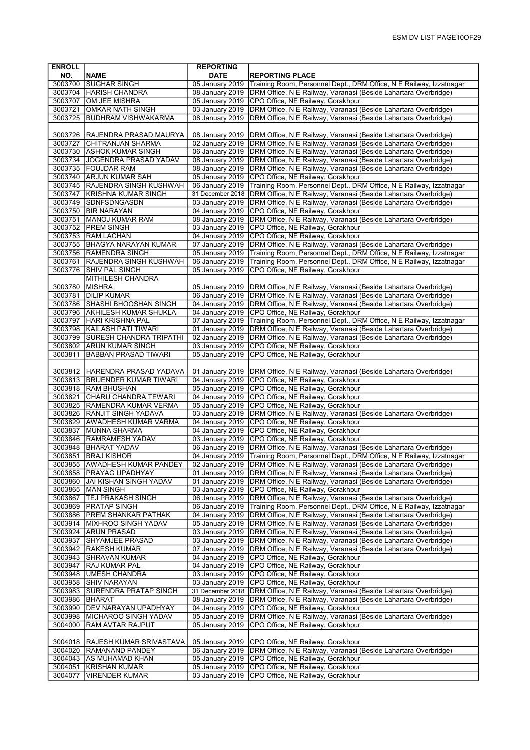| ENROLL NO. | NAME | REPORTING DATE | REPORTING PLACE |
|---|---|---|---|
| 3003700 | SUGHAR SINGH | 05 January 2019 | Training Room, Personnel Dept., DRM Office, N E Railway, Izzatnagar |
| 3003704 | HARISH CHANDRA | 08 January 2019 | DRM Office, N E Railway, Varanasi (Beside Lahartara Overbridge) |
| 3003707 | OM JEE MISHRA | 05 January 2019 | CPO Office, NE Railway, Gorakhpur |
| 3003721 | OMKAR NATH SINGH | 03 January 2019 | DRM Office, N E Railway, Varanasi (Beside Lahartara Overbridge) |
| 3003725 | BUDHRAM VISHWAKARMA | 08 January 2019 | DRM Office, N E Railway, Varanasi (Beside Lahartara Overbridge) |
| 3003726 | RAJENDRA PRASAD MAURYA | 08 January 2019 | DRM Office, N E Railway, Varanasi (Beside Lahartara Overbridge) |
| 3003727 | CHITRANJAN SHARMA | 02 January 2019 | DRM Office, N E Railway, Varanasi (Beside Lahartara Overbridge) |
| 3003730 | ASHOK KUMAR SINGH | 06 January 2019 | DRM Office, N E Railway, Varanasi (Beside Lahartara Overbridge) |
| 3003734 | JOGENDRA PRASAD YADAV | 08 January 2019 | DRM Office, N E Railway, Varanasi (Beside Lahartara Overbridge) |
| 3003735 | FOUJDAR RAM | 08 January 2019 | DRM Office, N E Railway, Varanasi (Beside Lahartara Overbridge) |
| 3003740 | ARJUN KUMAR SAH | 05 January 2019 | CPO Office, NE Railway, Gorakhpur |
| 3003745 | RAJENDRA SINGH KUSHWAH | 06 January 2019 | Training Room, Personnel Dept., DRM Office, N E Railway, Izzatnagar |
| 3003747 | KRISHNA KUMAR SINGH | 31 December 2018 | DRM Office, N E Railway, Varanasi (Beside Lahartara Overbridge) |
| 3003749 | SDNFSDNGASDN | 03 January 2019 | DRM Office, N E Railway, Varanasi (Beside Lahartara Overbridge) |
| 3003750 | BIR NARAYAN | 04 January 2019 | CPO Office, NE Railway, Gorakhpur |
| 3003751 | MANOJ KUMAR RAM | 08 January 2019 | DRM Office, N E Railway, Varanasi (Beside Lahartara Overbridge) |
| 3003752 | PREM SINGH | 03 January 2019 | CPO Office, NE Railway, Gorakhpur |
| 3003753 | RAM LACHAN | 04 January 2019 | CPO Office, NE Railway, Gorakhpur |
| 3003755 | BHAGYA NARAYAN KUMAR | 07 January 2019 | DRM Office, N E Railway, Varanasi (Beside Lahartara Overbridge) |
| 3003756 | RAMENDRA SINGH | 05 January 2019 | Training Room, Personnel Dept., DRM Office, N E Railway, Izzatnagar |
| 3003761 | RAJENDRA SINGH KUSHWAH | 06 January 2019 | Training Room, Personnel Dept., DRM Office, N E Railway, Izzatnagar |
| 3003776 | SHIV PAL SINGH | 05 January 2019 | CPO Office, NE Railway, Gorakhpur |
| 3003780 | MITHILESH CHANDRA MISHRA | 05 January 2019 | DRM Office, N E Railway, Varanasi (Beside Lahartara Overbridge) |
| 3003781 | DILIP KUMAR | 06 January 2019 | DRM Office, N E Railway, Varanasi (Beside Lahartara Overbridge) |
| 3003786 | SHASHI BHOOSHAN SINGH | 04 January 2019 | DRM Office, N E Railway, Varanasi (Beside Lahartara Overbridge) |
| 3003796 | AKHILESH KUMAR SHUKLA | 04 January 2019 | CPO Office, NE Railway, Gorakhpur |
| 3003797 | HARI KRISHNA PAL | 07 January 2019 | Training Room, Personnel Dept., DRM Office, N E Railway, Izzatnagar |
| 3003798 | KAILASH PATI TIWARI | 01 January 2019 | DRM Office, N E Railway, Varanasi (Beside Lahartara Overbridge) |
| 3003799 | SURESH CHANDRA TRIPATHI | 02 January 2019 | DRM Office, N E Railway, Varanasi (Beside Lahartara Overbridge) |
| 3003802 | ARUN KUMAR SINGH | 03 January 2019 | CPO Office, NE Railway, Gorakhpur |
| 3003811 | BABBAN PRASAD TIWARI | 05 January 2019 | CPO Office, NE Railway, Gorakhpur |
| 3003812 | HARENDRA PRASAD YADAVA | 01 January 2019 | DRM Office, N E Railway, Varanasi (Beside Lahartara Overbridge) |
| 3003813 | BRIJENDER KUMAR TIWARI | 04 January 2019 | CPO Office, NE Railway, Gorakhpur |
| 3003818 | RAM BHUSHAN | 05 January 2019 | CPO Office, NE Railway, Gorakhpur |
| 3003821 | CHARU CHANDRA TEWARI | 04 January 2019 | CPO Office, NE Railway, Gorakhpur |
| 3003825 | RAMENDRA KUMAR VERMA | 05 January 2019 | CPO Office, NE Railway, Gorakhpur |
| 3003826 | RANJIT SINGH YADAVA | 03 January 2019 | DRM Office, N E Railway, Varanasi (Beside Lahartara Overbridge) |
| 3003829 | AWADHESH KUMAR VARMA | 04 January 2019 | CPO Office, NE Railway, Gorakhpur |
| 3003837 | MUNNA SHARMA | 04 January 2019 | CPO Office, NE Railway, Gorakhpur |
| 3003846 | RAMRAMESH YADAV | 03 January 2019 | CPO Office, NE Railway, Gorakhpur |
| 3003848 | BHARAT YADAV | 06 January 2019 | DRM Office, N E Railway, Varanasi (Beside Lahartara Overbridge) |
| 3003851 | BRAJ KISHOR | 04 January 2019 | Training Room, Personnel Dept., DRM Office, N E Railway, Izzatnagar |
| 3003855 | AWADHESH KUMAR PANDEY | 02 January 2019 | DRM Office, N E Railway, Varanasi (Beside Lahartara Overbridge) |
| 3003858 | PRAYAG UPADHYAY | 01 January 2019 | DRM Office, N E Railway, Varanasi (Beside Lahartara Overbridge) |
| 3003860 | JAI KISHAN SINGH YADAV | 01 January 2019 | DRM Office, N E Railway, Varanasi (Beside Lahartara Overbridge) |
| 3003865 | MAN SINGH | 03 January 2019 | CPO Office, NE Railway, Gorakhpur |
| 3003867 | TEJ PRAKASH SINGH | 06 January 2019 | DRM Office, N E Railway, Varanasi (Beside Lahartara Overbridge) |
| 3003869 | PRATAP SINGH | 06 January 2019 | Training Room, Personnel Dept., DRM Office, N E Railway, Izzatnagar |
| 3003886 | PREM SHANKAR PATHAK | 04 January 2019 | DRM Office, N E Railway, Varanasi (Beside Lahartara Overbridge) |
| 3003914 | MIXHROO SINGH YADAV | 05 January 2019 | DRM Office, N E Railway, Varanasi (Beside Lahartara Overbridge) |
| 3003924 | ARUN PRASAD | 03 January 2019 | DRM Office, N E Railway, Varanasi (Beside Lahartara Overbridge) |
| 3003937 | SHYAMJEE PRASAD | 03 January 2019 | DRM Office, N E Railway, Varanasi (Beside Lahartara Overbridge) |
| 3003942 | RAKESH KUMAR | 07 January 2019 | DRM Office, N E Railway, Varanasi (Beside Lahartara Overbridge) |
| 3003943 | SHRAVAN KUMAR | 04 January 2019 | CPO Office, NE Railway, Gorakhpur |
| 3003947 | RAJ KUMAR PAL | 04 January 2019 | CPO Office, NE Railway, Gorakhpur |
| 3003948 | UMESH CHANDRA | 03 January 2019 | CPO Office, NE Railway, Gorakhpur |
| 3003958 | SHIV NARAYAN | 03 January 2019 | CPO Office, NE Railway, Gorakhpur |
| 3003983 | SURENDRA PRATAP SINGH | 31 December 2018 | DRM Office, N E Railway, Varanasi (Beside Lahartara Overbridge) |
| 3003986 | BHARAT | 08 January 2019 | DRM Office, N E Railway, Varanasi (Beside Lahartara Overbridge) |
| 3003990 | DEV NARAYAN UPADHYAY | 04 January 2019 | CPO Office, NE Railway, Gorakhpur |
| 3003998 | MICHAROO SINGH YADAV | 05 January 2019 | DRM Office, N E Railway, Varanasi (Beside Lahartara Overbridge) |
| 3004000 | RAM AVTAR RAJPUT | 05 January 2019 | CPO Office, NE Railway, Gorakhpur |
| 3004018 | RAJESH KUMAR SRIVASTAVA | 05 January 2019 | CPO Office, NE Railway, Gorakhpur |
| 3004020 | RAMANAND PANDEY | 06 January 2019 | DRM Office, N E Railway, Varanasi (Beside Lahartara Overbridge) |
| 3004043 | AS MUHAMAD KHAN | 05 January 2019 | CPO Office, NE Railway, Gorakhpur |
| 3004051 | KRISHAN KUMAR | 05 January 2019 | CPO Office, NE Railway, Gorakhpur |
| 3004077 | VIRENDER KUMAR | 03 January 2019 | CPO Office, NE Railway, Gorakhpur |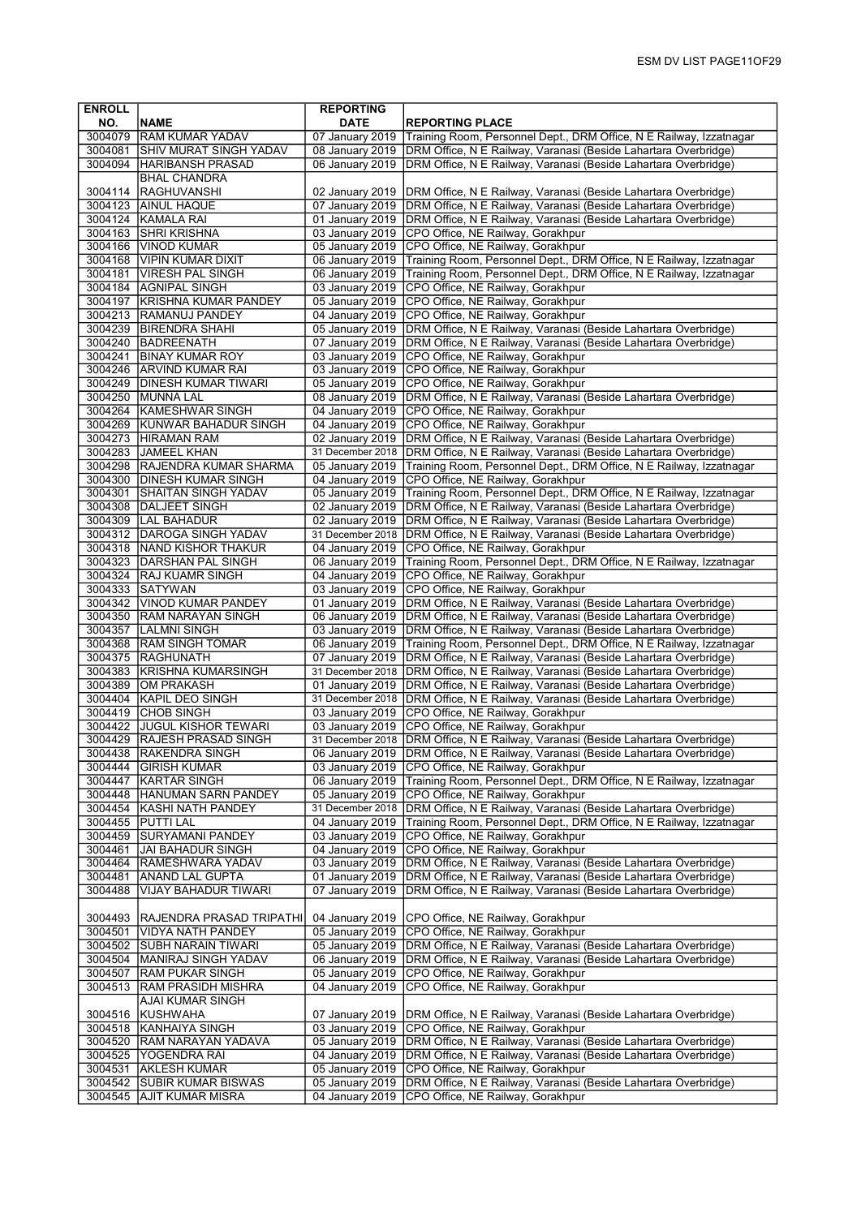| ENROLL NO. | NAME | REPORTING DATE | REPORTING PLACE |
|---|---|---|---|
| 3004079 | RAM KUMAR YADAV | 07 January 2019 | Training Room, Personnel Dept., DRM Office, N E Railway, Izzatnagar |
| 3004081 | SHIV MURAT SINGH YADAV | 08 January 2019 | DRM Office, N E Railway, Varanasi (Beside Lahartara Overbridge) |
| 3004094 | HARIBANSH PRASAD | 06 January 2019 | DRM Office, N E Railway, Varanasi (Beside Lahartara Overbridge) |
| 3004114 | BHAL CHANDRA RAGHUVANSHI | 02 January 2019 | DRM Office, N E Railway, Varanasi (Beside Lahartara Overbridge) |
| 3004123 | AINUL HAQUE | 07 January 2019 | DRM Office, N E Railway, Varanasi (Beside Lahartara Overbridge) |
| 3004124 | KAMALA RAI | 01 January 2019 | DRM Office, N E Railway, Varanasi (Beside Lahartara Overbridge) |
| 3004163 | SHRI KRISHNA | 03 January 2019 | CPO Office, NE Railway, Gorakhpur |
| 3004166 | VINOD KUMAR | 05 January 2019 | CPO Office, NE Railway, Gorakhpur |
| 3004168 | VIPIN KUMAR DIXIT | 06 January 2019 | Training Room, Personnel Dept., DRM Office, N E Railway, Izzatnagar |
| 3004181 | VIRESH PAL SINGH | 06 January 2019 | Training Room, Personnel Dept., DRM Office, N E Railway, Izzatnagar |
| 3004184 | AGNIPAL SINGH | 03 January 2019 | CPO Office, NE Railway, Gorakhpur |
| 3004197 | KRISHNA KUMAR PANDEY | 05 January 2019 | CPO Office, NE Railway, Gorakhpur |
| 3004213 | RAMANUJ PANDEY | 04 January 2019 | CPO Office, NE Railway, Gorakhpur |
| 3004239 | BIRENDRA SHAHI | 05 January 2019 | DRM Office, N E Railway, Varanasi (Beside Lahartara Overbridge) |
| 3004240 | BADREENATH | 07 January 2019 | DRM Office, N E Railway, Varanasi (Beside Lahartara Overbridge) |
| 3004241 | BINAY KUMAR ROY | 03 January 2019 | CPO Office, NE Railway, Gorakhpur |
| 3004246 | ARVIND KUMAR RAI | 03 January 2019 | CPO Office, NE Railway, Gorakhpur |
| 3004249 | DINESH KUMAR TIWARI | 05 January 2019 | CPO Office, NE Railway, Gorakhpur |
| 3004250 | MUNNA LAL | 08 January 2019 | DRM Office, N E Railway, Varanasi (Beside Lahartara Overbridge) |
| 3004264 | KAMESHWAR SINGH | 04 January 2019 | CPO Office, NE Railway, Gorakhpur |
| 3004269 | KUNWAR BAHADUR SINGH | 04 January 2019 | CPO Office, NE Railway, Gorakhpur |
| 3004273 | HIRAMAN RAM | 02 January 2019 | DRM Office, N E Railway, Varanasi (Beside Lahartara Overbridge) |
| 3004283 | JAMEEL KHAN | 31 December 2018 | DRM Office, N E Railway, Varanasi (Beside Lahartara Overbridge) |
| 3004298 | RAJENDRA KUMAR SHARMA | 05 January 2019 | Training Room, Personnel Dept., DRM Office, N E Railway, Izzatnagar |
| 3004300 | DINESH KUMAR SINGH | 04 January 2019 | CPO Office, NE Railway, Gorakhpur |
| 3004301 | SHAITAN SINGH YADAV | 05 January 2019 | Training Room, Personnel Dept., DRM Office, N E Railway, Izzatnagar |
| 3004308 | DALJEET SINGH | 02 January 2019 | DRM Office, N E Railway, Varanasi (Beside Lahartara Overbridge) |
| 3004309 | LAL BAHADUR | 02 January 2019 | DRM Office, N E Railway, Varanasi (Beside Lahartara Overbridge) |
| 3004312 | DAROGA SINGH YADAV | 31 December 2018 | DRM Office, N E Railway, Varanasi (Beside Lahartara Overbridge) |
| 3004318 | NAND KISHOR THAKUR | 04 January 2019 | CPO Office, NE Railway, Gorakhpur |
| 3004323 | DARSHAN PAL SINGH | 06 January 2019 | Training Room, Personnel Dept., DRM Office, N E Railway, Izzatnagar |
| 3004324 | RAJ KUAMR SINGH | 04 January 2019 | CPO Office, NE Railway, Gorakhpur |
| 3004333 | SATYWAN | 03 January 2019 | CPO Office, NE Railway, Gorakhpur |
| 3004342 | VINOD KUMAR PANDEY | 01 January 2019 | DRM Office, N E Railway, Varanasi (Beside Lahartara Overbridge) |
| 3004350 | RAM NARAYAN SINGH | 06 January 2019 | DRM Office, N E Railway, Varanasi (Beside Lahartara Overbridge) |
| 3004357 | LALMNI SINGH | 03 January 2019 | DRM Office, N E Railway, Varanasi (Beside Lahartara Overbridge) |
| 3004368 | RAM SINGH TOMAR | 06 January 2019 | Training Room, Personnel Dept., DRM Office, N E Railway, Izzatnagar |
| 3004375 | RAGHUNATH | 07 January 2019 | DRM Office, N E Railway, Varanasi (Beside Lahartara Overbridge) |
| 3004383 | KRISHNA KUMARSINGH | 31 December 2018 | DRM Office, N E Railway, Varanasi (Beside Lahartara Overbridge) |
| 3004389 | OM PRAKASH | 01 January 2019 | DRM Office, N E Railway, Varanasi (Beside Lahartara Overbridge) |
| 3004404 | KAPIL DEO SINGH | 31 December 2018 | DRM Office, N E Railway, Varanasi (Beside Lahartara Overbridge) |
| 3004419 | CHOB SINGH | 03 January 2019 | CPO Office, NE Railway, Gorakhpur |
| 3004422 | JUGUL KISHOR TEWARI | 03 January 2019 | CPO Office, NE Railway, Gorakhpur |
| 3004429 | RAJESH PRASAD SINGH | 31 December 2018 | DRM Office, N E Railway, Varanasi (Beside Lahartara Overbridge) |
| 3004438 | RAKENDRA SINGH | 06 January 2019 | DRM Office, N E Railway, Varanasi (Beside Lahartara Overbridge) |
| 3004444 | GIRISH KUMAR | 03 January 2019 | CPO Office, NE Railway, Gorakhpur |
| 3004447 | KARTAR SINGH | 06 January 2019 | Training Room, Personnel Dept., DRM Office, N E Railway, Izzatnagar |
| 3004448 | HANUMAN SARN PANDEY | 05 January 2019 | CPO Office, NE Railway, Gorakhpur |
| 3004454 | KASHI NATH PANDEY | 31 December 2018 | DRM Office, N E Railway, Varanasi (Beside Lahartara Overbridge) |
| 3004455 | PUTTI LAL | 04 January 2019 | Training Room, Personnel Dept., DRM Office, N E Railway, Izzatnagar |
| 3004459 | SURYAMANI PANDEY | 03 January 2019 | CPO Office, NE Railway, Gorakhpur |
| 3004461 | JAI BAHADUR SINGH | 04 January 2019 | CPO Office, NE Railway, Gorakhpur |
| 3004464 | RAMESHWARA YADAV | 03 January 2019 | DRM Office, N E Railway, Varanasi (Beside Lahartara Overbridge) |
| 3004481 | ANAND LAL GUPTA | 01 January 2019 | DRM Office, N E Railway, Varanasi (Beside Lahartara Overbridge) |
| 3004488 | VIJAY BAHADUR TIWARI | 07 January 2019 | DRM Office, N E Railway, Varanasi (Beside Lahartara Overbridge) |
| 3004493 | RAJENDRA PRASAD TRIPATHI | 04 January 2019 | CPO Office, NE Railway, Gorakhpur |
| 3004501 | VIDYA NATH PANDEY | 05 January 2019 | CPO Office, NE Railway, Gorakhpur |
| 3004502 | SUBH NARAIN TIWARI | 05 January 2019 | DRM Office, N E Railway, Varanasi (Beside Lahartara Overbridge) |
| 3004504 | MANIRAJ SINGH YADAV | 06 January 2019 | DRM Office, N E Railway, Varanasi (Beside Lahartara Overbridge) |
| 3004507 | RAM PUKAR SINGH | 05 January 2019 | CPO Office, NE Railway, Gorakhpur |
| 3004513 | RAM PRASIDH MISHRA | 04 January 2019 | CPO Office, NE Railway, Gorakhpur |
| 3004516 | AJAI KUMAR SINGH KUSHWAHA | 07 January 2019 | DRM Office, N E Railway, Varanasi (Beside Lahartara Overbridge) |
| 3004518 | KANHAIYA SINGH | 03 January 2019 | CPO Office, NE Railway, Gorakhpur |
| 3004520 | RAM NARAYAN YADAVA | 05 January 2019 | DRM Office, N E Railway, Varanasi (Beside Lahartara Overbridge) |
| 3004525 | YOGENDRA RAI | 04 January 2019 | DRM Office, N E Railway, Varanasi (Beside Lahartara Overbridge) |
| 3004531 | AKLESH KUMAR | 05 January 2019 | CPO Office, NE Railway, Gorakhpur |
| 3004542 | SUBIR KUMAR BISWAS | 05 January 2019 | DRM Office, N E Railway, Varanasi (Beside Lahartara Overbridge) |
| 3004545 | AJIT KUMAR MISRA | 04 January 2019 | CPO Office, NE Railway, Gorakhpur |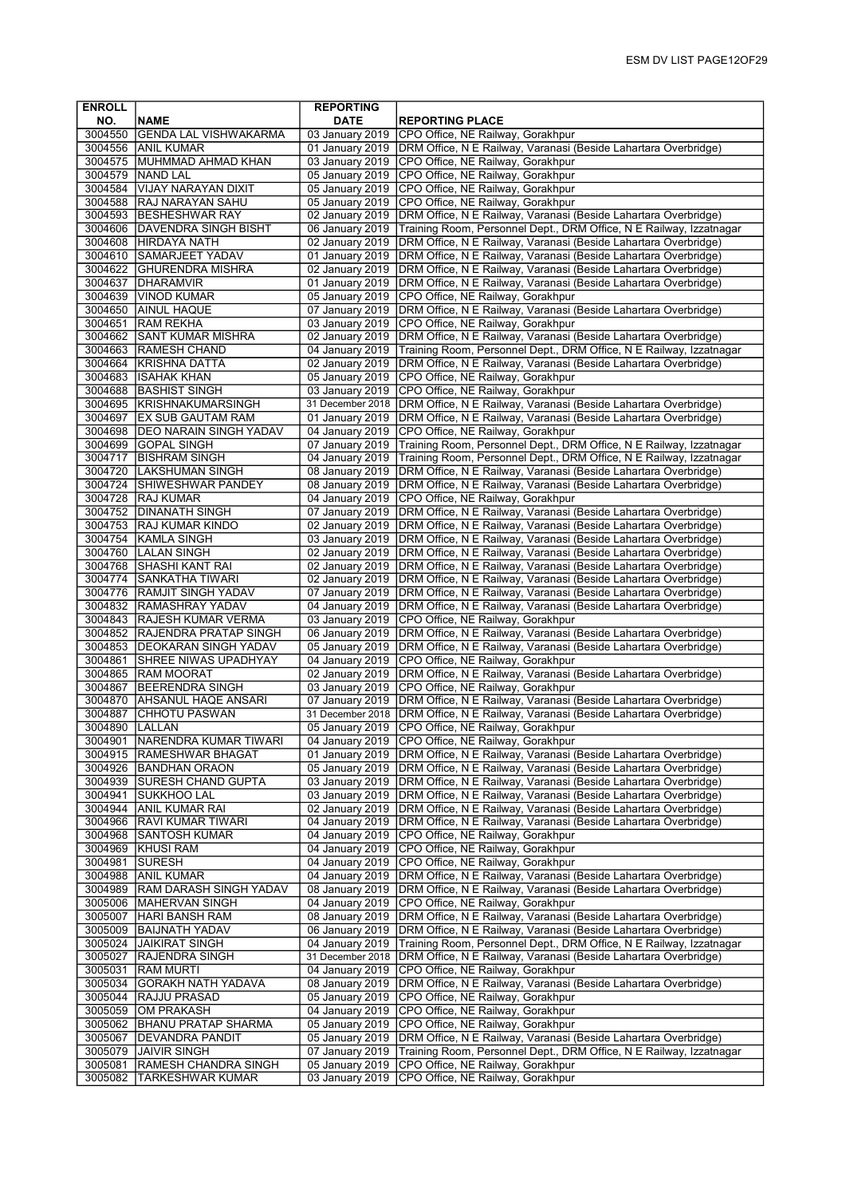| ENROLL NO. | NAME | REPORTING DATE | REPORTING PLACE |
|---|---|---|---|
| 3004550 | GENDA LAL VISHWAKARMA | 03 January 2019 | CPO Office, NE Railway, Gorakhpur |
| 3004556 | ANIL KUMAR | 01 January 2019 | DRM Office, N E Railway, Varanasi (Beside Lahartara Overbridge) |
| 3004575 | MUHMMAD AHMAD KHAN | 03 January 2019 | CPO Office, NE Railway, Gorakhpur |
| 3004579 | NAND LAL | 05 January 2019 | CPO Office, NE Railway, Gorakhpur |
| 3004584 | VIJAY NARAYAN DIXIT | 05 January 2019 | CPO Office, NE Railway, Gorakhpur |
| 3004588 | RAJ NARAYAN SAHU | 05 January 2019 | CPO Office, NE Railway, Gorakhpur |
| 3004593 | BESHESHWAR RAY | 02 January 2019 | DRM Office, N E Railway, Varanasi (Beside Lahartara Overbridge) |
| 3004606 | DAVENDRA SINGH BISHT | 06 January 2019 | Training Room, Personnel Dept., DRM Office, N E Railway, Izzatnagar |
| 3004608 | HIRDAYA NATH | 02 January 2019 | DRM Office, N E Railway, Varanasi (Beside Lahartara Overbridge) |
| 3004610 | SAMARJEET YADAV | 01 January 2019 | DRM Office, N E Railway, Varanasi (Beside Lahartara Overbridge) |
| 3004622 | GHURENDRA MISHRA | 02 January 2019 | DRM Office, N E Railway, Varanasi (Beside Lahartara Overbridge) |
| 3004637 | DHARAMVIR | 01 January 2019 | DRM Office, N E Railway, Varanasi (Beside Lahartara Overbridge) |
| 3004639 | VINOD KUMAR | 05 January 2019 | CPO Office, NE Railway, Gorakhpur |
| 3004650 | AINUL HAQUE | 07 January 2019 | DRM Office, N E Railway, Varanasi (Beside Lahartara Overbridge) |
| 3004651 | RAM REKHA | 03 January 2019 | CPO Office, NE Railway, Gorakhpur |
| 3004662 | SANT KUMAR MISHRA | 02 January 2019 | DRM Office, N E Railway, Varanasi (Beside Lahartara Overbridge) |
| 3004663 | RAMESH CHAND | 04 January 2019 | Training Room, Personnel Dept., DRM Office, N E Railway, Izzatnagar |
| 3004664 | KRISHNA DATTA | 02 January 2019 | DRM Office, N E Railway, Varanasi (Beside Lahartara Overbridge) |
| 3004683 | ISAHAK KHAN | 05 January 2019 | CPO Office, NE Railway, Gorakhpur |
| 3004688 | BASHIST SINGH | 03 January 2019 | CPO Office, NE Railway, Gorakhpur |
| 3004695 | KRISHNAKUMARSINGH | 31 December 2018 | DRM Office, N E Railway, Varanasi (Beside Lahartara Overbridge) |
| 3004697 | EX SUB GAUTAM RAM | 01 January 2019 | DRM Office, N E Railway, Varanasi (Beside Lahartara Overbridge) |
| 3004698 | DEO NARAIN SINGH YADAV | 04 January 2019 | CPO Office, NE Railway, Gorakhpur |
| 3004699 | GOPAL SINGH | 07 January 2019 | Training Room, Personnel Dept., DRM Office, N E Railway, Izzatnagar |
| 3004717 | BISHRAM SINGH | 04 January 2019 | Training Room, Personnel Dept., DRM Office, N E Railway, Izzatnagar |
| 3004720 | LAKSHUMAN SINGH | 08 January 2019 | DRM Office, N E Railway, Varanasi (Beside Lahartara Overbridge) |
| 3004724 | SHIWESHWAR PANDEY | 08 January 2019 | DRM Office, N E Railway, Varanasi (Beside Lahartara Overbridge) |
| 3004728 | RAJ KUMAR | 04 January 2019 | CPO Office, NE Railway, Gorakhpur |
| 3004752 | DINANATH SINGH | 07 January 2019 | DRM Office, N E Railway, Varanasi (Beside Lahartara Overbridge) |
| 3004753 | RAJ KUMAR KINDO | 02 January 2019 | DRM Office, N E Railway, Varanasi (Beside Lahartara Overbridge) |
| 3004754 | KAMLA SINGH | 03 January 2019 | DRM Office, N E Railway, Varanasi (Beside Lahartara Overbridge) |
| 3004760 | LALAN SINGH | 02 January 2019 | DRM Office, N E Railway, Varanasi (Beside Lahartara Overbridge) |
| 3004768 | SHASHI KANT RAI | 02 January 2019 | DRM Office, N E Railway, Varanasi (Beside Lahartara Overbridge) |
| 3004774 | SANKATHA TIWARI | 02 January 2019 | DRM Office, N E Railway, Varanasi (Beside Lahartara Overbridge) |
| 3004776 | RAMJIT SINGH YADAV | 07 January 2019 | DRM Office, N E Railway, Varanasi (Beside Lahartara Overbridge) |
| 3004832 | RAMASHRAY YADAV | 04 January 2019 | DRM Office, N E Railway, Varanasi (Beside Lahartara Overbridge) |
| 3004843 | RAJESH KUMAR VERMA | 03 January 2019 | CPO Office, NE Railway, Gorakhpur |
| 3004852 | RAJENDRA PRATAP SINGH | 06 January 2019 | DRM Office, N E Railway, Varanasi (Beside Lahartara Overbridge) |
| 3004853 | DEOKARAN SINGH YADAV | 05 January 2019 | DRM Office, N E Railway, Varanasi (Beside Lahartara Overbridge) |
| 3004861 | SHREE NIWAS UPADHYAY | 04 January 2019 | CPO Office, NE Railway, Gorakhpur |
| 3004865 | RAM MOORAT | 02 January 2019 | DRM Office, N E Railway, Varanasi (Beside Lahartara Overbridge) |
| 3004867 | BEERENDRA SINGH | 03 January 2019 | CPO Office, NE Railway, Gorakhpur |
| 3004870 | AHSANUL HAQE ANSARI | 07 January 2019 | DRM Office, N E Railway, Varanasi (Beside Lahartara Overbridge) |
| 3004887 | CHHOTU PASWAN | 31 December 2018 | DRM Office, N E Railway, Varanasi (Beside Lahartara Overbridge) |
| 3004890 | LALLAN | 05 January 2019 | CPO Office, NE Railway, Gorakhpur |
| 3004901 | NARENDRA KUMAR TIWARI | 04 January 2019 | CPO Office, NE Railway, Gorakhpur |
| 3004915 | RAMESHWAR BHAGAT | 01 January 2019 | DRM Office, N E Railway, Varanasi (Beside Lahartara Overbridge) |
| 3004926 | BANDHAN ORAON | 05 January 2019 | DRM Office, N E Railway, Varanasi (Beside Lahartara Overbridge) |
| 3004939 | SURESH CHAND GUPTA | 03 January 2019 | DRM Office, N E Railway, Varanasi (Beside Lahartara Overbridge) |
| 3004941 | SUKKHOO LAL | 03 January 2019 | DRM Office, N E Railway, Varanasi (Beside Lahartara Overbridge) |
| 3004944 | ANIL KUMAR RAI | 02 January 2019 | DRM Office, N E Railway, Varanasi (Beside Lahartara Overbridge) |
| 3004966 | RAVI KUMAR TIWARI | 04 January 2019 | DRM Office, N E Railway, Varanasi (Beside Lahartara Overbridge) |
| 3004968 | SANTOSH KUMAR | 04 January 2019 | CPO Office, NE Railway, Gorakhpur |
| 3004969 | KHUSI RAM | 04 January 2019 | CPO Office, NE Railway, Gorakhpur |
| 3004981 | SURESH | 04 January 2019 | CPO Office, NE Railway, Gorakhpur |
| 3004988 | ANIL KUMAR | 04 January 2019 | DRM Office, N E Railway, Varanasi (Beside Lahartara Overbridge) |
| 3004989 | RAM DARASH SINGH YADAV | 08 January 2019 | DRM Office, N E Railway, Varanasi (Beside Lahartara Overbridge) |
| 3005006 | MAHERVAN SINGH | 04 January 2019 | CPO Office, NE Railway, Gorakhpur |
| 3005007 | HARI BANSH RAM | 08 January 2019 | DRM Office, N E Railway, Varanasi (Beside Lahartara Overbridge) |
| 3005009 | BAIJNATH YADAV | 06 January 2019 | DRM Office, N E Railway, Varanasi (Beside Lahartara Overbridge) |
| 3005024 | JAIKIRAT SINGH | 04 January 2019 | Training Room, Personnel Dept., DRM Office, N E Railway, Izzatnagar |
| 3005027 | RAJENDRA SINGH | 31 December 2018 | DRM Office, N E Railway, Varanasi (Beside Lahartara Overbridge) |
| 3005031 | RAM MURTI | 04 January 2019 | CPO Office, NE Railway, Gorakhpur |
| 3005034 | GORAKH NATH YADAVA | 08 January 2019 | DRM Office, N E Railway, Varanasi (Beside Lahartara Overbridge) |
| 3005044 | RAJJU PRASAD | 05 January 2019 | CPO Office, NE Railway, Gorakhpur |
| 3005059 | OM PRAKASH | 04 January 2019 | CPO Office, NE Railway, Gorakhpur |
| 3005062 | BHANU PRATAP SHARMA | 05 January 2019 | CPO Office, NE Railway, Gorakhpur |
| 3005067 | DEVANDRA PANDIT | 05 January 2019 | DRM Office, N E Railway, Varanasi (Beside Lahartara Overbridge) |
| 3005079 | JAIVIR SINGH | 07 January 2019 | Training Room, Personnel Dept., DRM Office, N E Railway, Izzatnagar |
| 3005081 | RAMESH CHANDRA SINGH | 05 January 2019 | CPO Office, NE Railway, Gorakhpur |
| 3005082 | TARKESHWAR KUMAR | 03 January 2019 | CPO Office, NE Railway, Gorakhpur |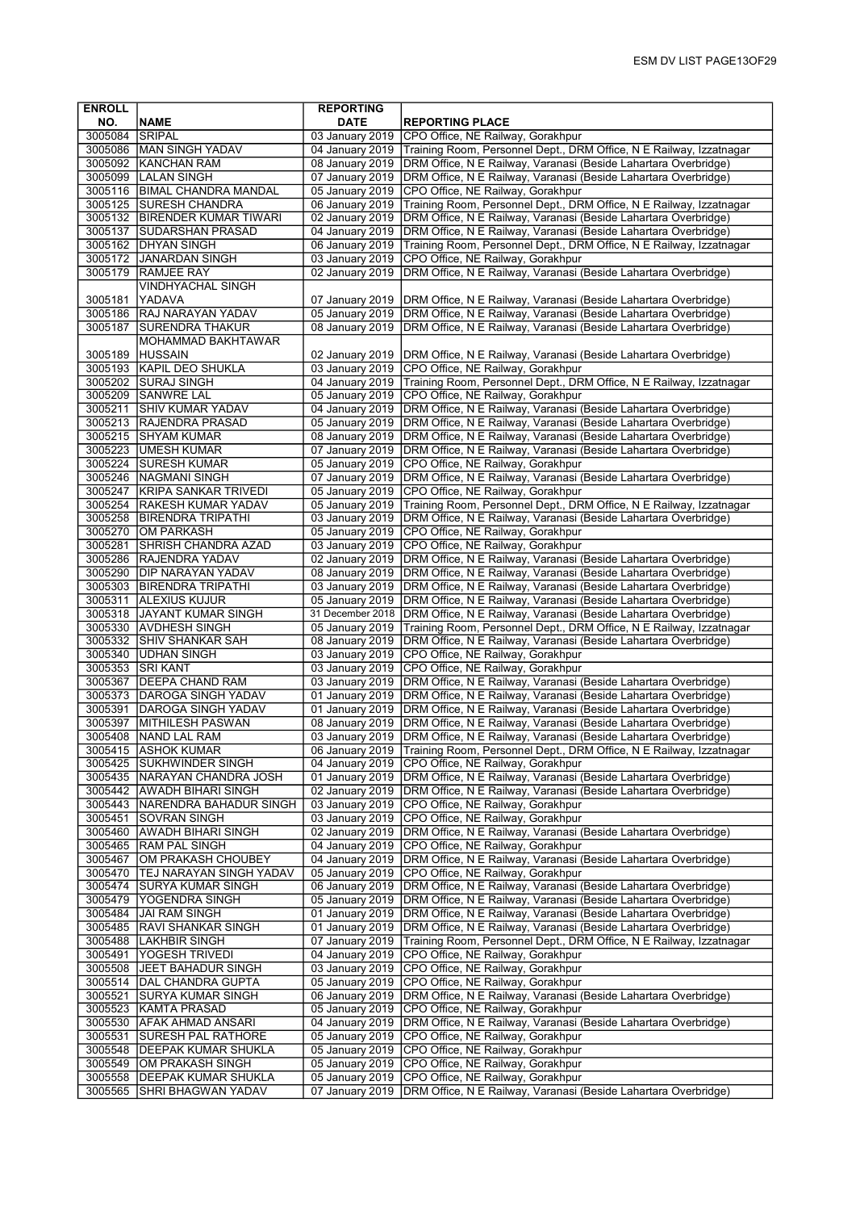| ENROLL NO. | NAME | REPORTING DATE | REPORTING PLACE |
|---|---|---|---|
| 3005084 | SRIPAL | 03 January 2019 | CPO Office, NE Railway, Gorakhpur |
| 3005086 | MAN SINGH YADAV | 04 January 2019 | Training Room, Personnel Dept., DRM Office, N E Railway, Izzatnagar |
| 3005092 | KANCHAN RAM | 08 January 2019 | DRM Office, N E Railway, Varanasi (Beside Lahartara Overbridge) |
| 3005099 | LALAN SINGH | 07 January 2019 | DRM Office, N E Railway, Varanasi (Beside Lahartara Overbridge) |
| 3005116 | BIMAL CHANDRA MANDAL | 05 January 2019 | CPO Office, NE Railway, Gorakhpur |
| 3005125 | SURESH CHANDRA | 06 January 2019 | Training Room, Personnel Dept., DRM Office, N E Railway, Izzatnagar |
| 3005132 | BIRENDER KUMAR TIWARI | 02 January 2019 | DRM Office, N E Railway, Varanasi (Beside Lahartara Overbridge) |
| 3005137 | SUDARSHAN PRASAD | 04 January 2019 | DRM Office, N E Railway, Varanasi (Beside Lahartara Overbridge) |
| 3005162 | DHYAN SINGH | 06 January 2019 | Training Room, Personnel Dept., DRM Office, N E Railway, Izzatnagar |
| 3005172 | JANARDAN SINGH | 03 January 2019 | CPO Office, NE Railway, Gorakhpur |
| 3005179 | RAMJEE RAY | 02 January 2019 | DRM Office, N E Railway, Varanasi (Beside Lahartara Overbridge) |
| 3005181 | VINDHYACHAL SINGH YADAVA | 07 January 2019 | DRM Office, N E Railway, Varanasi (Beside Lahartara Overbridge) |
| 3005186 | RAJ NARAYAN YADAV | 05 January 2019 | DRM Office, N E Railway, Varanasi (Beside Lahartara Overbridge) |
| 3005187 | SURENDRA THAKUR | 08 January 2019 | DRM Office, N E Railway, Varanasi (Beside Lahartara Overbridge) |
| 3005189 | MOHAMMAD BAKHTAWAR HUSSAIN | 02 January 2019 | DRM Office, N E Railway, Varanasi (Beside Lahartara Overbridge) |
| 3005193 | KAPIL DEO SHUKLA | 03 January 2019 | CPO Office, NE Railway, Gorakhpur |
| 3005202 | SURAJ SINGH | 04 January 2019 | Training Room, Personnel Dept., DRM Office, N E Railway, Izzatnagar |
| 3005209 | SANWRE LAL | 05 January 2019 | CPO Office, NE Railway, Gorakhpur |
| 3005211 | SHIV KUMAR YADAV | 04 January 2019 | DRM Office, N E Railway, Varanasi (Beside Lahartara Overbridge) |
| 3005213 | RAJENDRA PRASAD | 05 January 2019 | DRM Office, N E Railway, Varanasi (Beside Lahartara Overbridge) |
| 3005215 | SHYAM KUMAR | 08 January 2019 | DRM Office, N E Railway, Varanasi (Beside Lahartara Overbridge) |
| 3005223 | UMESH KUMAR | 07 January 2019 | DRM Office, N E Railway, Varanasi (Beside Lahartara Overbridge) |
| 3005224 | SURESH KUMAR | 05 January 2019 | CPO Office, NE Railway, Gorakhpur |
| 3005246 | NAGMANI SINGH | 07 January 2019 | DRM Office, N E Railway, Varanasi (Beside Lahartara Overbridge) |
| 3005247 | KRIPA SANKAR TRIVEDI | 05 January 2019 | CPO Office, NE Railway, Gorakhpur |
| 3005254 | RAKESH KUMAR YADAV | 05 January 2019 | Training Room, Personnel Dept., DRM Office, N E Railway, Izzatnagar |
| 3005258 | BIRENDRA TRIPATHI | 03 January 2019 | DRM Office, N E Railway, Varanasi (Beside Lahartara Overbridge) |
| 3005270 | OM PARKASH | 05 January 2019 | CPO Office, NE Railway, Gorakhpur |
| 3005281 | SHRISH CHANDRA AZAD | 03 January 2019 | CPO Office, NE Railway, Gorakhpur |
| 3005286 | RAJENDRA YADAV | 02 January 2019 | DRM Office, N E Railway, Varanasi (Beside Lahartara Overbridge) |
| 3005290 | DIP NARAYAN YADAV | 08 January 2019 | DRM Office, N E Railway, Varanasi (Beside Lahartara Overbridge) |
| 3005303 | BIRENDRA TRIPATHI | 03 January 2019 | DRM Office, N E Railway, Varanasi (Beside Lahartara Overbridge) |
| 3005311 | ALEXIUS KUJUR | 05 January 2019 | DRM Office, N E Railway, Varanasi (Beside Lahartara Overbridge) |
| 3005318 | JAYANT KUMAR SINGH | 31 December 2018 | DRM Office, N E Railway, Varanasi (Beside Lahartara Overbridge) |
| 3005330 | AVDHESH SINGH | 05 January 2019 | Training Room, Personnel Dept., DRM Office, N E Railway, Izzatnagar |
| 3005332 | SHIV SHANKAR SAH | 08 January 2019 | DRM Office, N E Railway, Varanasi (Beside Lahartara Overbridge) |
| 3005340 | UDHAN SINGH | 03 January 2019 | CPO Office, NE Railway, Gorakhpur |
| 3005353 | SRI KANT | 03 January 2019 | CPO Office, NE Railway, Gorakhpur |
| 3005367 | DEEPA CHAND RAM | 03 January 2019 | DRM Office, N E Railway, Varanasi (Beside Lahartara Overbridge) |
| 3005373 | DAROGA SINGH YADAV | 01 January 2019 | DRM Office, N E Railway, Varanasi (Beside Lahartara Overbridge) |
| 3005391 | DAROGA SINGH YADAV | 01 January 2019 | DRM Office, N E Railway, Varanasi (Beside Lahartara Overbridge) |
| 3005397 | MITHILESH PASWAN | 08 January 2019 | DRM Office, N E Railway, Varanasi (Beside Lahartara Overbridge) |
| 3005408 | NAND LAL RAM | 03 January 2019 | DRM Office, N E Railway, Varanasi (Beside Lahartara Overbridge) |
| 3005415 | ASHOK KUMAR | 06 January 2019 | Training Room, Personnel Dept., DRM Office, N E Railway, Izzatnagar |
| 3005425 | SUKHWINDER SINGH | 04 January 2019 | CPO Office, NE Railway, Gorakhpur |
| 3005435 | NARAYAN CHANDRA JOSH | 01 January 2019 | DRM Office, N E Railway, Varanasi (Beside Lahartara Overbridge) |
| 3005442 | AWADH BIHARI SINGH | 02 January 2019 | DRM Office, N E Railway, Varanasi (Beside Lahartara Overbridge) |
| 3005443 | NARENDRA BAHADUR SINGH | 03 January 2019 | CPO Office, NE Railway, Gorakhpur |
| 3005451 | SOVRAN SINGH | 03 January 2019 | CPO Office, NE Railway, Gorakhpur |
| 3005460 | AWADH BIHARI SINGH | 02 January 2019 | DRM Office, N E Railway, Varanasi (Beside Lahartara Overbridge) |
| 3005465 | RAM PAL SINGH | 04 January 2019 | CPO Office, NE Railway, Gorakhpur |
| 3005467 | OM PRAKASH CHOUBEY | 04 January 2019 | DRM Office, N E Railway, Varanasi (Beside Lahartara Overbridge) |
| 3005470 | TEJ NARAYAN SINGH YADAV | 05 January 2019 | CPO Office, NE Railway, Gorakhpur |
| 3005474 | SURYA KUMAR SINGH | 06 January 2019 | DRM Office, N E Railway, Varanasi (Beside Lahartara Overbridge) |
| 3005479 | YOGENDRA SINGH | 05 January 2019 | DRM Office, N E Railway, Varanasi (Beside Lahartara Overbridge) |
| 3005484 | JAI RAM SINGH | 01 January 2019 | DRM Office, N E Railway, Varanasi (Beside Lahartara Overbridge) |
| 3005485 | RAVI SHANKAR SINGH | 01 January 2019 | DRM Office, N E Railway, Varanasi (Beside Lahartara Overbridge) |
| 3005488 | LAKHBIR SINGH | 07 January 2019 | Training Room, Personnel Dept., DRM Office, N E Railway, Izzatnagar |
| 3005491 | YOGESH TRIVEDI | 04 January 2019 | CPO Office, NE Railway, Gorakhpur |
| 3005508 | JEET BAHADUR SINGH | 03 January 2019 | CPO Office, NE Railway, Gorakhpur |
| 3005514 | DAL CHANDRA GUPTA | 05 January 2019 | CPO Office, NE Railway, Gorakhpur |
| 3005521 | SURYA KUMAR SINGH | 06 January 2019 | DRM Office, N E Railway, Varanasi (Beside Lahartara Overbridge) |
| 3005523 | KAMTA PRASAD | 05 January 2019 | CPO Office, NE Railway, Gorakhpur |
| 3005530 | AFAK AHMAD ANSARI | 04 January 2019 | DRM Office, N E Railway, Varanasi (Beside Lahartara Overbridge) |
| 3005531 | SURESH PAL RATHORE | 05 January 2019 | CPO Office, NE Railway, Gorakhpur |
| 3005548 | DEEPAK KUMAR SHUKLA | 05 January 2019 | CPO Office, NE Railway, Gorakhpur |
| 3005549 | OM PRAKASH SINGH | 05 January 2019 | CPO Office, NE Railway, Gorakhpur |
| 3005558 | DEEPAK KUMAR SHUKLA | 05 January 2019 | CPO Office, NE Railway, Gorakhpur |
| 3005565 | SHRI BHAGWAN YADAV | 07 January 2019 | DRM Office, N E Railway, Varanasi (Beside Lahartara Overbridge) |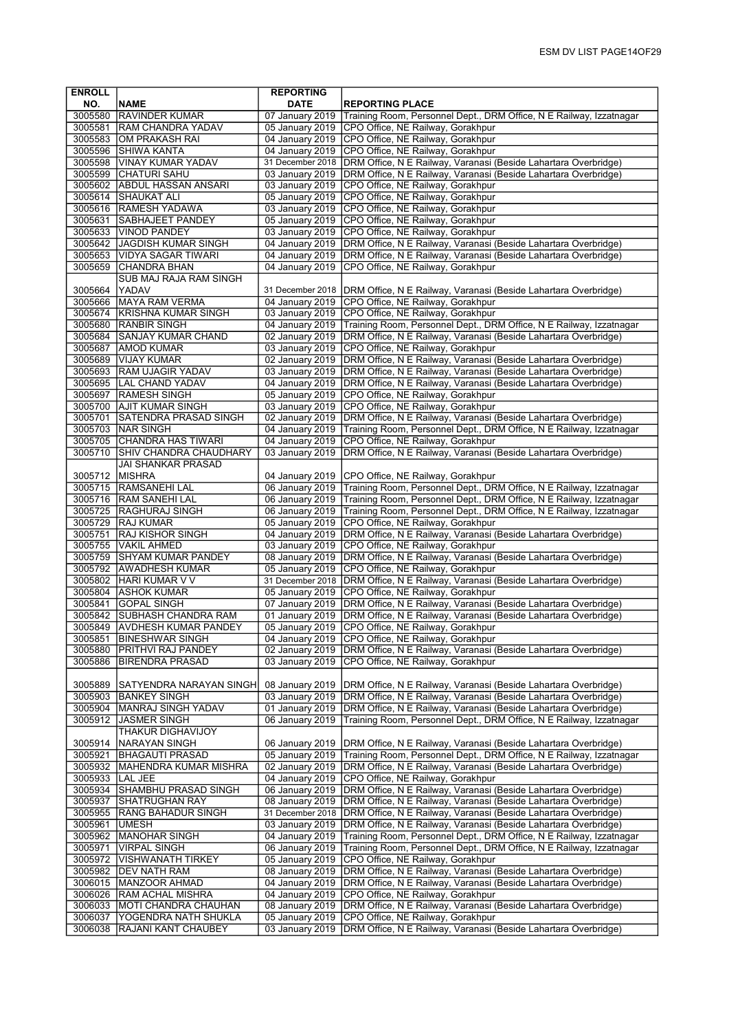| ENROLL NO. | NAME | REPORTING DATE | REPORTING PLACE |
|---|---|---|---|
| 3005580 | RAVINDER KUMAR | 07 January 2019 | Training Room, Personnel Dept., DRM Office, N E Railway, Izzatnagar |
| 3005581 | RAM CHANDRA YADAV | 05 January 2019 | CPO Office, NE Railway, Gorakhpur |
| 3005583 | OM PRAKASH RAI | 04 January 2019 | CPO Office, NE Railway, Gorakhpur |
| 3005596 | SHIWA KANTA | 04 January 2019 | CPO Office, NE Railway, Gorakhpur |
| 3005598 | VINAY KUMAR YADAV | 31 December 2018 | DRM Office, N E Railway, Varanasi (Beside Lahartara Overbridge) |
| 3005599 | CHATURI SAHU | 03 January 2019 | DRM Office, N E Railway, Varanasi (Beside Lahartara Overbridge) |
| 3005602 | ABDUL HASSAN ANSARI | 03 January 2019 | CPO Office, NE Railway, Gorakhpur |
| 3005614 | SHAUKAT ALI | 05 January 2019 | CPO Office, NE Railway, Gorakhpur |
| 3005616 | RAMESH YADAWA | 03 January 2019 | CPO Office, NE Railway, Gorakhpur |
| 3005631 | SABHAJEET PANDEY | 05 January 2019 | CPO Office, NE Railway, Gorakhpur |
| 3005633 | VINOD PANDEY | 03 January 2019 | CPO Office, NE Railway, Gorakhpur |
| 3005642 | JAGDISH KUMAR SINGH | 04 January 2019 | DRM Office, N E Railway, Varanasi (Beside Lahartara Overbridge) |
| 3005653 | VIDYA SAGAR TIWARI | 04 January 2019 | DRM Office, N E Railway, Varanasi (Beside Lahartara Overbridge) |
| 3005659 | CHANDRA BHAN | 04 January 2019 | CPO Office, NE Railway, Gorakhpur |
| 3005664 | SUB MAJ RAJA RAM SINGH YADAV | 31 December 2018 | DRM Office, N E Railway, Varanasi (Beside Lahartara Overbridge) |
| 3005666 | MAYA RAM VERMA | 04 January 2019 | CPO Office, NE Railway, Gorakhpur |
| 3005674 | KRISHNA KUMAR SINGH | 03 January 2019 | CPO Office, NE Railway, Gorakhpur |
| 3005680 | RANBIR SINGH | 04 January 2019 | Training Room, Personnel Dept., DRM Office, N E Railway, Izzatnagar |
| 3005684 | SANJAY KUMAR CHAND | 02 January 2019 | DRM Office, N E Railway, Varanasi (Beside Lahartara Overbridge) |
| 3005687 | AMOD KUMAR | 03 January 2019 | CPO Office, NE Railway, Gorakhpur |
| 3005689 | VIJAY KUMAR | 02 January 2019 | DRM Office, N E Railway, Varanasi (Beside Lahartara Overbridge) |
| 3005693 | RAM UJAGIR YADAV | 03 January 2019 | DRM Office, N E Railway, Varanasi (Beside Lahartara Overbridge) |
| 3005695 | LAL CHAND YADAV | 04 January 2019 | DRM Office, N E Railway, Varanasi (Beside Lahartara Overbridge) |
| 3005697 | RAMESH SINGH | 05 January 2019 | CPO Office, NE Railway, Gorakhpur |
| 3005700 | AJIT KUMAR SINGH | 03 January 2019 | CPO Office, NE Railway, Gorakhpur |
| 3005701 | SATENDRA PRASAD SINGH | 02 January 2019 | DRM Office, N E Railway, Varanasi (Beside Lahartara Overbridge) |
| 3005703 | NAR SINGH | 04 January 2019 | Training Room, Personnel Dept., DRM Office, N E Railway, Izzatnagar |
| 3005705 | CHANDRA HAS TIWARI | 04 January 2019 | CPO Office, NE Railway, Gorakhpur |
| 3005710 | SHIV CHANDRA CHAUDHARY | 03 January 2019 | DRM Office, N E Railway, Varanasi (Beside Lahartara Overbridge) |
| 3005712 | JAI SHANKAR PRASAD MISHRA | 04 January 2019 | CPO Office, NE Railway, Gorakhpur |
| 3005715 | RAMSANEHI LAL | 06 January 2019 | Training Room, Personnel Dept., DRM Office, N E Railway, Izzatnagar |
| 3005716 | RAM SANEHI LAL | 06 January 2019 | Training Room, Personnel Dept., DRM Office, N E Railway, Izzatnagar |
| 3005725 | RAGHURAJ SINGH | 06 January 2019 | Training Room, Personnel Dept., DRM Office, N E Railway, Izzatnagar |
| 3005729 | RAJ KUMAR | 05 January 2019 | CPO Office, NE Railway, Gorakhpur |
| 3005751 | RAJ KISHOR SINGH | 04 January 2019 | DRM Office, N E Railway, Varanasi (Beside Lahartara Overbridge) |
| 3005755 | VAKIL AHMED | 03 January 2019 | CPO Office, NE Railway, Gorakhpur |
| 3005759 | SHYAM KUMAR PANDEY | 08 January 2019 | DRM Office, N E Railway, Varanasi (Beside Lahartara Overbridge) |
| 3005792 | AWADHESH KUMAR | 05 January 2019 | CPO Office, NE Railway, Gorakhpur |
| 3005802 | HARI KUMAR V V | 31 December 2018 | DRM Office, N E Railway, Varanasi (Beside Lahartara Overbridge) |
| 3005804 | ASHOK KUMAR | 05 January 2019 | CPO Office, NE Railway, Gorakhpur |
| 3005841 | GOPAL SINGH | 07 January 2019 | DRM Office, N E Railway, Varanasi (Beside Lahartara Overbridge) |
| 3005842 | SUBHASH CHANDRA RAM | 01 January 2019 | DRM Office, N E Railway, Varanasi (Beside Lahartara Overbridge) |
| 3005849 | AVDHESH KUMAR PANDEY | 05 January 2019 | CPO Office, NE Railway, Gorakhpur |
| 3005851 | BINESHWAR SINGH | 04 January 2019 | CPO Office, NE Railway, Gorakhpur |
| 3005880 | PRITHVI RAJ PANDEY | 02 January 2019 | DRM Office, N E Railway, Varanasi (Beside Lahartara Overbridge) |
| 3005886 | BIRENDRA PRASAD | 03 January 2019 | CPO Office, NE Railway, Gorakhpur |
| 3005889 | SATYENDRA NARAYAN SINGH | 08 January 2019 | DRM Office, N E Railway, Varanasi (Beside Lahartara Overbridge) |
| 3005903 | BANKEY SINGH | 03 January 2019 | DRM Office, N E Railway, Varanasi (Beside Lahartara Overbridge) |
| 3005904 | MANRAJ SINGH YADAV | 01 January 2019 | DRM Office, N E Railway, Varanasi (Beside Lahartara Overbridge) |
| 3005912 | JASMER SINGH | 06 January 2019 | Training Room, Personnel Dept., DRM Office, N E Railway, Izzatnagar |
| 3005914 | THAKUR DIGHAVIJOY NARAYAN SINGH | 06 January 2019 | DRM Office, N E Railway, Varanasi (Beside Lahartara Overbridge) |
| 3005921 | BHAGAUTI PRASAD | 05 January 2019 | Training Room, Personnel Dept., DRM Office, N E Railway, Izzatnagar |
| 3005932 | MAHENDRA KUMAR MISHRA | 02 January 2019 | DRM Office, N E Railway, Varanasi (Beside Lahartara Overbridge) |
| 3005933 | LAL JEE | 04 January 2019 | CPO Office, NE Railway, Gorakhpur |
| 3005934 | SHAMBHU PRASAD SINGH | 06 January 2019 | DRM Office, N E Railway, Varanasi (Beside Lahartara Overbridge) |
| 3005937 | SHATRUGHAN RAY | 08 January 2019 | DRM Office, N E Railway, Varanasi (Beside Lahartara Overbridge) |
| 3005955 | RANG BAHADUR SINGH | 31 December 2018 | DRM Office, N E Railway, Varanasi (Beside Lahartara Overbridge) |
| 3005961 | UMESH | 03 January 2019 | DRM Office, N E Railway, Varanasi (Beside Lahartara Overbridge) |
| 3005962 | MANOHAR SINGH | 04 January 2019 | Training Room, Personnel Dept., DRM Office, N E Railway, Izzatnagar |
| 3005971 | VIRPAL SINGH | 06 January 2019 | Training Room, Personnel Dept., DRM Office, N E Railway, Izzatnagar |
| 3005972 | VISHWANATH TIRKEY | 05 January 2019 | CPO Office, NE Railway, Gorakhpur |
| 3005982 | DEV NATH RAM | 08 January 2019 | DRM Office, N E Railway, Varanasi (Beside Lahartara Overbridge) |
| 3006015 | MANZOOR AHMAD | 04 January 2019 | DRM Office, N E Railway, Varanasi (Beside Lahartara Overbridge) |
| 3006026 | RAM ACHAL MISHRA | 04 January 2019 | CPO Office, NE Railway, Gorakhpur |
| 3006033 | MOTI CHANDRA CHAUHAN | 08 January 2019 | DRM Office, N E Railway, Varanasi (Beside Lahartara Overbridge) |
| 3006037 | YOGENDRA NATH SHUKLA | 05 January 2019 | CPO Office, NE Railway, Gorakhpur |
| 3006038 | RAJANI KANT CHAUBEY | 03 January 2019 | DRM Office, N E Railway, Varanasi (Beside Lahartara Overbridge) |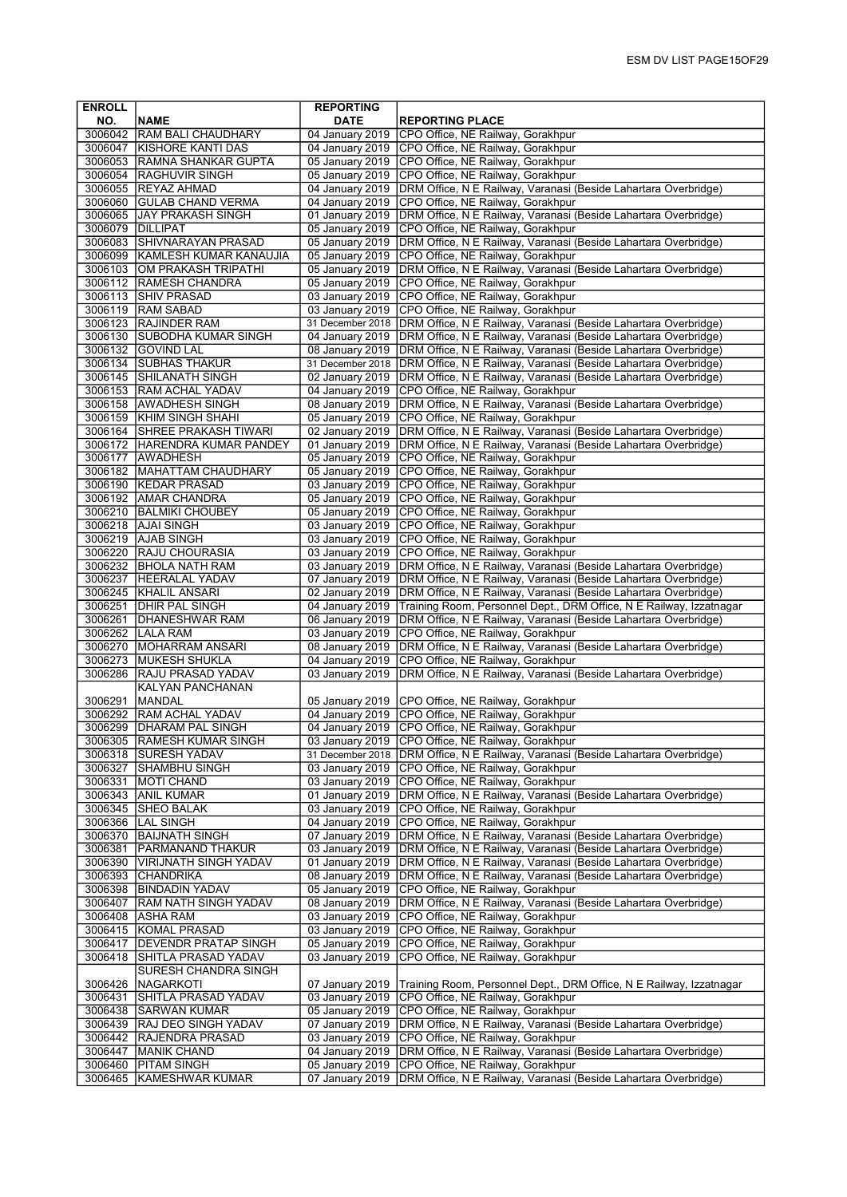| ENROLL NO. | NAME | REPORTING DATE | REPORTING PLACE |
|---|---|---|---|
| 3006042 | RAM BALI CHAUDHARY | 04 January 2019 | CPO Office, NE Railway, Gorakhpur |
| 3006047 | KISHORE KANTI DAS | 04 January 2019 | CPO Office, NE Railway, Gorakhpur |
| 3006053 | RAMNA SHANKAR GUPTA | 05 January 2019 | CPO Office, NE Railway, Gorakhpur |
| 3006054 | RAGHUVIR SINGH | 05 January 2019 | CPO Office, NE Railway, Gorakhpur |
| 3006055 | REYAZ AHMAD | 04 January 2019 | DRM Office, N E Railway, Varanasi (Beside Lahartara Overbridge) |
| 3006060 | GULAB CHAND VERMA | 04 January 2019 | CPO Office, NE Railway, Gorakhpur |
| 3006065 | JAY PRAKASH SINGH | 01 January 2019 | DRM Office, N E Railway, Varanasi (Beside Lahartara Overbridge) |
| 3006079 | DILLIPAT | 05 January 2019 | CPO Office, NE Railway, Gorakhpur |
| 3006083 | SHIVNARAYAN PRASAD | 05 January 2019 | DRM Office, N E Railway, Varanasi (Beside Lahartara Overbridge) |
| 3006099 | KAMLESH KUMAR KANAUJIA | 05 January 2019 | CPO Office, NE Railway, Gorakhpur |
| 3006103 | OM PRAKASH TRIPATHI | 05 January 2019 | DRM Office, N E Railway, Varanasi (Beside Lahartara Overbridge) |
| 3006112 | RAMESH CHANDRA | 05 January 2019 | CPO Office, NE Railway, Gorakhpur |
| 3006113 | SHIV PRASAD | 03 January 2019 | CPO Office, NE Railway, Gorakhpur |
| 3006119 | RAM SABAD | 03 January 2019 | CPO Office, NE Railway, Gorakhpur |
| 3006123 | RAJINDER RAM | 31 December 2018 | DRM Office, N E Railway, Varanasi (Beside Lahartara Overbridge) |
| 3006130 | SUBODHA KUMAR SINGH | 04 January 2019 | DRM Office, N E Railway, Varanasi (Beside Lahartara Overbridge) |
| 3006132 | GOVIND LAL | 08 January 2019 | DRM Office, N E Railway, Varanasi (Beside Lahartara Overbridge) |
| 3006134 | SUBHAS THAKUR | 31 December 2018 | DRM Office, N E Railway, Varanasi (Beside Lahartara Overbridge) |
| 3006145 | SHILANATH SINGH | 02 January 2019 | DRM Office, N E Railway, Varanasi (Beside Lahartara Overbridge) |
| 3006153 | RAM ACHAL YADAV | 04 January 2019 | CPO Office, NE Railway, Gorakhpur |
| 3006158 | AWADHESH SINGH | 08 January 2019 | DRM Office, N E Railway, Varanasi (Beside Lahartara Overbridge) |
| 3006159 | KHIM SINGH SHAHI | 05 January 2019 | CPO Office, NE Railway, Gorakhpur |
| 3006164 | SHREE PRAKASH TIWARI | 02 January 2019 | DRM Office, N E Railway, Varanasi (Beside Lahartara Overbridge) |
| 3006172 | HARENDRA KUMAR PANDEY | 01 January 2019 | DRM Office, N E Railway, Varanasi (Beside Lahartara Overbridge) |
| 3006177 | AWADHESH | 05 January 2019 | CPO Office, NE Railway, Gorakhpur |
| 3006182 | MAHATTAM CHAUDHARY | 05 January 2019 | CPO Office, NE Railway, Gorakhpur |
| 3006190 | KEDAR PRASAD | 03 January 2019 | CPO Office, NE Railway, Gorakhpur |
| 3006192 | AMAR CHANDRA | 05 January 2019 | CPO Office, NE Railway, Gorakhpur |
| 3006210 | BALMIKI CHOUBEY | 05 January 2019 | CPO Office, NE Railway, Gorakhpur |
| 3006218 | AJAI SINGH | 03 January 2019 | CPO Office, NE Railway, Gorakhpur |
| 3006219 | AJAB SINGH | 03 January 2019 | CPO Office, NE Railway, Gorakhpur |
| 3006220 | RAJU CHOURASIA | 03 January 2019 | CPO Office, NE Railway, Gorakhpur |
| 3006232 | BHOLA NATH RAM | 03 January 2019 | DRM Office, N E Railway, Varanasi (Beside Lahartara Overbridge) |
| 3006237 | HEERALAL YADAV | 07 January 2019 | DRM Office, N E Railway, Varanasi (Beside Lahartara Overbridge) |
| 3006245 | KHALIL ANSARI | 02 January 2019 | DRM Office, N E Railway, Varanasi (Beside Lahartara Overbridge) |
| 3006251 | DHIR PAL SINGH | 04 January 2019 | Training Room, Personnel Dept., DRM Office, N E Railway, Izzatnagar |
| 3006261 | DHANESHWAR RAM | 06 January 2019 | DRM Office, N E Railway, Varanasi (Beside Lahartara Overbridge) |
| 3006262 | LALA RAM | 03 January 2019 | CPO Office, NE Railway, Gorakhpur |
| 3006270 | MOHARRAM ANSARI | 08 January 2019 | DRM Office, N E Railway, Varanasi (Beside Lahartara Overbridge) |
| 3006273 | MUKESH SHUKLA | 04 January 2019 | CPO Office, NE Railway, Gorakhpur |
| 3006286 | RAJU PRASAD YADAV | 03 January 2019 | DRM Office, N E Railway, Varanasi (Beside Lahartara Overbridge) |
| 3006291 | KALYAN PANCHANAN MANDAL | 05 January 2019 | CPO Office, NE Railway, Gorakhpur |
| 3006292 | RAM ACHAL YADAV | 04 January 2019 | CPO Office, NE Railway, Gorakhpur |
| 3006299 | DHARAM PAL SINGH | 04 January 2019 | CPO Office, NE Railway, Gorakhpur |
| 3006305 | RAMESH KUMAR SINGH | 03 January 2019 | CPO Office, NE Railway, Gorakhpur |
| 3006318 | SURESH YADAV | 31 December 2018 | DRM Office, N E Railway, Varanasi (Beside Lahartara Overbridge) |
| 3006327 | SHAMBHU SINGH | 03 January 2019 | CPO Office, NE Railway, Gorakhpur |
| 3006331 | MOTI CHAND | 03 January 2019 | CPO Office, NE Railway, Gorakhpur |
| 3006343 | ANIL KUMAR | 01 January 2019 | DRM Office, N E Railway, Varanasi (Beside Lahartara Overbridge) |
| 3006345 | SHEO BALAK | 03 January 2019 | CPO Office, NE Railway, Gorakhpur |
| 3006366 | LAL SINGH | 04 January 2019 | CPO Office, NE Railway, Gorakhpur |
| 3006370 | BAIJNATH SINGH | 07 January 2019 | DRM Office, N E Railway, Varanasi (Beside Lahartara Overbridge) |
| 3006381 | PARMANAND THAKUR | 03 January 2019 | DRM Office, N E Railway, Varanasi (Beside Lahartara Overbridge) |
| 3006390 | VIRIJNATH SINGH YADAV | 01 January 2019 | DRM Office, N E Railway, Varanasi (Beside Lahartara Overbridge) |
| 3006393 | CHANDRIKA | 08 January 2019 | DRM Office, N E Railway, Varanasi (Beside Lahartara Overbridge) |
| 3006398 | BINDADIN YADAV | 05 January 2019 | CPO Office, NE Railway, Gorakhpur |
| 3006407 | RAM NATH SINGH YADAV | 08 January 2019 | DRM Office, N E Railway, Varanasi (Beside Lahartara Overbridge) |
| 3006408 | ASHA RAM | 03 January 2019 | CPO Office, NE Railway, Gorakhpur |
| 3006415 | KOMAL PRASAD | 03 January 2019 | CPO Office, NE Railway, Gorakhpur |
| 3006417 | DEVENDR PRATAP SINGH | 05 January 2019 | CPO Office, NE Railway, Gorakhpur |
| 3006418 | SHITLA PRASAD YADAV | 03 January 2019 | CPO Office, NE Railway, Gorakhpur |
| 3006426 | SURESH CHANDRA SINGH NAGARKOTI | 07 January 2019 | Training Room, Personnel Dept., DRM Office, N E Railway, Izzatnagar |
| 3006431 | SHITLA PRASAD YADAV | 03 January 2019 | CPO Office, NE Railway, Gorakhpur |
| 3006438 | SARWAN KUMAR | 05 January 2019 | CPO Office, NE Railway, Gorakhpur |
| 3006439 | RAJ DEO SINGH YADAV | 07 January 2019 | DRM Office, N E Railway, Varanasi (Beside Lahartara Overbridge) |
| 3006442 | RAJENDRA PRASAD | 03 January 2019 | CPO Office, NE Railway, Gorakhpur |
| 3006447 | MANIK CHAND | 04 January 2019 | DRM Office, N E Railway, Varanasi (Beside Lahartara Overbridge) |
| 3006460 | PITAM SINGH | 05 January 2019 | CPO Office, NE Railway, Gorakhpur |
| 3006465 | KAMESHWAR KUMAR | 07 January 2019 | DRM Office, N E Railway, Varanasi (Beside Lahartara Overbridge) |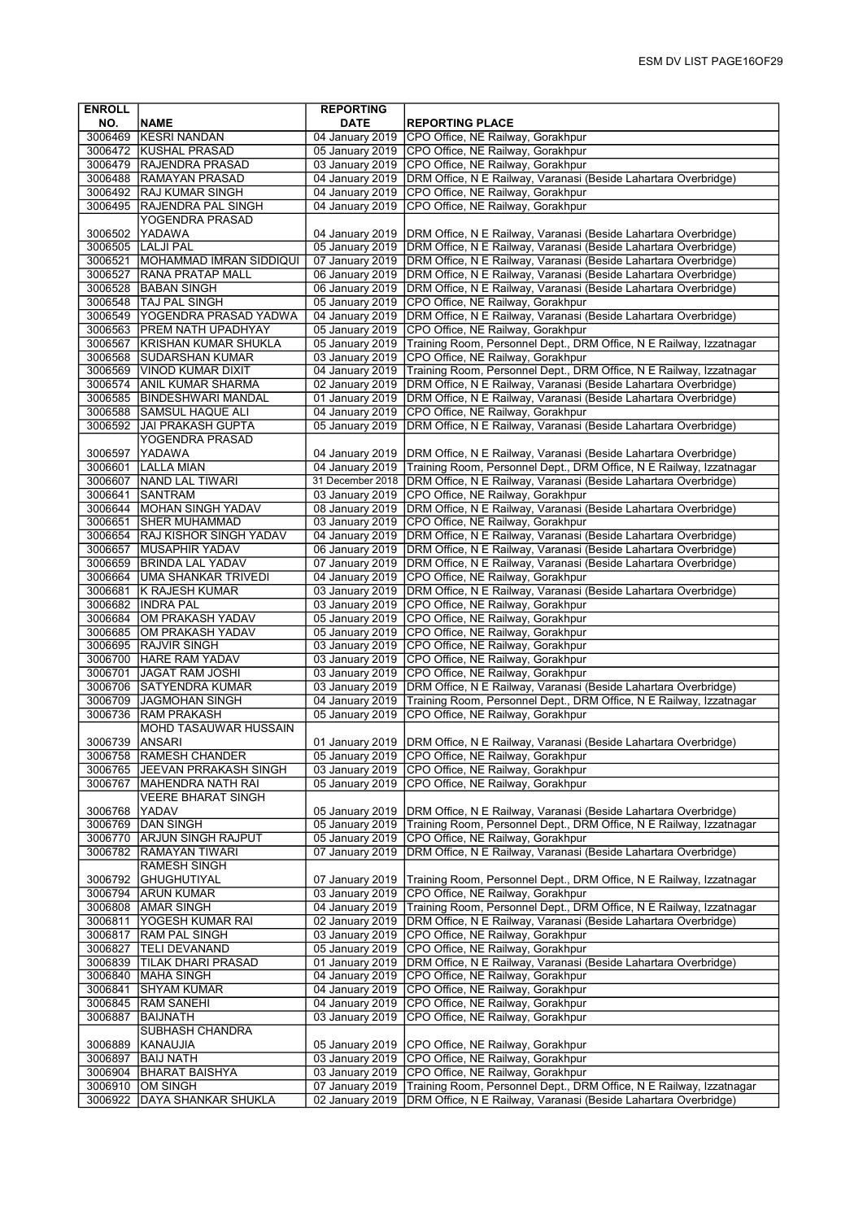| ENROLL NO. | NAME | REPORTING DATE | REPORTING PLACE |
|---|---|---|---|
| 3006469 | KESRI NANDAN | 04 January 2019 | CPO Office, NE Railway, Gorakhpur |
| 3006472 | KUSHAL PRASAD | 05 January 2019 | CPO Office, NE Railway, Gorakhpur |
| 3006479 | RAJENDRA PRASAD | 03 January 2019 | CPO Office, NE Railway, Gorakhpur |
| 3006488 | RAMAYAN PRASAD | 04 January 2019 | DRM Office, N E Railway, Varanasi (Beside Lahartara Overbridge) |
| 3006492 | RAJ KUMAR SINGH | 04 January 2019 | CPO Office, NE Railway, Gorakhpur |
| 3006495 | RAJENDRA PAL SINGH | 04 January 2019 | CPO Office, NE Railway, Gorakhpur |
| 3006502 | YOGENDRA PRASAD YADAWA | 04 January 2019 | DRM Office, N E Railway, Varanasi (Beside Lahartara Overbridge) |
| 3006505 | LALJI PAL | 05 January 2019 | DRM Office, N E Railway, Varanasi (Beside Lahartara Overbridge) |
| 3006521 | MOHAMMAD IMRAN SIDDIQUI | 07 January 2019 | DRM Office, N E Railway, Varanasi (Beside Lahartara Overbridge) |
| 3006527 | RANA PRATAP MALL | 06 January 2019 | DRM Office, N E Railway, Varanasi (Beside Lahartara Overbridge) |
| 3006528 | BABAN SINGH | 06 January 2019 | DRM Office, N E Railway, Varanasi (Beside Lahartara Overbridge) |
| 3006548 | TAJ PAL SINGH | 05 January 2019 | CPO Office, NE Railway, Gorakhpur |
| 3006549 | YOGENDRA PRASAD YADWA | 04 January 2019 | DRM Office, N E Railway, Varanasi (Beside Lahartara Overbridge) |
| 3006563 | PREM NATH UPADHYAY | 05 January 2019 | CPO Office, NE Railway, Gorakhpur |
| 3006567 | KRISHAN KUMAR SHUKLA | 05 January 2019 | Training Room, Personnel Dept., DRM Office, N E Railway, Izzatnagar |
| 3006568 | SUDARSHAN KUMAR | 03 January 2019 | CPO Office, NE Railway, Gorakhpur |
| 3006569 | VINOD KUMAR DIXIT | 04 January 2019 | Training Room, Personnel Dept., DRM Office, N E Railway, Izzatnagar |
| 3006574 | ANIL KUMAR SHARMA | 02 January 2019 | DRM Office, N E Railway, Varanasi (Beside Lahartara Overbridge) |
| 3006585 | BINDESHWARI MANDAL | 01 January 2019 | DRM Office, N E Railway, Varanasi (Beside Lahartara Overbridge) |
| 3006588 | SAMSUL HAQUE ALI | 04 January 2019 | CPO Office, NE Railway, Gorakhpur |
| 3006592 | JAI PRAKASH GUPTA | 05 January 2019 | DRM Office, N E Railway, Varanasi (Beside Lahartara Overbridge) |
| 3006597 | YOGENDRA PRASAD YADAWA | 04 January 2019 | DRM Office, N E Railway, Varanasi (Beside Lahartara Overbridge) |
| 3006601 | LALLA MIAN | 04 January 2019 | Training Room, Personnel Dept., DRM Office, N E Railway, Izzatnagar |
| 3006607 | NAND LAL TIWARI | 31 December 2018 | DRM Office, N E Railway, Varanasi (Beside Lahartara Overbridge) |
| 3006641 | SANTRAM | 03 January 2019 | CPO Office, NE Railway, Gorakhpur |
| 3006644 | MOHAN SINGH YADAV | 08 January 2019 | DRM Office, N E Railway, Varanasi (Beside Lahartara Overbridge) |
| 3006651 | SHER MUHAMMAD | 03 January 2019 | CPO Office, NE Railway, Gorakhpur |
| 3006654 | RAJ KISHOR SINGH YADAV | 04 January 2019 | DRM Office, N E Railway, Varanasi (Beside Lahartara Overbridge) |
| 3006657 | MUSAPHIR YADAV | 06 January 2019 | DRM Office, N E Railway, Varanasi (Beside Lahartara Overbridge) |
| 3006659 | BRINDA LAL YADAV | 07 January 2019 | DRM Office, N E Railway, Varanasi (Beside Lahartara Overbridge) |
| 3006664 | UMA SHANKAR TRIVEDI | 04 January 2019 | CPO Office, NE Railway, Gorakhpur |
| 3006681 | K RAJESH KUMAR | 03 January 2019 | DRM Office, N E Railway, Varanasi (Beside Lahartara Overbridge) |
| 3006682 | INDRA PAL | 03 January 2019 | CPO Office, NE Railway, Gorakhpur |
| 3006684 | OM PRAKASH YADAV | 05 January 2019 | CPO Office, NE Railway, Gorakhpur |
| 3006685 | OM PRAKASH YADAV | 05 January 2019 | CPO Office, NE Railway, Gorakhpur |
| 3006695 | RAJVIR SINGH | 03 January 2019 | CPO Office, NE Railway, Gorakhpur |
| 3006700 | HARE RAM YADAV | 03 January 2019 | CPO Office, NE Railway, Gorakhpur |
| 3006701 | JAGAT RAM JOSHI | 03 January 2019 | CPO Office, NE Railway, Gorakhpur |
| 3006706 | SATYENDRA KUMAR | 03 January 2019 | DRM Office, N E Railway, Varanasi (Beside Lahartara Overbridge) |
| 3006709 | JAGMOHAN SINGH | 04 January 2019 | Training Room, Personnel Dept., DRM Office, N E Railway, Izzatnagar |
| 3006736 | RAM PRAKASH | 05 January 2019 | CPO Office, NE Railway, Gorakhpur |
| 3006739 | MOHD TASAUWAR HUSSAIN ANSARI | 01 January 2019 | DRM Office, N E Railway, Varanasi (Beside Lahartara Overbridge) |
| 3006758 | RAMESH CHANDER | 05 January 2019 | CPO Office, NE Railway, Gorakhpur |
| 3006765 | JEEVAN PRRAKASH SINGH | 03 January 2019 | CPO Office, NE Railway, Gorakhpur |
| 3006767 | MAHENDRA NATH RAI | 05 January 2019 | CPO Office, NE Railway, Gorakhpur |
| 3006768 | VEERE BHARAT SINGH YADAV | 05 January 2019 | DRM Office, N E Railway, Varanasi (Beside Lahartara Overbridge) |
| 3006769 | DAN SINGH | 05 January 2019 | Training Room, Personnel Dept., DRM Office, N E Railway, Izzatnagar |
| 3006770 | ARJUN SINGH RAJPUT | 05 January 2019 | CPO Office, NE Railway, Gorakhpur |
| 3006782 | RAMAYAN TIWARI | 07 January 2019 | DRM Office, N E Railway, Varanasi (Beside Lahartara Overbridge) |
| 3006792 | RAMESH SINGH GHUGHUTIYAL | 07 January 2019 | Training Room, Personnel Dept., DRM Office, N E Railway, Izzatnagar |
| 3006794 | ARUN KUMAR | 03 January 2019 | CPO Office, NE Railway, Gorakhpur |
| 3006808 | AMAR SINGH | 04 January 2019 | Training Room, Personnel Dept., DRM Office, N E Railway, Izzatnagar |
| 3006811 | YOGESH KUMAR RAI | 02 January 2019 | DRM Office, N E Railway, Varanasi (Beside Lahartara Overbridge) |
| 3006817 | RAM PAL SINGH | 03 January 2019 | CPO Office, NE Railway, Gorakhpur |
| 3006827 | TELI DEVANAND | 05 January 2019 | CPO Office, NE Railway, Gorakhpur |
| 3006839 | TILAK DHARI PRASAD | 01 January 2019 | DRM Office, N E Railway, Varanasi (Beside Lahartara Overbridge) |
| 3006840 | MAHA SINGH | 04 January 2019 | CPO Office, NE Railway, Gorakhpur |
| 3006841 | SHYAM KUMAR | 04 January 2019 | CPO Office, NE Railway, Gorakhpur |
| 3006845 | RAM SANEHI | 04 January 2019 | CPO Office, NE Railway, Gorakhpur |
| 3006887 | BAIJNATH | 03 January 2019 | CPO Office, NE Railway, Gorakhpur |
| 3006889 | SUBHASH CHANDRA KANAUJIA | 05 January 2019 | CPO Office, NE Railway, Gorakhpur |
| 3006897 | BAIJ NATH | 03 January 2019 | CPO Office, NE Railway, Gorakhpur |
| 3006904 | BHARAT BAISHYA | 03 January 2019 | CPO Office, NE Railway, Gorakhpur |
| 3006910 | OM SINGH | 07 January 2019 | Training Room, Personnel Dept., DRM Office, N E Railway, Izzatnagar |
| 3006922 | DAYA SHANKAR SHUKLA | 02 January 2019 | DRM Office, N E Railway, Varanasi (Beside Lahartara Overbridge) |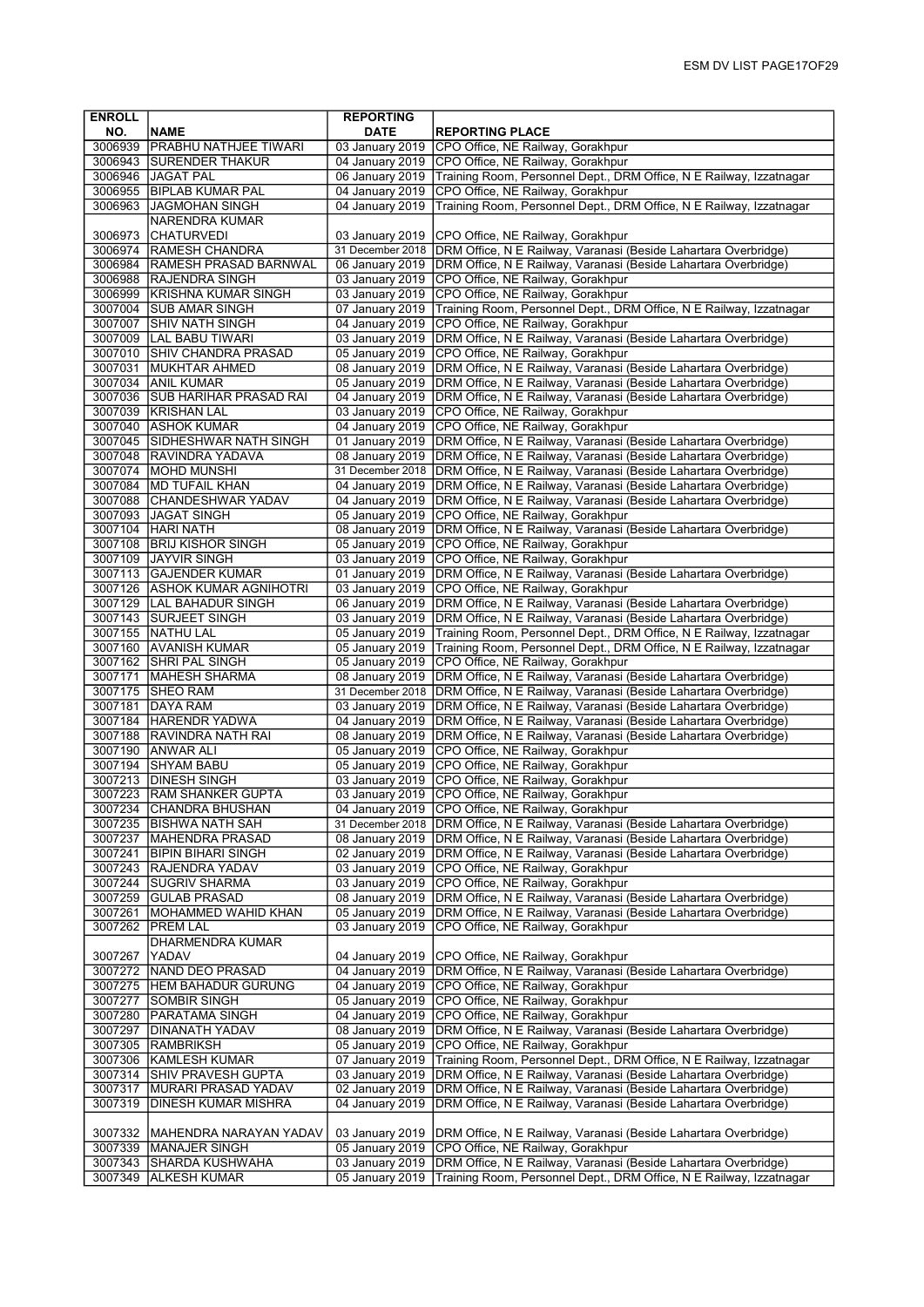| ENROLL NO. | NAME | REPORTING DATE | REPORTING PLACE |
|---|---|---|---|
| 3006939 | PRABHU NATHJEE TIWARI | 03 January 2019 | CPO Office, NE Railway, Gorakhpur |
| 3006943 | SURENDER THAKUR | 04 January 2019 | CPO Office, NE Railway, Gorakhpur |
| 3006946 | JAGAT PAL | 06 January 2019 | Training Room, Personnel Dept., DRM Office, N E Railway, Izzatnagar |
| 3006955 | BIPLAB KUMAR PAL | 04 January 2019 | CPO Office, NE Railway, Gorakhpur |
| 3006963 | JAGMOHAN SINGH | 04 January 2019 | Training Room, Personnel Dept., DRM Office, N E Railway, Izzatnagar |
| 3006973 | NARENDRA KUMAR CHATURVEDI | 03 January 2019 | CPO Office, NE Railway, Gorakhpur |
| 3006974 | RAMESH CHANDRA | 31 December 2018 | DRM Office, N E Railway, Varanasi (Beside Lahartara Overbridge) |
| 3006984 | RAMESH PRASAD BARNWAL | 06 January 2019 | DRM Office, N E Railway, Varanasi (Beside Lahartara Overbridge) |
| 3006988 | RAJENDRA SINGH | 03 January 2019 | CPO Office, NE Railway, Gorakhpur |
| 3006999 | KRISHNA KUMAR SINGH | 03 January 2019 | CPO Office, NE Railway, Gorakhpur |
| 3007004 | SUB AMAR SINGH | 07 January 2019 | Training Room, Personnel Dept., DRM Office, N E Railway, Izzatnagar |
| 3007007 | SHIV NATH SINGH | 04 January 2019 | CPO Office, NE Railway, Gorakhpur |
| 3007009 | LAL BABU TIWARI | 03 January 2019 | DRM Office, N E Railway, Varanasi (Beside Lahartara Overbridge) |
| 3007010 | SHIV CHANDRA PRASAD | 05 January 2019 | CPO Office, NE Railway, Gorakhpur |
| 3007031 | MUKHTAR AHMED | 08 January 2019 | DRM Office, N E Railway, Varanasi (Beside Lahartara Overbridge) |
| 3007034 | ANIL KUMAR | 05 January 2019 | DRM Office, N E Railway, Varanasi (Beside Lahartara Overbridge) |
| 3007036 | SUB HARIHAR PRASAD RAI | 04 January 2019 | DRM Office, N E Railway, Varanasi (Beside Lahartara Overbridge) |
| 3007039 | KRISHAN LAL | 03 January 2019 | CPO Office, NE Railway, Gorakhpur |
| 3007040 | ASHOK KUMAR | 04 January 2019 | CPO Office, NE Railway, Gorakhpur |
| 3007045 | SIDHESHWAR NATH SINGH | 01 January 2019 | DRM Office, N E Railway, Varanasi (Beside Lahartara Overbridge) |
| 3007048 | RAVINDRA YADAVA | 08 January 2019 | DRM Office, N E Railway, Varanasi (Beside Lahartara Overbridge) |
| 3007074 | MOHD MUNSHI | 31 December 2018 | DRM Office, N E Railway, Varanasi (Beside Lahartara Overbridge) |
| 3007084 | MD TUFAIL KHAN | 04 January 2019 | DRM Office, N E Railway, Varanasi (Beside Lahartara Overbridge) |
| 3007088 | CHANDESHWAR YADAV | 04 January 2019 | DRM Office, N E Railway, Varanasi (Beside Lahartara Overbridge) |
| 3007093 | JAGAT SINGH | 05 January 2019 | CPO Office, NE Railway, Gorakhpur |
| 3007104 | HARI NATH | 08 January 2019 | DRM Office, N E Railway, Varanasi (Beside Lahartara Overbridge) |
| 3007108 | BRIJ KISHOR SINGH | 05 January 2019 | CPO Office, NE Railway, Gorakhpur |
| 3007109 | JAYVIR SINGH | 03 January 2019 | CPO Office, NE Railway, Gorakhpur |
| 3007113 | GAJENDER KUMAR | 01 January 2019 | DRM Office, N E Railway, Varanasi (Beside Lahartara Overbridge) |
| 3007126 | ASHOK KUMAR AGNIHOTRI | 03 January 2019 | CPO Office, NE Railway, Gorakhpur |
| 3007129 | LAL BAHADUR SINGH | 06 January 2019 | DRM Office, N E Railway, Varanasi (Beside Lahartara Overbridge) |
| 3007143 | SURJEET SINGH | 03 January 2019 | DRM Office, N E Railway, Varanasi (Beside Lahartara Overbridge) |
| 3007155 | NATHU LAL | 05 January 2019 | Training Room, Personnel Dept., DRM Office, N E Railway, Izzatnagar |
| 3007160 | AVANISH KUMAR | 05 January 2019 | Training Room, Personnel Dept., DRM Office, N E Railway, Izzatnagar |
| 3007162 | SHRI PAL SINGH | 05 January 2019 | CPO Office, NE Railway, Gorakhpur |
| 3007171 | MAHESH SHARMA | 08 January 2019 | DRM Office, N E Railway, Varanasi (Beside Lahartara Overbridge) |
| 3007175 | SHEO RAM | 31 December 2018 | DRM Office, N E Railway, Varanasi (Beside Lahartara Overbridge) |
| 3007181 | DAYA RAM | 03 January 2019 | DRM Office, N E Railway, Varanasi (Beside Lahartara Overbridge) |
| 3007184 | HARENDR YADWA | 04 January 2019 | DRM Office, N E Railway, Varanasi (Beside Lahartara Overbridge) |
| 3007188 | RAVINDRA NATH RAI | 08 January 2019 | DRM Office, N E Railway, Varanasi (Beside Lahartara Overbridge) |
| 3007190 | ANWAR ALI | 05 January 2019 | CPO Office, NE Railway, Gorakhpur |
| 3007194 | SHYAM BABU | 05 January 2019 | CPO Office, NE Railway, Gorakhpur |
| 3007213 | DINESH SINGH | 03 January 2019 | CPO Office, NE Railway, Gorakhpur |
| 3007223 | RAM SHANKER GUPTA | 03 January 2019 | CPO Office, NE Railway, Gorakhpur |
| 3007234 | CHANDRA BHUSHAN | 04 January 2019 | CPO Office, NE Railway, Gorakhpur |
| 3007235 | BISHWA NATH SAH | 31 December 2018 | DRM Office, N E Railway, Varanasi (Beside Lahartara Overbridge) |
| 3007237 | MAHENDRA PRASAD | 08 January 2019 | DRM Office, N E Railway, Varanasi (Beside Lahartara Overbridge) |
| 3007241 | BIPIN BIHARI SINGH | 02 January 2019 | DRM Office, N E Railway, Varanasi (Beside Lahartara Overbridge) |
| 3007243 | RAJENDRA YADAV | 03 January 2019 | CPO Office, NE Railway, Gorakhpur |
| 3007244 | SUGRIV SHARMA | 03 January 2019 | CPO Office, NE Railway, Gorakhpur |
| 3007259 | GULAB PRASAD | 08 January 2019 | DRM Office, N E Railway, Varanasi (Beside Lahartara Overbridge) |
| 3007261 | MOHAMMED WAHID KHAN | 05 January 2019 | DRM Office, N E Railway, Varanasi (Beside Lahartara Overbridge) |
| 3007262 | PREM LAL | 03 January 2019 | CPO Office, NE Railway, Gorakhpur |
| 3007267 | DHARMENDRA KUMAR YADAV | 04 January 2019 | CPO Office, NE Railway, Gorakhpur |
| 3007272 | NAND DEO PRASAD | 04 January 2019 | DRM Office, N E Railway, Varanasi (Beside Lahartara Overbridge) |
| 3007275 | HEM BAHADUR GURUNG | 04 January 2019 | CPO Office, NE Railway, Gorakhpur |
| 3007277 | SOMBIR SINGH | 05 January 2019 | CPO Office, NE Railway, Gorakhpur |
| 3007280 | PARATAMA SINGH | 04 January 2019 | CPO Office, NE Railway, Gorakhpur |
| 3007297 | DINANATH YADAV | 08 January 2019 | DRM Office, N E Railway, Varanasi (Beside Lahartara Overbridge) |
| 3007305 | RAMBRIKSH | 05 January 2019 | CPO Office, NE Railway, Gorakhpur |
| 3007306 | KAMLESH KUMAR | 07 January 2019 | Training Room, Personnel Dept., DRM Office, N E Railway, Izzatnagar |
| 3007314 | SHIV PRAVESH GUPTA | 03 January 2019 | DRM Office, N E Railway, Varanasi (Beside Lahartara Overbridge) |
| 3007317 | MURARI PRASAD YADAV | 02 January 2019 | DRM Office, N E Railway, Varanasi (Beside Lahartara Overbridge) |
| 3007319 | DINESH KUMAR MISHRA | 04 January 2019 | DRM Office, N E Railway, Varanasi (Beside Lahartara Overbridge) |
| 3007332 | MAHENDRA NARAYAN YADAV | 03 January 2019 | DRM Office, N E Railway, Varanasi (Beside Lahartara Overbridge) |
| 3007339 | MANAJER SINGH | 05 January 2019 | CPO Office, NE Railway, Gorakhpur |
| 3007343 | SHARDA KUSHWAHA | 03 January 2019 | DRM Office, N E Railway, Varanasi (Beside Lahartara Overbridge) |
| 3007349 | ALKESH KUMAR | 05 January 2019 | Training Room, Personnel Dept., DRM Office, N E Railway, Izzatnagar |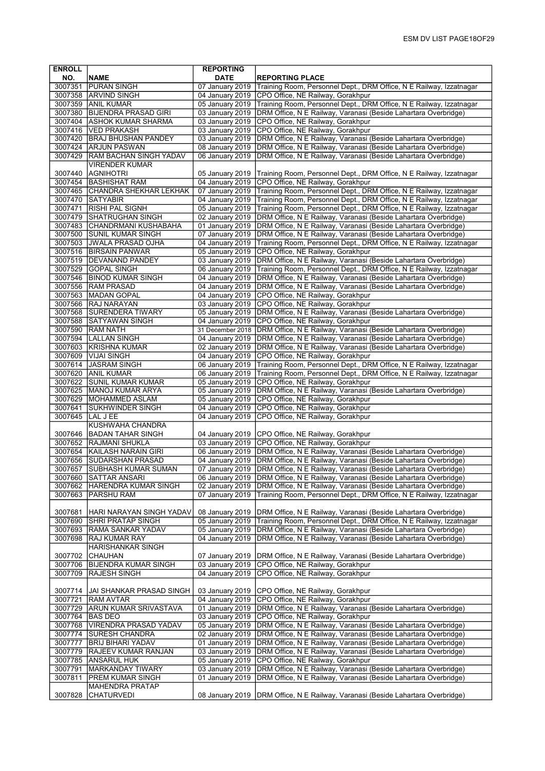| ENROLL NO. | NAME | REPORTING DATE | REPORTING PLACE |
|---|---|---|---|
| 3007351 | PURAN SINGH | 07 January 2019 | Training Room, Personnel Dept., DRM Office, N E Railway, Izzatnagar |
| 3007358 | ARVIND SINGH | 04 January 2019 | CPO Office, NE Railway, Gorakhpur |
| 3007359 | ANIL KUMAR | 05 January 2019 | Training Room, Personnel Dept., DRM Office, N E Railway, Izzatnagar |
| 3007380 | BIJENDRA PRASAD GIRI | 03 January 2019 | DRM Office, N E Railway, Varanasi (Beside Lahartara Overbridge) |
| 3007404 | ASHOK KUMAR SHARMA | 03 January 2019 | CPO Office, NE Railway, Gorakhpur |
| 3007416 | VED PRAKASH | 03 January 2019 | CPO Office, NE Railway, Gorakhpur |
| 3007420 | BRAJ BHUSHAN PANDEY | 03 January 2019 | DRM Office, N E Railway, Varanasi (Beside Lahartara Overbridge) |
| 3007424 | ARJUN PASWAN | 08 January 2019 | DRM Office, N E Railway, Varanasi (Beside Lahartara Overbridge) |
| 3007429 | RAM BACHAN SINGH YADAV | 06 January 2019 | DRM Office, N E Railway, Varanasi (Beside Lahartara Overbridge) |
| 3007440 | VIRENDER KUMAR AGNIHOTRI | 05 January 2019 | Training Room, Personnel Dept., DRM Office, N E Railway, Izzatnagar |
| 3007454 | BASHISHAT RAM | 04 January 2019 | CPO Office, NE Railway, Gorakhpur |
| 3007465 | CHANDRA SHEKHAR LEKHAK | 07 January 2019 | Training Room, Personnel Dept., DRM Office, N E Railway, Izzatnagar |
| 3007470 | SATYABIR | 04 January 2019 | Training Room, Personnel Dept., DRM Office, N E Railway, Izzatnagar |
| 3007471 | RISHI PAL SIGNH | 05 January 2019 | Training Room, Personnel Dept., DRM Office, N E Railway, Izzatnagar |
| 3007479 | SHATRUGHAN SINGH | 02 January 2019 | DRM Office, N E Railway, Varanasi (Beside Lahartara Overbridge) |
| 3007483 | CHANDRMANI KUSHABAHA | 01 January 2019 | DRM Office, N E Railway, Varanasi (Beside Lahartara Overbridge) |
| 3007500 | SUNIL KUMAR SINGH | 07 January 2019 | DRM Office, N E Railway, Varanasi (Beside Lahartara Overbridge) |
| 3007503 | JWALA PRASAD OJHA | 04 January 2019 | Training Room, Personnel Dept., DRM Office, N E Railway, Izzatnagar |
| 3007516 | BIRSAIN PANWAR | 05 January 2019 | CPO Office, NE Railway, Gorakhpur |
| 3007519 | DEVANAND PANDEY | 03 January 2019 | DRM Office, N E Railway, Varanasi (Beside Lahartara Overbridge) |
| 3007529 | GOPAL SINGH | 06 January 2019 | Training Room, Personnel Dept., DRM Office, N E Railway, Izzatnagar |
| 3007546 | BINOD KUMAR SINGH | 04 January 2019 | DRM Office, N E Railway, Varanasi (Beside Lahartara Overbridge) |
| 3007556 | RAM PRASAD | 04 January 2019 | DRM Office, N E Railway, Varanasi (Beside Lahartara Overbridge) |
| 3007563 | MADAN GOPAL | 04 January 2019 | CPO Office, NE Railway, Gorakhpur |
| 3007566 | RAJ NARAYAN | 03 January 2019 | CPO Office, NE Railway, Gorakhpur |
| 3007568 | SURENDERA TIWARY | 05 January 2019 | DRM Office, N E Railway, Varanasi (Beside Lahartara Overbridge) |
| 3007588 | SATYAWAN SINGH | 04 January 2019 | CPO Office, NE Railway, Gorakhpur |
| 3007590 | RAM NATH | 31 December 2018 | DRM Office, N E Railway, Varanasi (Beside Lahartara Overbridge) |
| 3007594 | LALLAN SINGH | 04 January 2019 | DRM Office, N E Railway, Varanasi (Beside Lahartara Overbridge) |
| 3007603 | KRISHNA KUMAR | 02 January 2019 | DRM Office, N E Railway, Varanasi (Beside Lahartara Overbridge) |
| 3007609 | VIJAI SINGH | 04 January 2019 | CPO Office, NE Railway, Gorakhpur |
| 3007614 | JASRAM SINGH | 06 January 2019 | Training Room, Personnel Dept., DRM Office, N E Railway, Izzatnagar |
| 3007620 | ANIL KUMAR | 06 January 2019 | Training Room, Personnel Dept., DRM Office, N E Railway, Izzatnagar |
| 3007622 | SUNIL KUMAR KUMAR | 05 January 2019 | CPO Office, NE Railway, Gorakhpur |
| 3007625 | MANOJ KUMAR ARYA | 05 January 2019 | DRM Office, N E Railway, Varanasi (Beside Lahartara Overbridge) |
| 3007629 | MOHAMMED ASLAM | 05 January 2019 | CPO Office, NE Railway, Gorakhpur |
| 3007641 | SUKHWINDER SINGH | 04 January 2019 | CPO Office, NE Railway, Gorakhpur |
| 3007645 | LAL J EE | 04 January 2019 | CPO Office, NE Railway, Gorakhpur |
| 3007646 | KUSHWAHA CHANDRA BADAN TAHAR SINGH | 04 January 2019 | CPO Office, NE Railway, Gorakhpur |
| 3007652 | RAJMANI SHUKLA | 03 January 2019 | CPO Office, NE Railway, Gorakhpur |
| 3007654 | KAILASH NARAIN GIRI | 06 January 2019 | DRM Office, N E Railway, Varanasi (Beside Lahartara Overbridge) |
| 3007656 | SUDARSHAN PRASAD | 04 January 2019 | DRM Office, N E Railway, Varanasi (Beside Lahartara Overbridge) |
| 3007657 | SUBHASH KUMAR SUMAN | 07 January 2019 | DRM Office, N E Railway, Varanasi (Beside Lahartara Overbridge) |
| 3007660 | SATTAR ANSARI | 06 January 2019 | DRM Office, N E Railway, Varanasi (Beside Lahartara Overbridge) |
| 3007662 | HARENDRA KUMAR SINGH | 02 January 2019 | DRM Office, N E Railway, Varanasi (Beside Lahartara Overbridge) |
| 3007663 | PARSHU RAM | 07 January 2019 | Training Room, Personnel Dept., DRM Office, N E Railway, Izzatnagar |
| 3007681 | HARI NARAYAN SINGH YADAV | 08 January 2019 | DRM Office, N E Railway, Varanasi (Beside Lahartara Overbridge) |
| 3007690 | SHRI PRATAP SINGH | 05 January 2019 | Training Room, Personnel Dept., DRM Office, N E Railway, Izzatnagar |
| 3007693 | RAMA SANKAR YADAV | 05 January 2019 | DRM Office, N E Railway, Varanasi (Beside Lahartara Overbridge) |
| 3007698 | RAJ KUMAR RAY | 04 January 2019 | DRM Office, N E Railway, Varanasi (Beside Lahartara Overbridge) |
| 3007702 | HARISHANKAR SINGH CHAUHAN | 07 January 2019 | DRM Office, N E Railway, Varanasi (Beside Lahartara Overbridge) |
| 3007706 | BIJENDRA KUMAR SINGH | 03 January 2019 | CPO Office, NE Railway, Gorakhpur |
| 3007709 | RAJESH SINGH | 04 January 2019 | CPO Office, NE Railway, Gorakhpur |
| 3007714 | JAI SHANKAR PRASAD SINGH | 03 January 2019 | CPO Office, NE Railway, Gorakhpur |
| 3007721 | RAM AVTAR | 04 January 2019 | CPO Office, NE Railway, Gorakhpur |
| 3007729 | ARUN KUMAR SRIVASTAVA | 01 January 2019 | DRM Office, N E Railway, Varanasi (Beside Lahartara Overbridge) |
| 3007764 | BAS DEO | 03 January 2019 | CPO Office, NE Railway, Gorakhpur |
| 3007768 | VIRENDRA PRASAD YADAV | 05 January 2019 | DRM Office, N E Railway, Varanasi (Beside Lahartara Overbridge) |
| 3007774 | SURESH CHANDRA | 02 January 2019 | DRM Office, N E Railway, Varanasi (Beside Lahartara Overbridge) |
| 3007777 | BRIJ BIHARI YADAV | 01 January 2019 | DRM Office, N E Railway, Varanasi (Beside Lahartara Overbridge) |
| 3007779 | RAJEEV KUMAR RANJAN | 03 January 2019 | DRM Office, N E Railway, Varanasi (Beside Lahartara Overbridge) |
| 3007785 | ANSARUL HUK | 05 January 2019 | CPO Office, NE Railway, Gorakhpur |
| 3007791 | MARKANDAY TIWARY | 03 January 2019 | DRM Office, N E Railway, Varanasi (Beside Lahartara Overbridge) |
| 3007811 | PREM KUMAR SINGH | 01 January 2019 | DRM Office, N E Railway, Varanasi (Beside Lahartara Overbridge) |
| 3007828 | MAHENDRA PRATAP CHATURVEDI | 08 January 2019 | DRM Office, N E Railway, Varanasi (Beside Lahartara Overbridge) |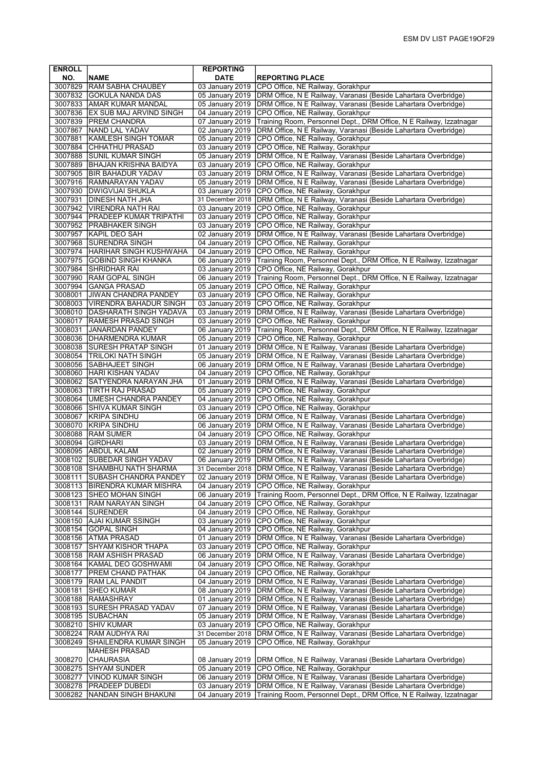| ENROLL NO. | NAME | REPORTING DATE | REPORTING PLACE |
|---|---|---|---|
| 3007829 | RAM SABHA CHAUBEY | 03 January 2019 | CPO Office, NE Railway, Gorakhpur |
| 3007832 | GOKULA NANDA DAS | 05 January 2019 | DRM Office, N E Railway, Varanasi (Beside Lahartara Overbridge) |
| 3007833 | AMAR KUMAR MANDAL | 05 January 2019 | DRM Office, N E Railway, Varanasi (Beside Lahartara Overbridge) |
| 3007836 | EX SUB MAJ ARVIND SINGH | 04 January 2019 | CPO Office, NE Railway, Gorakhpur |
| 3007839 | PREM CHANDRA | 07 January 2019 | Training Room, Personnel Dept., DRM Office, N E Railway, Izzatnagar |
| 3007867 | NAND LAL YADAV | 02 January 2019 | DRM Office, N E Railway, Varanasi (Beside Lahartara Overbridge) |
| 3007881 | KAMLESH SINGH TOMAR | 05 January 2019 | CPO Office, NE Railway, Gorakhpur |
| 3007884 | CHHATHU PRASAD | 03 January 2019 | CPO Office, NE Railway, Gorakhpur |
| 3007888 | SUNIL KUMAR SINGH | 05 January 2019 | DRM Office, N E Railway, Varanasi (Beside Lahartara Overbridge) |
| 3007889 | BHAJAN KRISHNA BAIDYA | 03 January 2019 | CPO Office, NE Railway, Gorakhpur |
| 3007905 | BIR BAHADUR YADAV | 03 January 2019 | DRM Office, N E Railway, Varanasi (Beside Lahartara Overbridge) |
| 3007916 | RAMNARAYAN YADAV | 05 January 2019 | DRM Office, N E Railway, Varanasi (Beside Lahartara Overbridge) |
| 3007930 | DWIGVIJAI SHUKLA | 03 January 2019 | CPO Office, NE Railway, Gorakhpur |
| 3007931 | DINESH NATH JHA | 31 December 2018 | DRM Office, N E Railway, Varanasi (Beside Lahartara Overbridge) |
| 3007942 | VIRENDRA NATH RAI | 03 January 2019 | CPO Office, NE Railway, Gorakhpur |
| 3007944 | PRADEEP KUMAR TRIPATHI | 03 January 2019 | CPO Office, NE Railway, Gorakhpur |
| 3007952 | PRABHAKER SINGH | 03 January 2019 | CPO Office, NE Railway, Gorakhpur |
| 3007957 | KAPIL DEO SAH | 02 January 2019 | DRM Office, N E Railway, Varanasi (Beside Lahartara Overbridge) |
| 3007968 | SURENDRA SINGH | 04 January 2019 | CPO Office, NE Railway, Gorakhpur |
| 3007974 | HARIHAR SINGH KUSHWAHA | 04 January 2019 | CPO Office, NE Railway, Gorakhpur |
| 3007975 | GOBIND SINGH KHANKA | 06 January 2019 | Training Room, Personnel Dept., DRM Office, N E Railway, Izzatnagar |
| 3007984 | SHRIDHAR RAI | 03 January 2019 | CPO Office, NE Railway, Gorakhpur |
| 3007990 | RAM GOPAL SINGH | 06 January 2019 | Training Room, Personnel Dept., DRM Office, N E Railway, Izzatnagar |
| 3007994 | GANGA PRASAD | 05 January 2019 | CPO Office, NE Railway, Gorakhpur |
| 3008001 | JIWAN CHANDRA PANDEY | 03 January 2019 | CPO Office, NE Railway, Gorakhpur |
| 3008003 | VIRENDRA BAHADUR SINGH | 03 January 2019 | CPO Office, NE Railway, Gorakhpur |
| 3008010 | DASHARATH SINGH YADAVA | 03 January 2019 | DRM Office, N E Railway, Varanasi (Beside Lahartara Overbridge) |
| 3008017 | RAMESH PRASAD SINGH | 03 January 2019 | CPO Office, NE Railway, Gorakhpur |
| 3008031 | JANARDAN PANDEY | 06 January 2019 | Training Room, Personnel Dept., DRM Office, N E Railway, Izzatnagar |
| 3008036 | DHARMENDRA KUMAR | 05 January 2019 | CPO Office, NE Railway, Gorakhpur |
| 3008038 | SURESH PRATAP SINGH | 01 January 2019 | DRM Office, N E Railway, Varanasi (Beside Lahartara Overbridge) |
| 3008054 | TRILOKI NATH SINGH | 05 January 2019 | DRM Office, N E Railway, Varanasi (Beside Lahartara Overbridge) |
| 3008056 | SABHAJEET SINGH | 06 January 2019 | DRM Office, N E Railway, Varanasi (Beside Lahartara Overbridge) |
| 3008060 | HARI KISHAN YADAV | 04 January 2019 | CPO Office, NE Railway, Gorakhpur |
| 3008062 | SATYENDRA NARAYAN JHA | 01 January 2019 | DRM Office, N E Railway, Varanasi (Beside Lahartara Overbridge) |
| 3008063 | TIRTH RAJ PRASAD | 05 January 2019 | CPO Office, NE Railway, Gorakhpur |
| 3008064 | UMESH CHANDRA PANDEY | 04 January 2019 | CPO Office, NE Railway, Gorakhpur |
| 3008066 | SHIVA KUMAR SINGH | 03 January 2019 | CPO Office, NE Railway, Gorakhpur |
| 3008067 | KRIPA SINDHU | 06 January 2019 | DRM Office, N E Railway, Varanasi (Beside Lahartara Overbridge) |
| 3008070 | KRIPA SINDHU | 06 January 2019 | DRM Office, N E Railway, Varanasi (Beside Lahartara Overbridge) |
| 3008088 | RAM SUMER | 04 January 2019 | CPO Office, NE Railway, Gorakhpur |
| 3008094 | GIRDHARI | 03 January 2019 | DRM Office, N E Railway, Varanasi (Beside Lahartara Overbridge) |
| 3008095 | ABDUL KALAM | 02 January 2019 | DRM Office, N E Railway, Varanasi (Beside Lahartara Overbridge) |
| 3008102 | SUBEDAR SINGH YADAV | 06 January 2019 | DRM Office, N E Railway, Varanasi (Beside Lahartara Overbridge) |
| 3008108 | SHAMBHU NATH SHARMA | 31 December 2018 | DRM Office, N E Railway, Varanasi (Beside Lahartara Overbridge) |
| 3008111 | SUBASH CHANDRA PANDEY | 02 January 2019 | DRM Office, N E Railway, Varanasi (Beside Lahartara Overbridge) |
| 3008113 | BIRENDRA KUMAR MISHRA | 04 January 2019 | CPO Office, NE Railway, Gorakhpur |
| 3008123 | SHEO MOHAN SINGH | 06 January 2019 | Training Room, Personnel Dept., DRM Office, N E Railway, Izzatnagar |
| 3008131 | RAM NARAYAN SINGH | 04 January 2019 | CPO Office, NE Railway, Gorakhpur |
| 3008144 | SURENDER | 04 January 2019 | CPO Office, NE Railway, Gorakhpur |
| 3008150 | AJAI KUMAR SSINGH | 03 January 2019 | CPO Office, NE Railway, Gorakhpur |
| 3008154 | GOPAL SINGH | 04 January 2019 | CPO Office, NE Railway, Gorakhpur |
| 3008156 | ATMA PRASAD | 01 January 2019 | DRM Office, N E Railway, Varanasi (Beside Lahartara Overbridge) |
| 3008157 | SHYAM KISHOR THAPA | 03 January 2019 | CPO Office, NE Railway, Gorakhpur |
| 3008158 | RAM ASHISH PRASAD | 06 January 2019 | DRM Office, N E Railway, Varanasi (Beside Lahartara Overbridge) |
| 3008164 | KAMAL DEO GOSHWAMI | 04 January 2019 | CPO Office, NE Railway, Gorakhpur |
| 3008177 | PREM CHAND PATHAK | 04 January 2019 | CPO Office, NE Railway, Gorakhpur |
| 3008179 | RAM LAL PANDIT | 04 January 2019 | DRM Office, N E Railway, Varanasi (Beside Lahartara Overbridge) |
| 3008181 | SHEO KUMAR | 08 January 2019 | DRM Office, N E Railway, Varanasi (Beside Lahartara Overbridge) |
| 3008188 | RAMASHRAY | 01 January 2019 | DRM Office, N E Railway, Varanasi (Beside Lahartara Overbridge) |
| 3008193 | SURESH PRASAD YADAV | 07 January 2019 | DRM Office, N E Railway, Varanasi (Beside Lahartara Overbridge) |
| 3008195 | SUBACHAN | 05 January 2019 | DRM Office, N E Railway, Varanasi (Beside Lahartara Overbridge) |
| 3008210 | SHIV KUMAR | 03 January 2019 | CPO Office, NE Railway, Gorakhpur |
| 3008224 | RAM AUDHYA RAI | 31 December 2018 | DRM Office, N E Railway, Varanasi (Beside Lahartara Overbridge) |
| 3008249 | SHAILENDRA KUMAR SINGH | 05 January 2019 | CPO Office, NE Railway, Gorakhpur |
| 3008270 | MAHESH PRASAD CHAURASIA | 08 January 2019 | DRM Office, N E Railway, Varanasi (Beside Lahartara Overbridge) |
| 3008275 | SHYAM SUNDER | 05 January 2019 | CPO Office, NE Railway, Gorakhpur |
| 3008277 | VINOD KUMAR SINGH | 06 January 2019 | DRM Office, N E Railway, Varanasi (Beside Lahartara Overbridge) |
| 3008278 | PRADEEP DUBEDI | 03 January 2019 | DRM Office, N E Railway, Varanasi (Beside Lahartara Overbridge) |
| 3008282 | NANDAN SINGH BHAKUNI | 04 January 2019 | Training Room, Personnel Dept., DRM Office, N E Railway, Izzatnagar |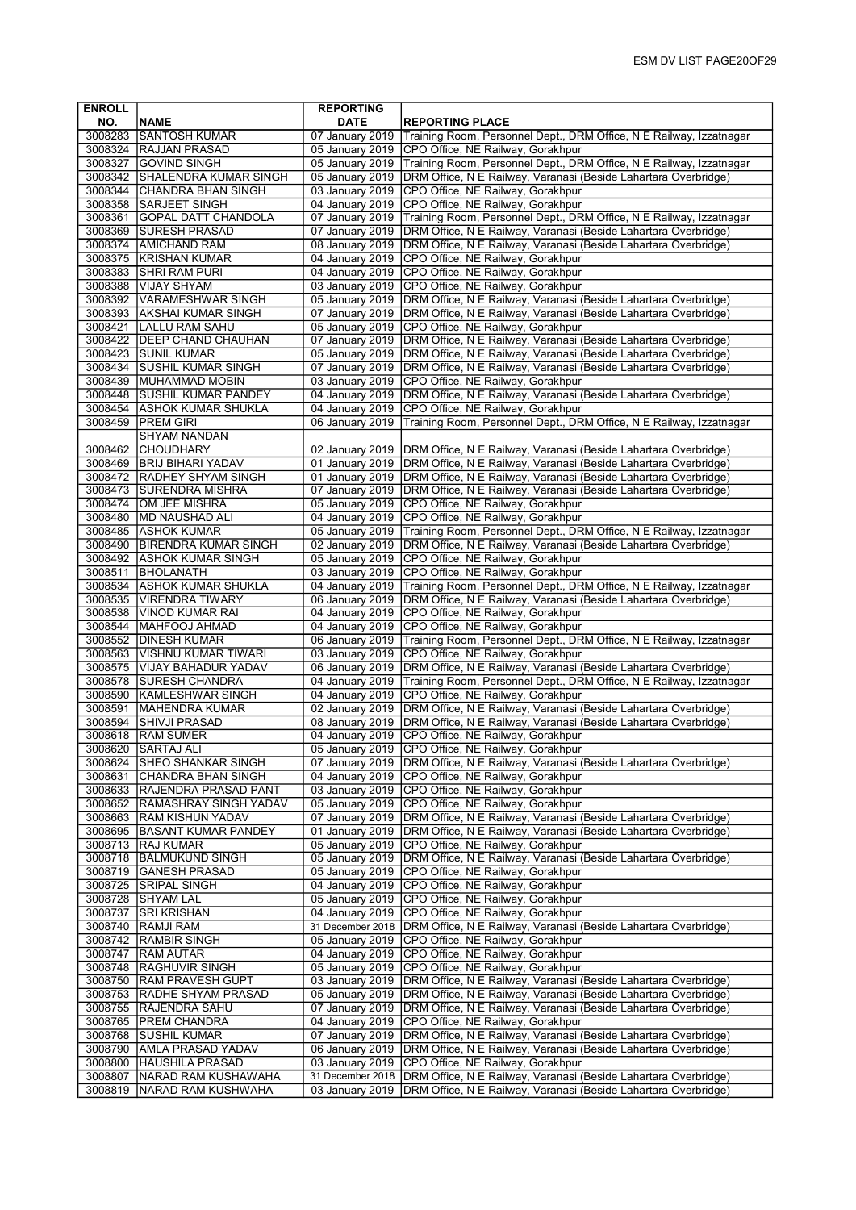| ENROLL NO. | NAME | REPORTING DATE | REPORTING PLACE |
|---|---|---|---|
| 3008283 | SANTOSH KUMAR | 07 January 2019 | Training Room, Personnel Dept., DRM Office, N E Railway, Izzatnagar |
| 3008324 | RAJJAN PRASAD | 05 January 2019 | CPO Office, NE Railway, Gorakhpur |
| 3008327 | GOVIND SINGH | 05 January 2019 | Training Room, Personnel Dept., DRM Office, N E Railway, Izzatnagar |
| 3008342 | SHALENDRA KUMAR SINGH | 05 January 2019 | DRM Office, N E Railway, Varanasi (Beside Lahartara Overbridge) |
| 3008344 | CHANDRA BHAN SINGH | 03 January 2019 | CPO Office, NE Railway, Gorakhpur |
| 3008358 | SARJEET SINGH | 04 January 2019 | CPO Office, NE Railway, Gorakhpur |
| 3008361 | GOPAL DATT CHANDOLA | 07 January 2019 | Training Room, Personnel Dept., DRM Office, N E Railway, Izzatnagar |
| 3008369 | SURESH PRASAD | 07 January 2019 | DRM Office, N E Railway, Varanasi (Beside Lahartara Overbridge) |
| 3008374 | AMICHAND RAM | 08 January 2019 | DRM Office, N E Railway, Varanasi (Beside Lahartara Overbridge) |
| 3008375 | KRISHAN KUMAR | 04 January 2019 | CPO Office, NE Railway, Gorakhpur |
| 3008383 | SHRI RAM PURI | 04 January 2019 | CPO Office, NE Railway, Gorakhpur |
| 3008388 | VIJAY SHYAM | 03 January 2019 | CPO Office, NE Railway, Gorakhpur |
| 3008392 | VARAMESHWAR SINGH | 05 January 2019 | DRM Office, N E Railway, Varanasi (Beside Lahartara Overbridge) |
| 3008393 | AKSHAI KUMAR SINGH | 07 January 2019 | DRM Office, N E Railway, Varanasi (Beside Lahartara Overbridge) |
| 3008421 | LALLU RAM SAHU | 05 January 2019 | CPO Office, NE Railway, Gorakhpur |
| 3008422 | DEEP CHAND CHAUHAN | 07 January 2019 | DRM Office, N E Railway, Varanasi (Beside Lahartara Overbridge) |
| 3008423 | SUNIL KUMAR | 05 January 2019 | DRM Office, N E Railway, Varanasi (Beside Lahartara Overbridge) |
| 3008434 | SUSHIL KUMAR SINGH | 07 January 2019 | DRM Office, N E Railway, Varanasi (Beside Lahartara Overbridge) |
| 3008439 | MUHAMMAD MOBIN | 03 January 2019 | CPO Office, NE Railway, Gorakhpur |
| 3008448 | SUSHIL KUMAR PANDEY | 04 January 2019 | DRM Office, N E Railway, Varanasi (Beside Lahartara Overbridge) |
| 3008454 | ASHOK KUMAR SHUKLA | 04 January 2019 | CPO Office, NE Railway, Gorakhpur |
| 3008459 | PREM GIRI | 06 January 2019 | Training Room, Personnel Dept., DRM Office, N E Railway, Izzatnagar |
| 3008462 | SHYAM NANDAN CHOUDHARY | 02 January 2019 | DRM Office, N E Railway, Varanasi (Beside Lahartara Overbridge) |
| 3008469 | BRIJ BIHARI YADAV | 01 January 2019 | DRM Office, N E Railway, Varanasi (Beside Lahartara Overbridge) |
| 3008472 | RADHEY SHYAM SINGH | 01 January 2019 | DRM Office, N E Railway, Varanasi (Beside Lahartara Overbridge) |
| 3008473 | SURENDRA MISHRA | 07 January 2019 | DRM Office, N E Railway, Varanasi (Beside Lahartara Overbridge) |
| 3008474 | OM JEE MISHRA | 05 January 2019 | CPO Office, NE Railway, Gorakhpur |
| 3008480 | MD NAUSHAD ALI | 04 January 2019 | CPO Office, NE Railway, Gorakhpur |
| 3008485 | ASHOK KUMAR | 05 January 2019 | Training Room, Personnel Dept., DRM Office, N E Railway, Izzatnagar |
| 3008490 | BIRENDRA KUMAR SINGH | 02 January 2019 | DRM Office, N E Railway, Varanasi (Beside Lahartara Overbridge) |
| 3008492 | ASHOK KUMAR SINGH | 05 January 2019 | CPO Office, NE Railway, Gorakhpur |
| 3008511 | BHOLANATH | 03 January 2019 | CPO Office, NE Railway, Gorakhpur |
| 3008534 | ASHOK KUMAR SHUKLA | 04 January 2019 | Training Room, Personnel Dept., DRM Office, N E Railway, Izzatnagar |
| 3008535 | VIRENDRA TIWARY | 06 January 2019 | DRM Office, N E Railway, Varanasi (Beside Lahartara Overbridge) |
| 3008538 | VINOD KUMAR RAI | 04 January 2019 | CPO Office, NE Railway, Gorakhpur |
| 3008544 | MAHFOOJ AHMAD | 04 January 2019 | CPO Office, NE Railway, Gorakhpur |
| 3008552 | DINESH KUMAR | 06 January 2019 | Training Room, Personnel Dept., DRM Office, N E Railway, Izzatnagar |
| 3008563 | VISHNU KUMAR TIWARI | 03 January 2019 | CPO Office, NE Railway, Gorakhpur |
| 3008575 | VIJAY BAHADUR YADAV | 06 January 2019 | DRM Office, N E Railway, Varanasi (Beside Lahartara Overbridge) |
| 3008578 | SURESH CHANDRA | 04 January 2019 | Training Room, Personnel Dept., DRM Office, N E Railway, Izzatnagar |
| 3008590 | KAMLESHWAR SINGH | 04 January 2019 | CPO Office, NE Railway, Gorakhpur |
| 3008591 | MAHENDRA KUMAR | 02 January 2019 | DRM Office, N E Railway, Varanasi (Beside Lahartara Overbridge) |
| 3008594 | SHIVJI PRASAD | 08 January 2019 | DRM Office, N E Railway, Varanasi (Beside Lahartara Overbridge) |
| 3008618 | RAM SUMER | 04 January 2019 | CPO Office, NE Railway, Gorakhpur |
| 3008620 | SARTAJ ALI | 05 January 2019 | CPO Office, NE Railway, Gorakhpur |
| 3008624 | SHEO SHANKAR SINGH | 07 January 2019 | DRM Office, N E Railway, Varanasi (Beside Lahartara Overbridge) |
| 3008631 | CHANDRA BHAN SINGH | 04 January 2019 | CPO Office, NE Railway, Gorakhpur |
| 3008633 | RAJENDRA PRASAD PANT | 03 January 2019 | CPO Office, NE Railway, Gorakhpur |
| 3008652 | RAMASHRAY SINGH YADAV | 05 January 2019 | CPO Office, NE Railway, Gorakhpur |
| 3008663 | RAM KISHUN YADAV | 07 January 2019 | DRM Office, N E Railway, Varanasi (Beside Lahartara Overbridge) |
| 3008695 | BASANT KUMAR PANDEY | 01 January 2019 | DRM Office, N E Railway, Varanasi (Beside Lahartara Overbridge) |
| 3008713 | RAJ KUMAR | 05 January 2019 | CPO Office, NE Railway, Gorakhpur |
| 3008718 | BALMUKUND SINGH | 05 January 2019 | DRM Office, N E Railway, Varanasi (Beside Lahartara Overbridge) |
| 3008719 | GANESH PRASAD | 05 January 2019 | CPO Office, NE Railway, Gorakhpur |
| 3008725 | SRIPAL SINGH | 04 January 2019 | CPO Office, NE Railway, Gorakhpur |
| 3008728 | SHYAM LAL | 05 January 2019 | CPO Office, NE Railway, Gorakhpur |
| 3008737 | SRI KRISHAN | 04 January 2019 | CPO Office, NE Railway, Gorakhpur |
| 3008740 | RAMJI RAM | 31 December 2018 | DRM Office, N E Railway, Varanasi (Beside Lahartara Overbridge) |
| 3008742 | RAMBIR SINGH | 05 January 2019 | CPO Office, NE Railway, Gorakhpur |
| 3008747 | RAM AUTAR | 04 January 2019 | CPO Office, NE Railway, Gorakhpur |
| 3008748 | RAGHUVIR SINGH | 05 January 2019 | CPO Office, NE Railway, Gorakhpur |
| 3008750 | RAM PRAVESH GUPT | 03 January 2019 | DRM Office, N E Railway, Varanasi (Beside Lahartara Overbridge) |
| 3008753 | RADHE SHYAM PRASAD | 05 January 2019 | DRM Office, N E Railway, Varanasi (Beside Lahartara Overbridge) |
| 3008755 | RAJENDRA SAHU | 07 January 2019 | DRM Office, N E Railway, Varanasi (Beside Lahartara Overbridge) |
| 3008765 | PREM CHANDRA | 04 January 2019 | CPO Office, NE Railway, Gorakhpur |
| 3008768 | SUSHIL KUMAR | 07 January 2019 | DRM Office, N E Railway, Varanasi (Beside Lahartara Overbridge) |
| 3008790 | AMLA PRASAD YADAV | 06 January 2019 | DRM Office, N E Railway, Varanasi (Beside Lahartara Overbridge) |
| 3008800 | HAUSHILA PRASAD | 03 January 2019 | CPO Office, NE Railway, Gorakhpur |
| 3008807 | NARAD RAM KUSHAWAHA | 31 December 2018 | DRM Office, N E Railway, Varanasi (Beside Lahartara Overbridge) |
| 3008819 | NARAD RAM KUSHWAHA | 03 January 2019 | DRM Office, N E Railway, Varanasi (Beside Lahartara Overbridge) |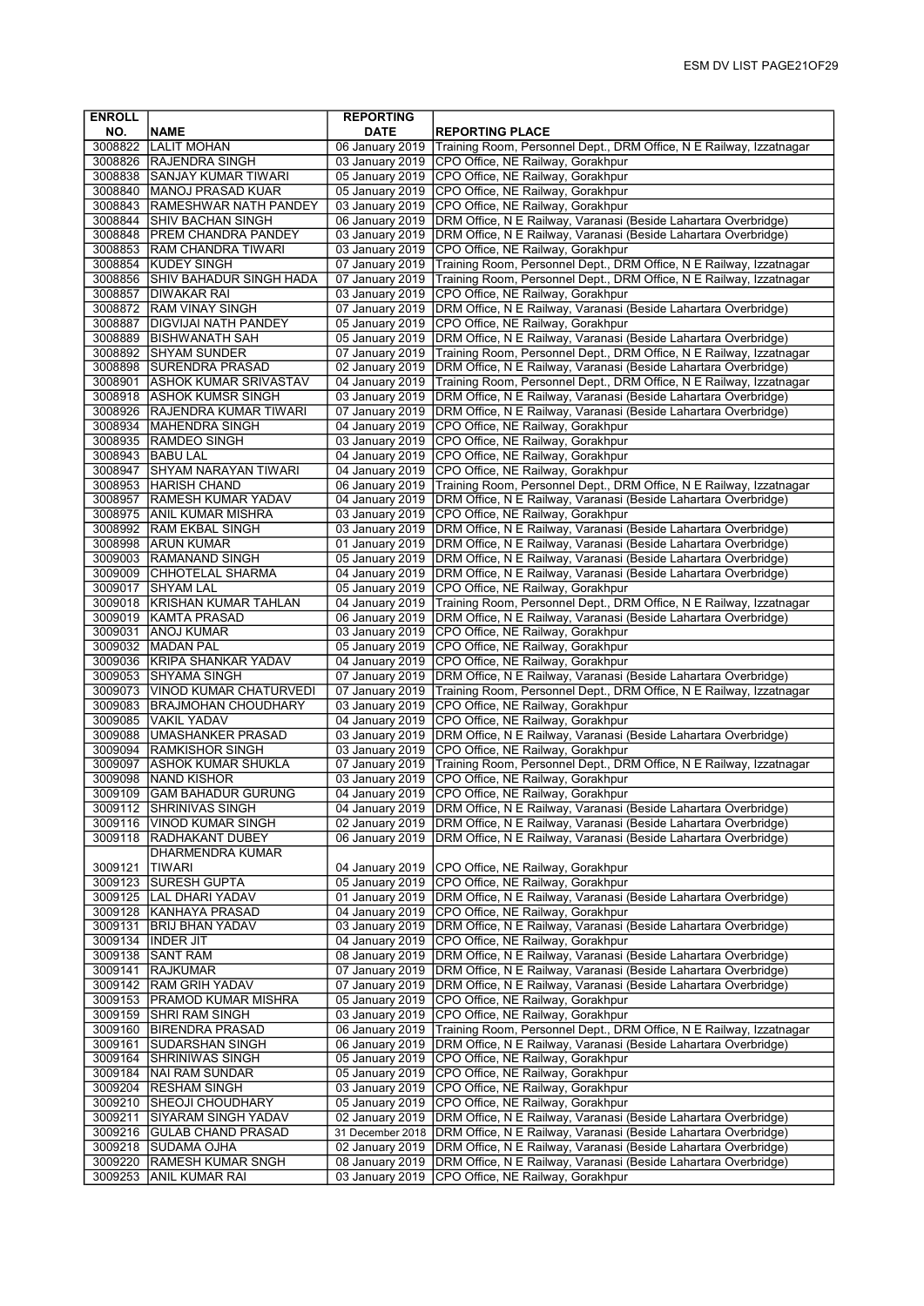| ENROLL NO. | NAME | REPORTING DATE | REPORTING PLACE |
|---|---|---|---|
| 3008822 | LALIT MOHAN | 06 January 2019 | Training Room, Personnel Dept., DRM Office, N E Railway, Izzatnagar |
| 3008826 | RAJENDRA SINGH | 03 January 2019 | CPO Office, NE Railway, Gorakhpur |
| 3008838 | SANJAY KUMAR TIWARI | 05 January 2019 | CPO Office, NE Railway, Gorakhpur |
| 3008840 | MANOJ PRASAD KUAR | 05 January 2019 | CPO Office, NE Railway, Gorakhpur |
| 3008843 | RAMESHWAR NATH PANDEY | 03 January 2019 | CPO Office, NE Railway, Gorakhpur |
| 3008844 | SHIV BACHAN SINGH | 06 January 2019 | DRM Office, N E Railway, Varanasi (Beside Lahartara Overbridge) |
| 3008848 | PREM CHANDRA PANDEY | 03 January 2019 | DRM Office, N E Railway, Varanasi (Beside Lahartara Overbridge) |
| 3008853 | RAM CHANDRA TIWARI | 03 January 2019 | CPO Office, NE Railway, Gorakhpur |
| 3008854 | KUDEY SINGH | 07 January 2019 | Training Room, Personnel Dept., DRM Office, N E Railway, Izzatnagar |
| 3008856 | SHIV BAHADUR SINGH HADA | 07 January 2019 | Training Room, Personnel Dept., DRM Office, N E Railway, Izzatnagar |
| 3008857 | DIWAKAR RAI | 03 January 2019 | CPO Office, NE Railway, Gorakhpur |
| 3008872 | RAM VINAY SINGH | 07 January 2019 | DRM Office, N E Railway, Varanasi (Beside Lahartara Overbridge) |
| 3008887 | DIGVIJAI NATH PANDEY | 05 January 2019 | CPO Office, NE Railway, Gorakhpur |
| 3008889 | BISHWANATH SAH | 05 January 2019 | DRM Office, N E Railway, Varanasi (Beside Lahartara Overbridge) |
| 3008892 | SHYAM SUNDER | 07 January 2019 | Training Room, Personnel Dept., DRM Office, N E Railway, Izzatnagar |
| 3008898 | SURENDRA PRASAD | 02 January 2019 | DRM Office, N E Railway, Varanasi (Beside Lahartara Overbridge) |
| 3008901 | ASHOK KUMAR SRIVASTAV | 04 January 2019 | Training Room, Personnel Dept., DRM Office, N E Railway, Izzatnagar |
| 3008918 | ASHOK KUMSR SINGH | 03 January 2019 | DRM Office, N E Railway, Varanasi (Beside Lahartara Overbridge) |
| 3008926 | RAJENDRA KUMAR TIWARI | 07 January 2019 | DRM Office, N E Railway, Varanasi (Beside Lahartara Overbridge) |
| 3008934 | MAHENDRA SINGH | 04 January 2019 | CPO Office, NE Railway, Gorakhpur |
| 3008935 | RAMDEO SINGH | 03 January 2019 | CPO Office, NE Railway, Gorakhpur |
| 3008943 | BABU LAL | 04 January 2019 | CPO Office, NE Railway, Gorakhpur |
| 3008947 | SHYAM NARAYAN TIWARI | 04 January 2019 | CPO Office, NE Railway, Gorakhpur |
| 3008953 | HARISH CHAND | 06 January 2019 | Training Room, Personnel Dept., DRM Office, N E Railway, Izzatnagar |
| 3008957 | RAMESH KUMAR YADAV | 04 January 2019 | DRM Office, N E Railway, Varanasi (Beside Lahartara Overbridge) |
| 3008975 | ANIL KUMAR MISHRA | 03 January 2019 | CPO Office, NE Railway, Gorakhpur |
| 3008992 | RAM EKBAL SINGH | 03 January 2019 | DRM Office, N E Railway, Varanasi (Beside Lahartara Overbridge) |
| 3008998 | ARUN KUMAR | 01 January 2019 | DRM Office, N E Railway, Varanasi (Beside Lahartara Overbridge) |
| 3009003 | RAMANAND SINGH | 05 January 2019 | DRM Office, N E Railway, Varanasi (Beside Lahartara Overbridge) |
| 3009009 | CHHOTELAL SHARMA | 04 January 2019 | DRM Office, N E Railway, Varanasi (Beside Lahartara Overbridge) |
| 3009017 | SHYAM LAL | 05 January 2019 | CPO Office, NE Railway, Gorakhpur |
| 3009018 | KRISHAN KUMAR TAHLAN | 04 January 2019 | Training Room, Personnel Dept., DRM Office, N E Railway, Izzatnagar |
| 3009019 | KAMTA PRASAD | 06 January 2019 | DRM Office, N E Railway, Varanasi (Beside Lahartara Overbridge) |
| 3009031 | ANOJ KUMAR | 03 January 2019 | CPO Office, NE Railway, Gorakhpur |
| 3009032 | MADAN PAL | 05 January 2019 | CPO Office, NE Railway, Gorakhpur |
| 3009036 | KRIPA SHANKAR YADAV | 04 January 2019 | CPO Office, NE Railway, Gorakhpur |
| 3009053 | SHYAMA SINGH | 07 January 2019 | DRM Office, N E Railway, Varanasi (Beside Lahartara Overbridge) |
| 3009073 | VINOD KUMAR CHATURVEDI | 07 January 2019 | Training Room, Personnel Dept., DRM Office, N E Railway, Izzatnagar |
| 3009083 | BRAJMOHAN CHOUDHARY | 03 January 2019 | CPO Office, NE Railway, Gorakhpur |
| 3009085 | VAKIL YADAV | 04 January 2019 | CPO Office, NE Railway, Gorakhpur |
| 3009088 | UMASHANKER PRASAD | 03 January 2019 | DRM Office, N E Railway, Varanasi (Beside Lahartara Overbridge) |
| 3009094 | RAMKISHOR SINGH | 03 January 2019 | CPO Office, NE Railway, Gorakhpur |
| 3009097 | ASHOK KUMAR SHUKLA | 07 January 2019 | Training Room, Personnel Dept., DRM Office, N E Railway, Izzatnagar |
| 3009098 | NAND KISHOR | 03 January 2019 | CPO Office, NE Railway, Gorakhpur |
| 3009109 | GAM BAHADUR GURUNG | 04 January 2019 | CPO Office, NE Railway, Gorakhpur |
| 3009112 | SHRINIVAS SINGH | 04 January 2019 | DRM Office, N E Railway, Varanasi (Beside Lahartara Overbridge) |
| 3009116 | VINOD KUMAR SINGH | 02 January 2019 | DRM Office, N E Railway, Varanasi (Beside Lahartara Overbridge) |
| 3009118 | RADHAKANT DUBEY | 06 January 2019 | DRM Office, N E Railway, Varanasi (Beside Lahartara Overbridge) |
| 3009121 | DHARMENDRA KUMAR TIWARI | 04 January 2019 | CPO Office, NE Railway, Gorakhpur |
| 3009123 | SURESH GUPTA | 05 January 2019 | CPO Office, NE Railway, Gorakhpur |
| 3009125 | LAL DHARI YADAV | 01 January 2019 | DRM Office, N E Railway, Varanasi (Beside Lahartara Overbridge) |
| 3009128 | KANHAYA PRASAD | 04 January 2019 | CPO Office, NE Railway, Gorakhpur |
| 3009131 | BRIJ BHAN YADAV | 03 January 2019 | DRM Office, N E Railway, Varanasi (Beside Lahartara Overbridge) |
| 3009134 | INDER JIT | 04 January 2019 | CPO Office, NE Railway, Gorakhpur |
| 3009138 | SANT RAM | 08 January 2019 | DRM Office, N E Railway, Varanasi (Beside Lahartara Overbridge) |
| 3009141 | RAJKUMAR | 07 January 2019 | DRM Office, N E Railway, Varanasi (Beside Lahartara Overbridge) |
| 3009142 | RAM GRIH YADAV | 07 January 2019 | DRM Office, N E Railway, Varanasi (Beside Lahartara Overbridge) |
| 3009153 | PRAMOD KUMAR MISHRA | 05 January 2019 | CPO Office, NE Railway, Gorakhpur |
| 3009159 | SHRI RAM SINGH | 03 January 2019 | CPO Office, NE Railway, Gorakhpur |
| 3009160 | BIRENDRA PRASAD | 06 January 2019 | Training Room, Personnel Dept., DRM Office, N E Railway, Izzatnagar |
| 3009161 | SUDARSHAN SINGH | 06 January 2019 | DRM Office, N E Railway, Varanasi (Beside Lahartara Overbridge) |
| 3009164 | SHRINIWAS SINGH | 05 January 2019 | CPO Office, NE Railway, Gorakhpur |
| 3009184 | NAI RAM SUNDAR | 05 January 2019 | CPO Office, NE Railway, Gorakhpur |
| 3009204 | RESHAM SINGH | 03 January 2019 | CPO Office, NE Railway, Gorakhpur |
| 3009210 | SHEOJI CHOUDHARY | 05 January 2019 | CPO Office, NE Railway, Gorakhpur |
| 3009211 | SIYARAM SINGH YADAV | 02 January 2019 | DRM Office, N E Railway, Varanasi (Beside Lahartara Overbridge) |
| 3009216 | GULAB CHAND PRASAD | 31 December 2018 | DRM Office, N E Railway, Varanasi (Beside Lahartara Overbridge) |
| 3009218 | SUDAMA OJHA | 02 January 2019 | DRM Office, N E Railway, Varanasi (Beside Lahartara Overbridge) |
| 3009220 | RAMESH KUMAR SNGH | 08 January 2019 | DRM Office, N E Railway, Varanasi (Beside Lahartara Overbridge) |
| 3009253 | ANIL KUMAR RAI | 03 January 2019 | CPO Office, NE Railway, Gorakhpur |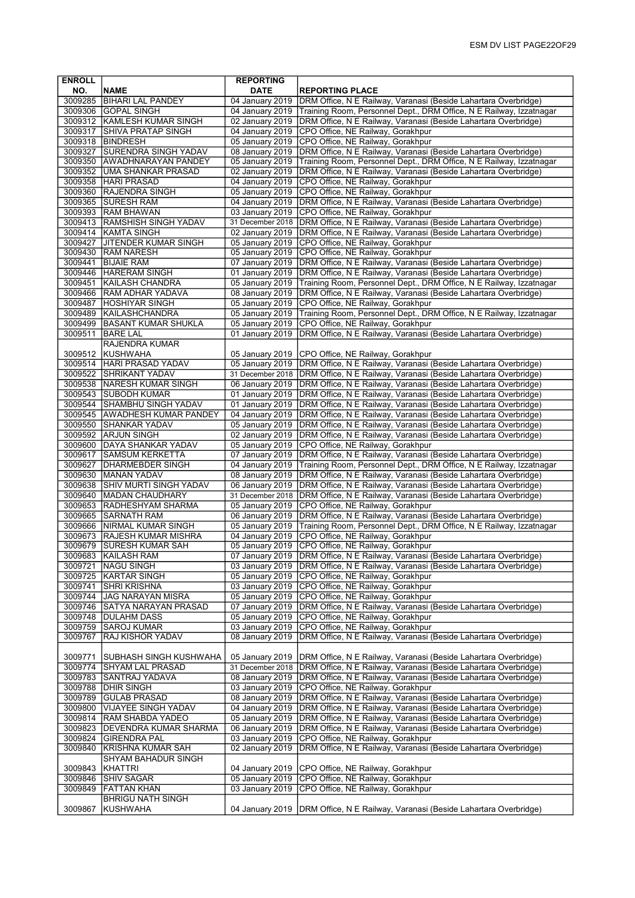| ENROLL NO. | NAME | REPORTING DATE | REPORTING PLACE |
|---|---|---|---|
| 3009285 | BIHARI LAL PANDEY | 04 January 2019 | DRM Office, N E Railway, Varanasi (Beside Lahartara Overbridge) |
| 3009306 | GOPAL SINGH | 04 January 2019 | Training Room, Personnel Dept., DRM Office, N E Railway, Izzatnagar |
| 3009312 | KAMLESH KUMAR SINGH | 02 January 2019 | DRM Office, N E Railway, Varanasi (Beside Lahartara Overbridge) |
| 3009317 | SHIVA PRATAP SINGH | 04 January 2019 | CPO Office, NE Railway, Gorakhpur |
| 3009318 | BINDRESH | 05 January 2019 | CPO Office, NE Railway, Gorakhpur |
| 3009327 | SURENDRA SINGH YADAV | 08 January 2019 | DRM Office, N E Railway, Varanasi (Beside Lahartara Overbridge) |
| 3009350 | AWADHNARAYAN PANDEY | 05 January 2019 | Training Room, Personnel Dept., DRM Office, N E Railway, Izzatnagar |
| 3009352 | UMA SHANKAR PRASAD | 02 January 2019 | DRM Office, N E Railway, Varanasi (Beside Lahartara Overbridge) |
| 3009358 | HARI PRASAD | 04 January 2019 | CPO Office, NE Railway, Gorakhpur |
| 3009360 | RAJENDRA SINGH | 05 January 2019 | CPO Office, NE Railway, Gorakhpur |
| 3009365 | SURESH RAM | 04 January 2019 | DRM Office, N E Railway, Varanasi (Beside Lahartara Overbridge) |
| 3009393 | RAM BHAWAN | 03 January 2019 | CPO Office, NE Railway, Gorakhpur |
| 3009413 | RAMSHISH SINGH YADAV | 31 December 2018 | DRM Office, N E Railway, Varanasi (Beside Lahartara Overbridge) |
| 3009414 | KAMTA SINGH | 02 January 2019 | DRM Office, N E Railway, Varanasi (Beside Lahartara Overbridge) |
| 3009427 | JITENDER KUMAR SINGH | 05 January 2019 | CPO Office, NE Railway, Gorakhpur |
| 3009430 | RAM NARESH | 05 January 2019 | CPO Office, NE Railway, Gorakhpur |
| 3009441 | BIJAIE RAM | 07 January 2019 | DRM Office, N E Railway, Varanasi (Beside Lahartara Overbridge) |
| 3009446 | HARERAM SINGH | 01 January 2019 | DRM Office, N E Railway, Varanasi (Beside Lahartara Overbridge) |
| 3009451 | KAILASH CHANDRA | 05 January 2019 | Training Room, Personnel Dept., DRM Office, N E Railway, Izzatnagar |
| 3009466 | RAM ADHAR YADAVA | 08 January 2019 | DRM Office, N E Railway, Varanasi (Beside Lahartara Overbridge) |
| 3009487 | HOSHIYAR SINGH | 05 January 2019 | CPO Office, NE Railway, Gorakhpur |
| 3009489 | KAILASHCHANDRA | 05 January 2019 | Training Room, Personnel Dept., DRM Office, N E Railway, Izzatnagar |
| 3009499 | BASANT KUMAR SHUKLA | 05 January 2019 | CPO Office, NE Railway, Gorakhpur |
| 3009511 | BARE LAL | 01 January 2019 | DRM Office, N E Railway, Varanasi (Beside Lahartara Overbridge) |
| 3009512 | RAJENDRA KUMAR KUSHWAHA | 05 January 2019 | CPO Office, NE Railway, Gorakhpur |
| 3009514 | HARI PRASAD YADAV | 05 January 2019 | DRM Office, N E Railway, Varanasi (Beside Lahartara Overbridge) |
| 3009522 | SHRIKANT YADAV | 31 December 2018 | DRM Office, N E Railway, Varanasi (Beside Lahartara Overbridge) |
| 3009538 | NARESH KUMAR SINGH | 06 January 2019 | DRM Office, N E Railway, Varanasi (Beside Lahartara Overbridge) |
| 3009543 | SUBODH KUMAR | 01 January 2019 | DRM Office, N E Railway, Varanasi (Beside Lahartara Overbridge) |
| 3009544 | SHAMBHU SINGH YADAV | 01 January 2019 | DRM Office, N E Railway, Varanasi (Beside Lahartara Overbridge) |
| 3009545 | AWADHESH KUMAR PANDEY | 04 January 2019 | DRM Office, N E Railway, Varanasi (Beside Lahartara Overbridge) |
| 3009550 | SHANKAR YADAV | 05 January 2019 | DRM Office, N E Railway, Varanasi (Beside Lahartara Overbridge) |
| 3009592 | ARJUN SINGH | 02 January 2019 | DRM Office, N E Railway, Varanasi (Beside Lahartara Overbridge) |
| 3009600 | DAYA SHANKAR YADAV | 05 January 2019 | CPO Office, NE Railway, Gorakhpur |
| 3009617 | SAMSUM KERKETTA | 07 January 2019 | DRM Office, N E Railway, Varanasi (Beside Lahartara Overbridge) |
| 3009627 | DHARMEBDER SINGH | 04 January 2019 | Training Room, Personnel Dept., DRM Office, N E Railway, Izzatnagar |
| 3009630 | MANAN YADAV | 08 January 2019 | DRM Office, N E Railway, Varanasi (Beside Lahartara Overbridge) |
| 3009638 | SHIV MURTI SINGH YADAV | 06 January 2019 | DRM Office, N E Railway, Varanasi (Beside Lahartara Overbridge) |
| 3009640 | MADAN CHAUDHARY | 31 December 2018 | DRM Office, N E Railway, Varanasi (Beside Lahartara Overbridge) |
| 3009653 | RADHESHYAM SHARMA | 05 January 2019 | CPO Office, NE Railway, Gorakhpur |
| 3009665 | SARNATH RAM | 06 January 2019 | DRM Office, N E Railway, Varanasi (Beside Lahartara Overbridge) |
| 3009666 | NIRMAL KUMAR SINGH | 05 January 2019 | Training Room, Personnel Dept., DRM Office, N E Railway, Izzatnagar |
| 3009673 | RAJESH KUMAR MISHRA | 04 January 2019 | CPO Office, NE Railway, Gorakhpur |
| 3009679 | SURESH KUMAR SAH | 05 January 2019 | CPO Office, NE Railway, Gorakhpur |
| 3009683 | KAILASH RAM | 07 January 2019 | DRM Office, N E Railway, Varanasi (Beside Lahartara Overbridge) |
| 3009721 | NAGU SINGH | 03 January 2019 | DRM Office, N E Railway, Varanasi (Beside Lahartara Overbridge) |
| 3009725 | KARTAR SINGH | 05 January 2019 | CPO Office, NE Railway, Gorakhpur |
| 3009741 | SHRI KRISHNA | 03 January 2019 | CPO Office, NE Railway, Gorakhpur |
| 3009744 | JAG NARAYAN MISRA | 05 January 2019 | CPO Office, NE Railway, Gorakhpur |
| 3009746 | SATYA NARAYAN PRASAD | 07 January 2019 | DRM Office, N E Railway, Varanasi (Beside Lahartara Overbridge) |
| 3009748 | DULAHM DASS | 05 January 2019 | CPO Office, NE Railway, Gorakhpur |
| 3009759 | SAROJ KUMAR | 03 January 2019 | CPO Office, NE Railway, Gorakhpur |
| 3009767 | RAJ KISHOR YADAV | 08 January 2019 | DRM Office, N E Railway, Varanasi (Beside Lahartara Overbridge) |
| 3009771 | SUBHASH SINGH KUSHWAHA | 05 January 2019 | DRM Office, N E Railway, Varanasi (Beside Lahartara Overbridge) |
| 3009774 | SHYAM LAL PRASAD | 31 December 2018 | DRM Office, N E Railway, Varanasi (Beside Lahartara Overbridge) |
| 3009783 | SANTRAJ YADAVA | 08 January 2019 | DRM Office, N E Railway, Varanasi (Beside Lahartara Overbridge) |
| 3009788 | DHIR SINGH | 03 January 2019 | CPO Office, NE Railway, Gorakhpur |
| 3009789 | GULAB PRASAD | 08 January 2019 | DRM Office, N E Railway, Varanasi (Beside Lahartara Overbridge) |
| 3009800 | VIJAYEE SINGH YADAV | 04 January 2019 | DRM Office, N E Railway, Varanasi (Beside Lahartara Overbridge) |
| 3009814 | RAM SHABDA YADEO | 05 January 2019 | DRM Office, N E Railway, Varanasi (Beside Lahartara Overbridge) |
| 3009823 | DEVENDRA KUMAR SHARMA | 06 January 2019 | DRM Office, N E Railway, Varanasi (Beside Lahartara Overbridge) |
| 3009824 | GIRENDRA PAL | 03 January 2019 | CPO Office, NE Railway, Gorakhpur |
| 3009840 | KRISHNA KUMAR SAH | 02 January 2019 | DRM Office, N E Railway, Varanasi (Beside Lahartara Overbridge) |
| 3009843 | SHYAM BAHADUR SINGH KHATTRI | 04 January 2019 | CPO Office, NE Railway, Gorakhpur |
| 3009846 | SHIV SAGAR | 05 January 2019 | CPO Office, NE Railway, Gorakhpur |
| 3009849 | FATTAN KHAN | 03 January 2019 | CPO Office, NE Railway, Gorakhpur |
| 3009867 | BHRIGU NATH SINGH KUSHWAHA | 04 January 2019 | DRM Office, N E Railway, Varanasi (Beside Lahartara Overbridge) |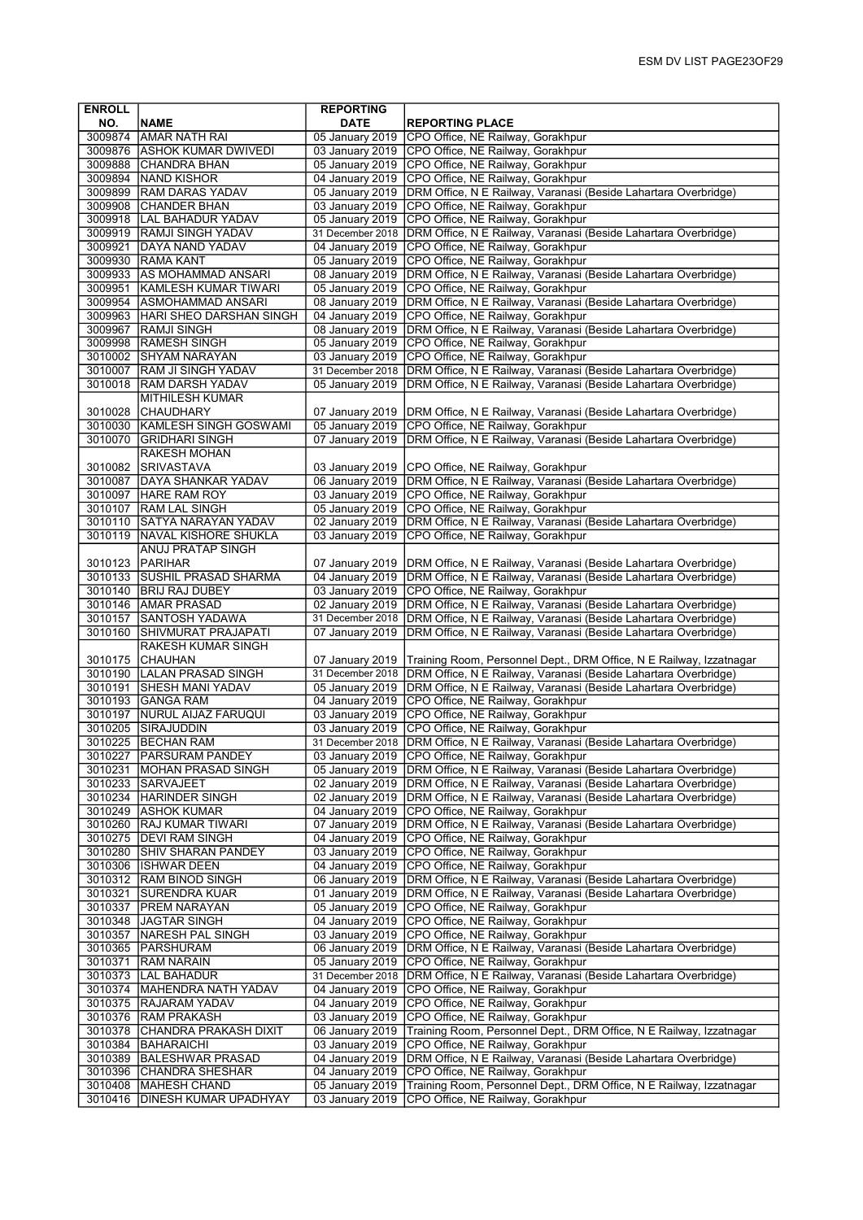| ENROLL NO. | NAME | REPORTING DATE | REPORTING PLACE |
|---|---|---|---|
| 3009874 | AMAR NATH RAI | 05 January 2019 | CPO Office, NE Railway, Gorakhpur |
| 3009876 | ASHOK KUMAR DWIVEDI | 03 January 2019 | CPO Office, NE Railway, Gorakhpur |
| 3009888 | CHANDRA BHAN | 05 January 2019 | CPO Office, NE Railway, Gorakhpur |
| 3009894 | NAND KISHOR | 04 January 2019 | CPO Office, NE Railway, Gorakhpur |
| 3009899 | RAM DARAS YADAV | 05 January 2019 | DRM Office, N E Railway, Varanasi (Beside Lahartara Overbridge) |
| 3009908 | CHANDER BHAN | 03 January 2019 | CPO Office, NE Railway, Gorakhpur |
| 3009918 | LAL BAHADUR YADAV | 05 January 2019 | CPO Office, NE Railway, Gorakhpur |
| 3009919 | RAMJI SINGH YADAV | 31 December 2018 | DRM Office, N E Railway, Varanasi (Beside Lahartara Overbridge) |
| 3009921 | DAYA NAND YADAV | 04 January 2019 | CPO Office, NE Railway, Gorakhpur |
| 3009930 | RAMA KANT | 05 January 2019 | CPO Office, NE Railway, Gorakhpur |
| 3009933 | AS MOHAMMAD ANSARI | 08 January 2019 | DRM Office, N E Railway, Varanasi (Beside Lahartara Overbridge) |
| 3009951 | KAMLESH KUMAR TIWARI | 05 January 2019 | CPO Office, NE Railway, Gorakhpur |
| 3009954 | ASMOHAMMAD ANSARI | 08 January 2019 | DRM Office, N E Railway, Varanasi (Beside Lahartara Overbridge) |
| 3009963 | HARI SHEO DARSHAN SINGH | 04 January 2019 | CPO Office, NE Railway, Gorakhpur |
| 3009967 | RAMJI SINGH | 08 January 2019 | DRM Office, N E Railway, Varanasi (Beside Lahartara Overbridge) |
| 3009998 | RAMESH SINGH | 05 January 2019 | CPO Office, NE Railway, Gorakhpur |
| 3010002 | SHYAM NARAYAN | 03 January 2019 | CPO Office, NE Railway, Gorakhpur |
| 3010007 | RAM JI SINGH YADAV | 31 December 2018 | DRM Office, N E Railway, Varanasi (Beside Lahartara Overbridge) |
| 3010018 | RAM DARSH YADAV | 05 January 2019 | DRM Office, N E Railway, Varanasi (Beside Lahartara Overbridge) |
| 3010028 | MITHILESH KUMAR CHAUDHARY | 07 January 2019 | DRM Office, N E Railway, Varanasi (Beside Lahartara Overbridge) |
| 3010030 | KAMLESH SINGH GOSWAMI | 05 January 2019 | CPO Office, NE Railway, Gorakhpur |
| 3010070 | GRIDHARI SINGH | 07 January 2019 | DRM Office, N E Railway, Varanasi (Beside Lahartara Overbridge) |
| 3010082 | RAKESH MOHAN SRIVASTAVA | 03 January 2019 | CPO Office, NE Railway, Gorakhpur |
| 3010087 | DAYA SHANKAR YADAV | 06 January 2019 | DRM Office, N E Railway, Varanasi (Beside Lahartara Overbridge) |
| 3010097 | HARE RAM ROY | 03 January 2019 | CPO Office, NE Railway, Gorakhpur |
| 3010107 | RAM LAL SINGH | 05 January 2019 | CPO Office, NE Railway, Gorakhpur |
| 3010110 | SATYA NARAYAN YADAV | 02 January 2019 | DRM Office, N E Railway, Varanasi (Beside Lahartara Overbridge) |
| 3010119 | NAVAL KISHORE SHUKLA | 03 January 2019 | CPO Office, NE Railway, Gorakhpur |
| 3010123 | ANUJ PRATAP SINGH PARIHAR | 07 January 2019 | DRM Office, N E Railway, Varanasi (Beside Lahartara Overbridge) |
| 3010133 | SUSHIL PRASAD SHARMA | 04 January 2019 | DRM Office, N E Railway, Varanasi (Beside Lahartara Overbridge) |
| 3010140 | BRIJ RAJ DUBEY | 03 January 2019 | CPO Office, NE Railway, Gorakhpur |
| 3010146 | AMAR PRASAD | 02 January 2019 | DRM Office, N E Railway, Varanasi (Beside Lahartara Overbridge) |
| 3010157 | SANTOSH YADAWA | 31 December 2018 | DRM Office, N E Railway, Varanasi (Beside Lahartara Overbridge) |
| 3010160 | SHIVMURAT PRAJAPATI | 07 January 2019 | DRM Office, N E Railway, Varanasi (Beside Lahartara Overbridge) |
| 3010175 | RAKESH KUMAR SINGH CHAUHAN | 07 January 2019 | Training Room, Personnel Dept., DRM Office, N E Railway, Izzatnagar |
| 3010190 | LALAN PRASAD SINGH | 31 December 2018 | DRM Office, N E Railway, Varanasi (Beside Lahartara Overbridge) |
| 3010191 | SHESH MANI YADAV | 05 January 2019 | DRM Office, N E Railway, Varanasi (Beside Lahartara Overbridge) |
| 3010193 | GANGA RAM | 04 January 2019 | CPO Office, NE Railway, Gorakhpur |
| 3010197 | NURUL AIJAZ FARUQUI | 03 January 2019 | CPO Office, NE Railway, Gorakhpur |
| 3010205 | SIRAJUDDIN | 03 January 2019 | CPO Office, NE Railway, Gorakhpur |
| 3010225 | BECHAN RAM | 31 December 2018 | DRM Office, N E Railway, Varanasi (Beside Lahartara Overbridge) |
| 3010227 | PARSURAM PANDEY | 03 January 2019 | CPO Office, NE Railway, Gorakhpur |
| 3010231 | MOHAN PRASAD SINGH | 05 January 2019 | DRM Office, N E Railway, Varanasi (Beside Lahartara Overbridge) |
| 3010233 | SARVAJEET | 02 January 2019 | DRM Office, N E Railway, Varanasi (Beside Lahartara Overbridge) |
| 3010234 | HARINDER SINGH | 02 January 2019 | DRM Office, N E Railway, Varanasi (Beside Lahartara Overbridge) |
| 3010249 | ASHOK KUMAR | 04 January 2019 | CPO Office, NE Railway, Gorakhpur |
| 3010260 | RAJ KUMAR TIWARI | 07 January 2019 | DRM Office, N E Railway, Varanasi (Beside Lahartara Overbridge) |
| 3010275 | DEVI RAM SINGH | 04 January 2019 | CPO Office, NE Railway, Gorakhpur |
| 3010280 | SHIV SHARAN PANDEY | 03 January 2019 | CPO Office, NE Railway, Gorakhpur |
| 3010306 | ISHWAR DEEN | 04 January 2019 | CPO Office, NE Railway, Gorakhpur |
| 3010312 | RAM BINOD SINGH | 06 January 2019 | DRM Office, N E Railway, Varanasi (Beside Lahartara Overbridge) |
| 3010321 | SURENDRA KUAR | 01 January 2019 | DRM Office, N E Railway, Varanasi (Beside Lahartara Overbridge) |
| 3010337 | PREM NARAYAN | 05 January 2019 | CPO Office, NE Railway, Gorakhpur |
| 3010348 | JAGTAR SINGH | 04 January 2019 | CPO Office, NE Railway, Gorakhpur |
| 3010357 | NARESH PAL SINGH | 03 January 2019 | CPO Office, NE Railway, Gorakhpur |
| 3010365 | PARSHURAM | 06 January 2019 | DRM Office, N E Railway, Varanasi (Beside Lahartara Overbridge) |
| 3010371 | RAM NARAIN | 05 January 2019 | CPO Office, NE Railway, Gorakhpur |
| 3010373 | LAL BAHADUR | 31 December 2018 | DRM Office, N E Railway, Varanasi (Beside Lahartara Overbridge) |
| 3010374 | MAHENDRA NATH YADAV | 04 January 2019 | CPO Office, NE Railway, Gorakhpur |
| 3010375 | RAJARAM YADAV | 04 January 2019 | CPO Office, NE Railway, Gorakhpur |
| 3010376 | RAM PRAKASH | 03 January 2019 | CPO Office, NE Railway, Gorakhpur |
| 3010378 | CHANDRA PRAKASH DIXIT | 06 January 2019 | Training Room, Personnel Dept., DRM Office, N E Railway, Izzatnagar |
| 3010384 | BAHARAICHI | 03 January 2019 | CPO Office, NE Railway, Gorakhpur |
| 3010389 | BALESHWAR PRASAD | 04 January 2019 | DRM Office, N E Railway, Varanasi (Beside Lahartara Overbridge) |
| 3010396 | CHANDRA SHESHAR | 04 January 2019 | CPO Office, NE Railway, Gorakhpur |
| 3010408 | MAHESH CHAND | 05 January 2019 | Training Room, Personnel Dept., DRM Office, N E Railway, Izzatnagar |
| 3010416 | DINESH KUMAR UPADHYAY | 03 January 2019 | CPO Office, NE Railway, Gorakhpur |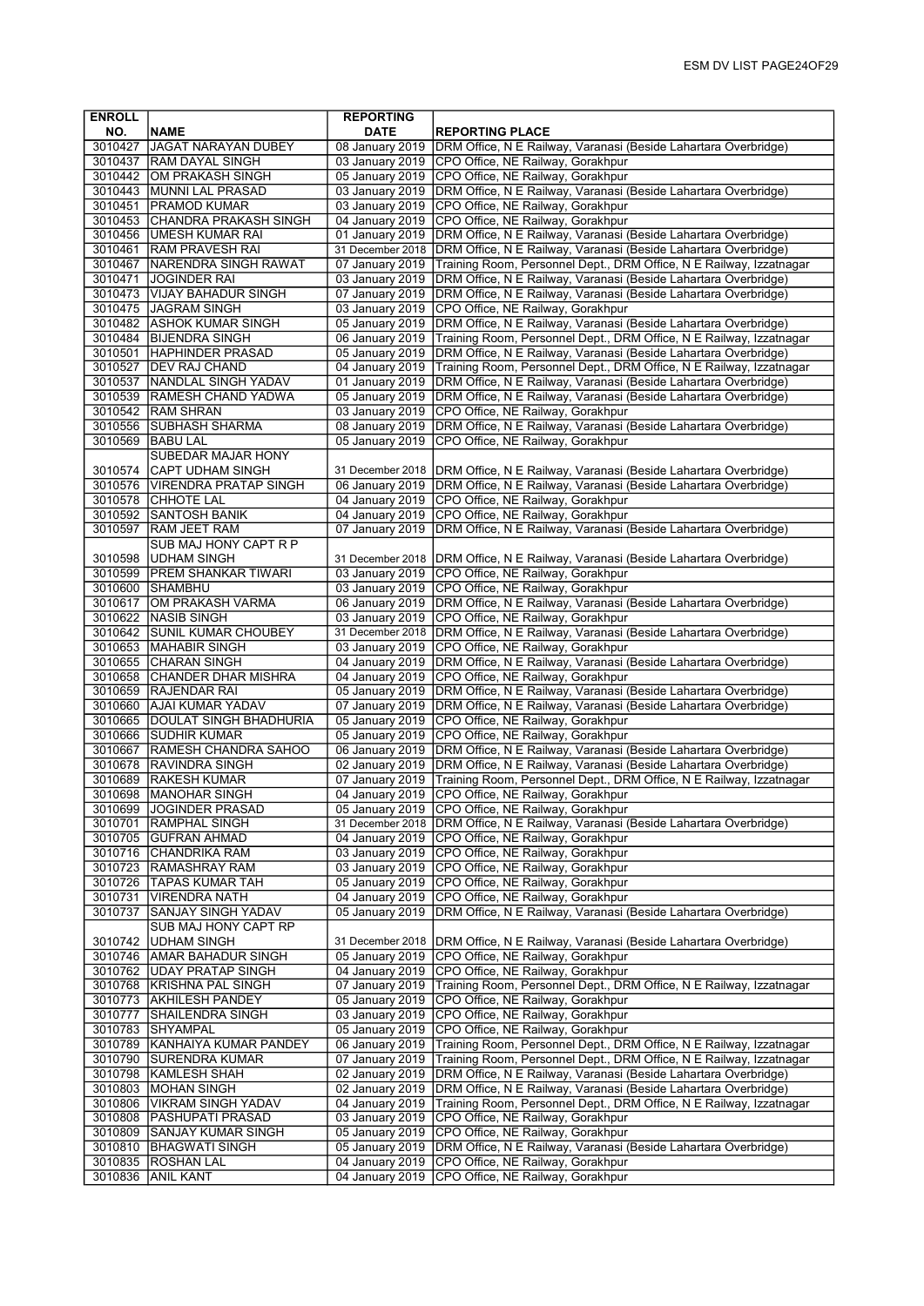| ENROLL NO. | NAME | REPORTING DATE | REPORTING PLACE |
|---|---|---|---|
| 3010427 | JAGAT NARAYAN DUBEY | 08 January 2019 | DRM Office, N E Railway, Varanasi (Beside Lahartara Overbridge) |
| 3010437 | RAM DAYAL SINGH | 03 January 2019 | CPO Office, NE Railway, Gorakhpur |
| 3010442 | OM PRAKASH SINGH | 05 January 2019 | CPO Office, NE Railway, Gorakhpur |
| 3010443 | MUNNI LAL PRASAD | 03 January 2019 | DRM Office, N E Railway, Varanasi (Beside Lahartara Overbridge) |
| 3010451 | PRAMOD KUMAR | 03 January 2019 | CPO Office, NE Railway, Gorakhpur |
| 3010453 | CHANDRA PRAKASH SINGH | 04 January 2019 | CPO Office, NE Railway, Gorakhpur |
| 3010456 | UMESH KUMAR RAI | 01 January 2019 | DRM Office, N E Railway, Varanasi (Beside Lahartara Overbridge) |
| 3010461 | RAM PRAVESH RAI | 31 December 2018 | DRM Office, N E Railway, Varanasi (Beside Lahartara Overbridge) |
| 3010467 | NARENDRA SINGH RAWAT | 07 January 2019 | Training Room, Personnel Dept., DRM Office, N E Railway, Izzatnagar |
| 3010471 | JOGINDER RAI | 03 January 2019 | DRM Office, N E Railway, Varanasi (Beside Lahartara Overbridge) |
| 3010473 | VIJAY BAHADUR SINGH | 07 January 2019 | DRM Office, N E Railway, Varanasi (Beside Lahartara Overbridge) |
| 3010475 | JAGRAM SINGH | 03 January 2019 | CPO Office, NE Railway, Gorakhpur |
| 3010482 | ASHOK KUMAR SINGH | 05 January 2019 | DRM Office, N E Railway, Varanasi (Beside Lahartara Overbridge) |
| 3010484 | BIJENDRA SINGH | 06 January 2019 | Training Room, Personnel Dept., DRM Office, N E Railway, Izzatnagar |
| 3010501 | HAPHINDER PRASAD | 05 January 2019 | DRM Office, N E Railway, Varanasi (Beside Lahartara Overbridge) |
| 3010527 | DEV RAJ CHAND | 04 January 2019 | Training Room, Personnel Dept., DRM Office, N E Railway, Izzatnagar |
| 3010537 | NANDLAL SINGH YADAV | 01 January 2019 | DRM Office, N E Railway, Varanasi (Beside Lahartara Overbridge) |
| 3010539 | RAMESH CHAND YADWA | 05 January 2019 | DRM Office, N E Railway, Varanasi (Beside Lahartara Overbridge) |
| 3010542 | RAM SHRAN | 03 January 2019 | CPO Office, NE Railway, Gorakhpur |
| 3010556 | SUBHASH SHARMA | 08 January 2019 | DRM Office, N E Railway, Varanasi (Beside Lahartara Overbridge) |
| 3010569 | BABU LAL | 05 January 2019 | CPO Office, NE Railway, Gorakhpur |
| 3010574 | SUBEDAR MAJAR HONY CAPT UDHAM SINGH | 31 December 2018 | DRM Office, N E Railway, Varanasi (Beside Lahartara Overbridge) |
| 3010576 | VIRENDRA PRATAP SINGH | 06 January 2019 | DRM Office, N E Railway, Varanasi (Beside Lahartara Overbridge) |
| 3010578 | CHHOTE LAL | 04 January 2019 | CPO Office, NE Railway, Gorakhpur |
| 3010592 | SANTOSH BANIK | 04 January 2019 | CPO Office, NE Railway, Gorakhpur |
| 3010597 | RAM JEET RAM | 07 January 2019 | DRM Office, N E Railway, Varanasi (Beside Lahartara Overbridge) |
| 3010598 | SUB MAJ HONY CAPT R P UDHAM SINGH | 31 December 2018 | DRM Office, N E Railway, Varanasi (Beside Lahartara Overbridge) |
| 3010599 | PREM SHANKAR TIWARI | 03 January 2019 | CPO Office, NE Railway, Gorakhpur |
| 3010600 | SHAMBHU | 03 January 2019 | CPO Office, NE Railway, Gorakhpur |
| 3010617 | OM PRAKASH VARMA | 06 January 2019 | DRM Office, N E Railway, Varanasi (Beside Lahartara Overbridge) |
| 3010622 | NASIB SINGH | 03 January 2019 | CPO Office, NE Railway, Gorakhpur |
| 3010642 | SUNIL KUMAR CHOUBEY | 31 December 2018 | DRM Office, N E Railway, Varanasi (Beside Lahartara Overbridge) |
| 3010653 | MAHABIR SINGH | 03 January 2019 | CPO Office, NE Railway, Gorakhpur |
| 3010655 | CHARAN SINGH | 04 January 2019 | DRM Office, N E Railway, Varanasi (Beside Lahartara Overbridge) |
| 3010658 | CHANDER DHAR MISHRA | 04 January 2019 | CPO Office, NE Railway, Gorakhpur |
| 3010659 | RAJENDAR RAI | 05 January 2019 | DRM Office, N E Railway, Varanasi (Beside Lahartara Overbridge) |
| 3010660 | AJAI KUMAR YADAV | 07 January 2019 | DRM Office, N E Railway, Varanasi (Beside Lahartara Overbridge) |
| 3010665 | DOULAT SINGH BHADHURIA | 05 January 2019 | CPO Office, NE Railway, Gorakhpur |
| 3010666 | SUDHIR KUMAR | 05 January 2019 | CPO Office, NE Railway, Gorakhpur |
| 3010667 | RAMESH CHANDRA SAHOO | 06 January 2019 | DRM Office, N E Railway, Varanasi (Beside Lahartara Overbridge) |
| 3010678 | RAVINDRA SINGH | 02 January 2019 | DRM Office, N E Railway, Varanasi (Beside Lahartara Overbridge) |
| 3010689 | RAKESH KUMAR | 07 January 2019 | Training Room, Personnel Dept., DRM Office, N E Railway, Izzatnagar |
| 3010698 | MANOHAR SINGH | 04 January 2019 | CPO Office, NE Railway, Gorakhpur |
| 3010699 | JOGINDER PRASAD | 05 January 2019 | CPO Office, NE Railway, Gorakhpur |
| 3010701 | RAMPHAL SINGH | 31 December 2018 | DRM Office, N E Railway, Varanasi (Beside Lahartara Overbridge) |
| 3010705 | GUFRAN AHMAD | 04 January 2019 | CPO Office, NE Railway, Gorakhpur |
| 3010716 | CHANDRIKA RAM | 03 January 2019 | CPO Office, NE Railway, Gorakhpur |
| 3010723 | RAMASHRAY RAM | 03 January 2019 | CPO Office, NE Railway, Gorakhpur |
| 3010726 | TAPAS KUMAR TAH | 05 January 2019 | CPO Office, NE Railway, Gorakhpur |
| 3010731 | VIRENDRA NATH | 04 January 2019 | CPO Office, NE Railway, Gorakhpur |
| 3010737 | SANJAY SINGH YADAV | 05 January 2019 | DRM Office, N E Railway, Varanasi (Beside Lahartara Overbridge) |
| 3010742 | SUB MAJ HONY CAPT RP UDHAM SINGH | 31 December 2018 | DRM Office, N E Railway, Varanasi (Beside Lahartara Overbridge) |
| 3010746 | AMAR BAHADUR SINGH | 05 January 2019 | CPO Office, NE Railway, Gorakhpur |
| 3010762 | UDAY PRATAP SINGH | 04 January 2019 | CPO Office, NE Railway, Gorakhpur |
| 3010768 | KRISHNA PAL SINGH | 07 January 2019 | Training Room, Personnel Dept., DRM Office, N E Railway, Izzatnagar |
| 3010773 | AKHILESH PANDEY | 05 January 2019 | CPO Office, NE Railway, Gorakhpur |
| 3010777 | SHAILENDRA SINGH | 03 January 2019 | CPO Office, NE Railway, Gorakhpur |
| 3010783 | SHYAMPAL | 05 January 2019 | CPO Office, NE Railway, Gorakhpur |
| 3010789 | KANHAIYA KUMAR PANDEY | 06 January 2019 | Training Room, Personnel Dept., DRM Office, N E Railway, Izzatnagar |
| 3010790 | SURENDRA KUMAR | 07 January 2019 | Training Room, Personnel Dept., DRM Office, N E Railway, Izzatnagar |
| 3010798 | KAMLESH SHAH | 02 January 2019 | DRM Office, N E Railway, Varanasi (Beside Lahartara Overbridge) |
| 3010803 | MOHAN SINGH | 02 January 2019 | DRM Office, N E Railway, Varanasi (Beside Lahartara Overbridge) |
| 3010806 | VIKRAM SINGH YADAV | 04 January 2019 | Training Room, Personnel Dept., DRM Office, N E Railway, Izzatnagar |
| 3010808 | PASHUPATI PRASAD | 03 January 2019 | CPO Office, NE Railway, Gorakhpur |
| 3010809 | SANJAY KUMAR SINGH | 05 January 2019 | CPO Office, NE Railway, Gorakhpur |
| 3010810 | BHAGWATI SINGH | 05 January 2019 | DRM Office, N E Railway, Varanasi (Beside Lahartara Overbridge) |
| 3010835 | ROSHAN LAL | 04 January 2019 | CPO Office, NE Railway, Gorakhpur |
| 3010836 | ANIL KANT | 04 January 2019 | CPO Office, NE Railway, Gorakhpur |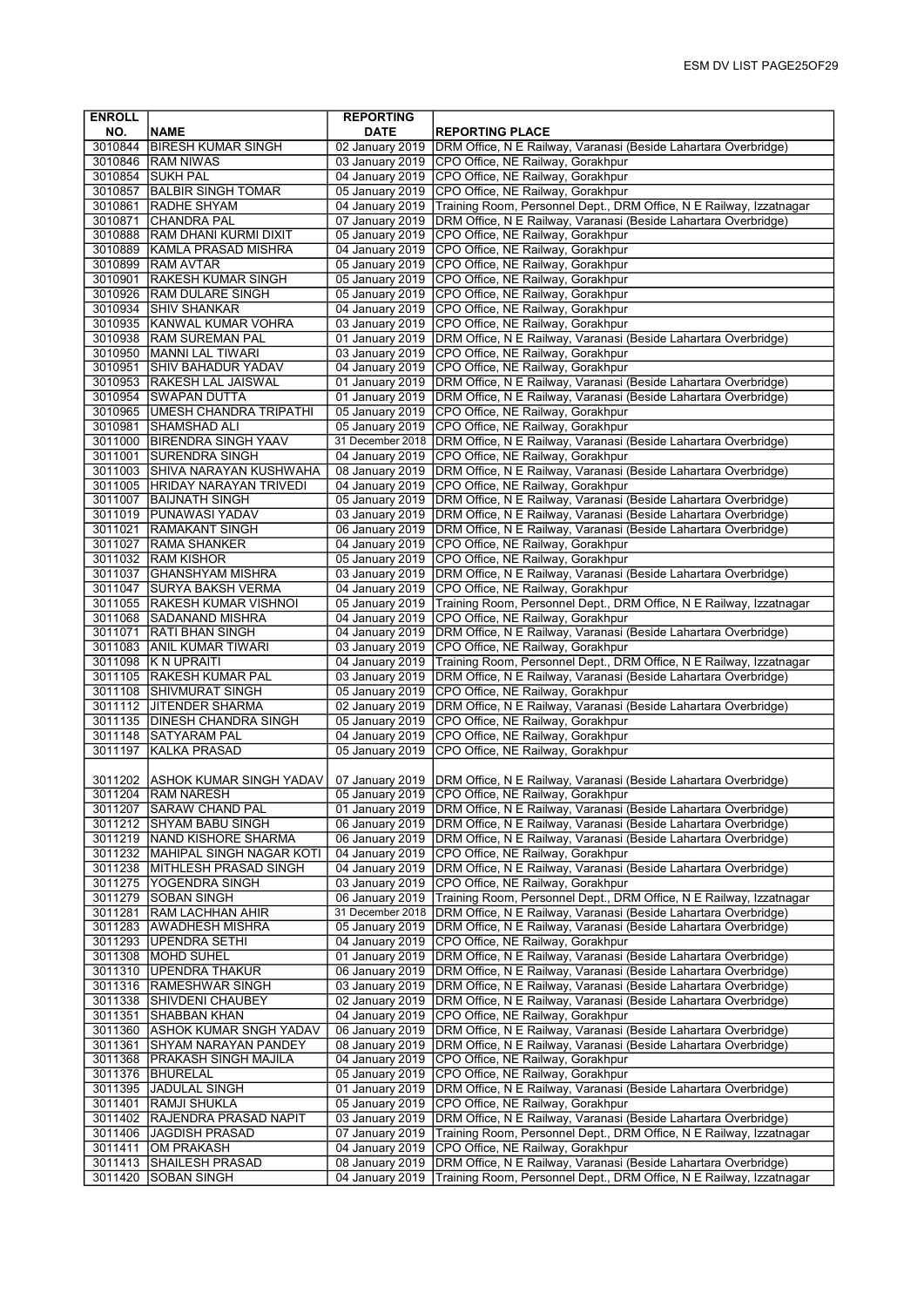| ENROLL NO. | NAME | REPORTING DATE | REPORTING PLACE |
|---|---|---|---|
| 3010844 | BIRESH KUMAR SINGH | 02 January 2019 | DRM Office, N E Railway, Varanasi (Beside Lahartara Overbridge) |
| 3010846 | RAM NIWAS | 03 January 2019 | CPO Office, NE Railway, Gorakhpur |
| 3010854 | SUKH PAL | 04 January 2019 | CPO Office, NE Railway, Gorakhpur |
| 3010857 | BALBIR SINGH TOMAR | 05 January 2019 | CPO Office, NE Railway, Gorakhpur |
| 3010861 | RADHE SHYAM | 04 January 2019 | Training Room, Personnel Dept., DRM Office, N E Railway, Izzatnagar |
| 3010871 | CHANDRA PAL | 07 January 2019 | DRM Office, N E Railway, Varanasi (Beside Lahartara Overbridge) |
| 3010888 | RAM DHANI KURMI DIXIT | 05 January 2019 | CPO Office, NE Railway, Gorakhpur |
| 3010889 | KAMLA PRASAD MISHRA | 04 January 2019 | CPO Office, NE Railway, Gorakhpur |
| 3010899 | RAM AVTAR | 05 January 2019 | CPO Office, NE Railway, Gorakhpur |
| 3010901 | RAKESH KUMAR SINGH | 05 January 2019 | CPO Office, NE Railway, Gorakhpur |
| 3010926 | RAM DULARE SINGH | 05 January 2019 | CPO Office, NE Railway, Gorakhpur |
| 3010934 | SHIV SHANKAR | 04 January 2019 | CPO Office, NE Railway, Gorakhpur |
| 3010935 | KANWAL KUMAR VOHRA | 03 January 2019 | CPO Office, NE Railway, Gorakhpur |
| 3010938 | RAM SUREMAN PAL | 01 January 2019 | DRM Office, N E Railway, Varanasi (Beside Lahartara Overbridge) |
| 3010950 | MANNI LAL TIWARI | 03 January 2019 | CPO Office, NE Railway, Gorakhpur |
| 3010951 | SHIV BAHADUR YADAV | 04 January 2019 | CPO Office, NE Railway, Gorakhpur |
| 3010953 | RAKESH LAL JAISWAL | 01 January 2019 | DRM Office, N E Railway, Varanasi (Beside Lahartara Overbridge) |
| 3010954 | SWAPAN DUTTA | 01 January 2019 | DRM Office, N E Railway, Varanasi (Beside Lahartara Overbridge) |
| 3010965 | UMESH CHANDRA TRIPATHI | 05 January 2019 | CPO Office, NE Railway, Gorakhpur |
| 3010981 | SHAMSHAD ALI | 05 January 2019 | CPO Office, NE Railway, Gorakhpur |
| 3011000 | BIRENDRA SINGH YAAV | 31 December 2018 | DRM Office, N E Railway, Varanasi (Beside Lahartara Overbridge) |
| 3011001 | SURENDRA SINGH | 04 January 2019 | CPO Office, NE Railway, Gorakhpur |
| 3011003 | SHIVA NARAYAN KUSHWAHA | 08 January 2019 | DRM Office, N E Railway, Varanasi (Beside Lahartara Overbridge) |
| 3011005 | HRIDAY NARAYAN TRIVEDI | 04 January 2019 | CPO Office, NE Railway, Gorakhpur |
| 3011007 | BAIJNATH SINGH | 05 January 2019 | DRM Office, N E Railway, Varanasi (Beside Lahartara Overbridge) |
| 3011019 | PUNAWASI YADAV | 03 January 2019 | DRM Office, N E Railway, Varanasi (Beside Lahartara Overbridge) |
| 3011021 | RAMAKANT SINGH | 06 January 2019 | DRM Office, N E Railway, Varanasi (Beside Lahartara Overbridge) |
| 3011027 | RAMA SHANKER | 04 January 2019 | CPO Office, NE Railway, Gorakhpur |
| 3011032 | RAM KISHOR | 05 January 2019 | CPO Office, NE Railway, Gorakhpur |
| 3011037 | GHANSHYAM MISHRA | 03 January 2019 | DRM Office, N E Railway, Varanasi (Beside Lahartara Overbridge) |
| 3011047 | SURYA BAKSH VERMA | 04 January 2019 | CPO Office, NE Railway, Gorakhpur |
| 3011055 | RAKESH KUMAR VISHNOI | 05 January 2019 | Training Room, Personnel Dept., DRM Office, N E Railway, Izzatnagar |
| 3011068 | SADANAND MISHRA | 04 January 2019 | CPO Office, NE Railway, Gorakhpur |
| 3011071 | RATI BHAN SINGH | 04 January 2019 | DRM Office, N E Railway, Varanasi (Beside Lahartara Overbridge) |
| 3011083 | ANIL KUMAR TIWARI | 03 January 2019 | CPO Office, NE Railway, Gorakhpur |
| 3011098 | K N UPRAITI | 04 January 2019 | Training Room, Personnel Dept., DRM Office, N E Railway, Izzatnagar |
| 3011105 | RAKESH KUMAR PAL | 03 January 2019 | DRM Office, N E Railway, Varanasi (Beside Lahartara Overbridge) |
| 3011108 | SHIVMURAT SINGH | 05 January 2019 | CPO Office, NE Railway, Gorakhpur |
| 3011112 | JITENDER SHARMA | 02 January 2019 | DRM Office, N E Railway, Varanasi (Beside Lahartara Overbridge) |
| 3011135 | DINESH CHANDRA SINGH | 05 January 2019 | CPO Office, NE Railway, Gorakhpur |
| 3011148 | SATYARAM PAL | 04 January 2019 | CPO Office, NE Railway, Gorakhpur |
| 3011197 | KALKA PRASAD | 05 January 2019 | CPO Office, NE Railway, Gorakhpur |
| 3011202 | ASHOK KUMAR SINGH YADAV | 07 January 2019 | DRM Office, N E Railway, Varanasi (Beside Lahartara Overbridge) |
| 3011204 | RAM NARESH | 05 January 2019 | CPO Office, NE Railway, Gorakhpur |
| 3011207 | SARAW CHAND PAL | 01 January 2019 | DRM Office, N E Railway, Varanasi (Beside Lahartara Overbridge) |
| 3011212 | SHYAM BABU SINGH | 06 January 2019 | DRM Office, N E Railway, Varanasi (Beside Lahartara Overbridge) |
| 3011219 | NAND KISHORE SHARMA | 06 January 2019 | DRM Office, N E Railway, Varanasi (Beside Lahartara Overbridge) |
| 3011232 | MAHIPAL SINGH NAGAR KOTI | 04 January 2019 | CPO Office, NE Railway, Gorakhpur |
| 3011238 | MITHLESH PRASAD SINGH | 04 January 2019 | DRM Office, N E Railway, Varanasi (Beside Lahartara Overbridge) |
| 3011275 | YOGENDRA SINGH | 03 January 2019 | CPO Office, NE Railway, Gorakhpur |
| 3011279 | SOBAN SINGH | 06 January 2019 | Training Room, Personnel Dept., DRM Office, N E Railway, Izzatnagar |
| 3011281 | RAM LACHHAN AHIR | 31 December 2018 | DRM Office, N E Railway, Varanasi (Beside Lahartara Overbridge) |
| 3011283 | AWADHESH MISHRA | 05 January 2019 | DRM Office, N E Railway, Varanasi (Beside Lahartara Overbridge) |
| 3011293 | UPENDRA SETHI | 04 January 2019 | CPO Office, NE Railway, Gorakhpur |
| 3011308 | MOHD SUHEL | 01 January 2019 | DRM Office, N E Railway, Varanasi (Beside Lahartara Overbridge) |
| 3011310 | UPENDRA THAKUR | 06 January 2019 | DRM Office, N E Railway, Varanasi (Beside Lahartara Overbridge) |
| 3011316 | RAMESHWAR SINGH | 03 January 2019 | DRM Office, N E Railway, Varanasi (Beside Lahartara Overbridge) |
| 3011338 | SHIVDENI CHAUBEY | 02 January 2019 | DRM Office, N E Railway, Varanasi (Beside Lahartara Overbridge) |
| 3011351 | SHABBAN KHAN | 04 January 2019 | CPO Office, NE Railway, Gorakhpur |
| 3011360 | ASHOK KUMAR SNGH YADAV | 06 January 2019 | DRM Office, N E Railway, Varanasi (Beside Lahartara Overbridge) |
| 3011361 | SHYAM NARAYAN PANDEY | 08 January 2019 | DRM Office, N E Railway, Varanasi (Beside Lahartara Overbridge) |
| 3011368 | PRAKASH SINGH MAJILA | 04 January 2019 | CPO Office, NE Railway, Gorakhpur |
| 3011376 | BHURELAL | 05 January 2019 | CPO Office, NE Railway, Gorakhpur |
| 3011395 | JADULAL SINGH | 01 January 2019 | DRM Office, N E Railway, Varanasi (Beside Lahartara Overbridge) |
| 3011401 | RAMJI SHUKLA | 05 January 2019 | CPO Office, NE Railway, Gorakhpur |
| 3011402 | RAJENDRA PRASAD NAPIT | 03 January 2019 | DRM Office, N E Railway, Varanasi (Beside Lahartara Overbridge) |
| 3011406 | JAGDISH PRASAD | 07 January 2019 | Training Room, Personnel Dept., DRM Office, N E Railway, Izzatnagar |
| 3011411 | OM PRAKASH | 04 January 2019 | CPO Office, NE Railway, Gorakhpur |
| 3011413 | SHAILESH PRASAD | 08 January 2019 | DRM Office, N E Railway, Varanasi (Beside Lahartara Overbridge) |
| 3011420 | SOBAN SINGH | 04 January 2019 | Training Room, Personnel Dept., DRM Office, N E Railway, Izzatnagar |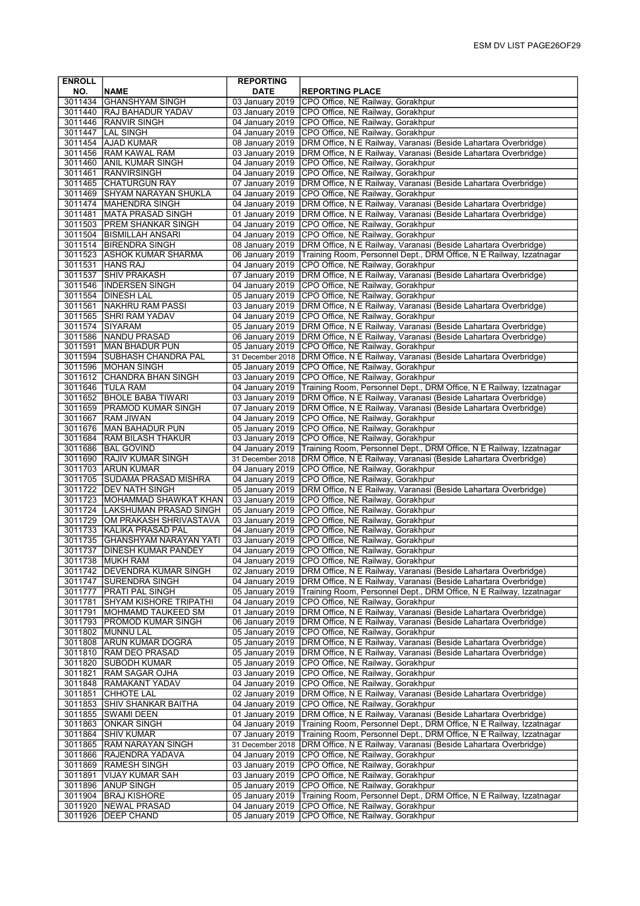| ENROLL NO. | NAME | REPORTING DATE | REPORTING PLACE |
|---|---|---|---|
| 3011434 | GHANSHYAM SINGH | 03 January 2019 | CPO Office, NE Railway, Gorakhpur |
| 3011440 | RAJ BAHADUR YADAV | 03 January 2019 | CPO Office, NE Railway, Gorakhpur |
| 3011446 | RANVIR SINGH | 04 January 2019 | CPO Office, NE Railway, Gorakhpur |
| 3011447 | LAL SINGH | 04 January 2019 | CPO Office, NE Railway, Gorakhpur |
| 3011454 | AJAD KUMAR | 08 January 2019 | DRM Office, N E Railway, Varanasi (Beside Lahartara Overbridge) |
| 3011456 | RAM KAWAL RAM | 03 January 2019 | DRM Office, N E Railway, Varanasi (Beside Lahartara Overbridge) |
| 3011460 | ANIL KUMAR SINGH | 04 January 2019 | CPO Office, NE Railway, Gorakhpur |
| 3011461 | RANVIRSINGH | 04 January 2019 | CPO Office, NE Railway, Gorakhpur |
| 3011465 | CHATURGUN RAY | 07 January 2019 | DRM Office, N E Railway, Varanasi (Beside Lahartara Overbridge) |
| 3011469 | SHYAM NARAYAN SHUKLA | 04 January 2019 | CPO Office, NE Railway, Gorakhpur |
| 3011474 | MAHENDRA SINGH | 04 January 2019 | DRM Office, N E Railway, Varanasi (Beside Lahartara Overbridge) |
| 3011481 | MATA PRASAD SINGH | 01 January 2019 | DRM Office, N E Railway, Varanasi (Beside Lahartara Overbridge) |
| 3011503 | PREM SHANKAR SINGH | 04 January 2019 | CPO Office, NE Railway, Gorakhpur |
| 3011504 | BISMILLAH ANSARI | 04 January 2019 | CPO Office, NE Railway, Gorakhpur |
| 3011514 | BIRENDRA SINGH | 08 January 2019 | DRM Office, N E Railway, Varanasi (Beside Lahartara Overbridge) |
| 3011523 | ASHOK KUMAR SHARMA | 06 January 2019 | Training Room, Personnel Dept., DRM Office, N E Railway, Izzatnagar |
| 3011531 | HANS RAJ | 04 January 2019 | CPO Office, NE Railway, Gorakhpur |
| 3011537 | SHIV PRAKASH | 07 January 2019 | DRM Office, N E Railway, Varanasi (Beside Lahartara Overbridge) |
| 3011546 | INDERSEN SINGH | 04 January 2019 | CPO Office, NE Railway, Gorakhpur |
| 3011554 | DINESH LAL | 05 January 2019 | CPO Office, NE Railway, Gorakhpur |
| 3011561 | NAKHRU RAM PASSI | 03 January 2019 | DRM Office, N E Railway, Varanasi (Beside Lahartara Overbridge) |
| 3011565 | SHRI RAM YADAV | 04 January 2019 | CPO Office, NE Railway, Gorakhpur |
| 3011574 | SIYARAM | 05 January 2019 | DRM Office, N E Railway, Varanasi (Beside Lahartara Overbridge) |
| 3011586 | NANDU PRASAD | 06 January 2019 | DRM Office, N E Railway, Varanasi (Beside Lahartara Overbridge) |
| 3011591 | MAN BHADUR PUN | 05 January 2019 | CPO Office, NE Railway, Gorakhpur |
| 3011594 | SUBHASH CHANDRA PAL | 31 December 2018 | DRM Office, N E Railway, Varanasi (Beside Lahartara Overbridge) |
| 3011596 | MOHAN SINGH | 05 January 2019 | CPO Office, NE Railway, Gorakhpur |
| 3011612 | CHANDRA BHAN SINGH | 03 January 2019 | CPO Office, NE Railway, Gorakhpur |
| 3011646 | TULA RAM | 04 January 2019 | Training Room, Personnel Dept., DRM Office, N E Railway, Izzatnagar |
| 3011652 | BHOLE BABA TIWARI | 03 January 2019 | DRM Office, N E Railway, Varanasi (Beside Lahartara Overbridge) |
| 3011659 | PRAMOD KUMAR SINGH | 07 January 2019 | DRM Office, N E Railway, Varanasi (Beside Lahartara Overbridge) |
| 3011667 | RAM JIWAN | 04 January 2019 | CPO Office, NE Railway, Gorakhpur |
| 3011676 | MAN BAHADUR PUN | 05 January 2019 | CPO Office, NE Railway, Gorakhpur |
| 3011684 | RAM BILASH THAKUR | 03 January 2019 | CPO Office, NE Railway, Gorakhpur |
| 3011686 | BAL GOVIND | 04 January 2019 | Training Room, Personnel Dept., DRM Office, N E Railway, Izzatnagar |
| 3011690 | RAJIV KUMAR SINGH | 31 December 2018 | DRM Office, N E Railway, Varanasi (Beside Lahartara Overbridge) |
| 3011703 | ARUN KUMAR | 04 January 2019 | CPO Office, NE Railway, Gorakhpur |
| 3011705 | SUDAMA PRASAD MISHRA | 04 January 2019 | CPO Office, NE Railway, Gorakhpur |
| 3011722 | DEV NATH SINGH | 05 January 2019 | DRM Office, N E Railway, Varanasi (Beside Lahartara Overbridge) |
| 3011723 | MOHAMMAD SHAWKAT KHAN | 03 January 2019 | CPO Office, NE Railway, Gorakhpur |
| 3011724 | LAKSHUMAN PRASAD SINGH | 05 January 2019 | CPO Office, NE Railway, Gorakhpur |
| 3011729 | OM PRAKASH SHRIVASTAVA | 03 January 2019 | CPO Office, NE Railway, Gorakhpur |
| 3011733 | KALIKA PRASAD PAL | 04 January 2019 | CPO Office, NE Railway, Gorakhpur |
| 3011735 | GHANSHYAM NARAYAN YATI | 03 January 2019 | CPO Office, NE Railway, Gorakhpur |
| 3011737 | DINESH KUMAR PANDEY | 04 January 2019 | CPO Office, NE Railway, Gorakhpur |
| 3011738 | MUKH RAM | 04 January 2019 | CPO Office, NE Railway, Gorakhpur |
| 3011742 | DEVENDRA KUMAR SINGH | 02 January 2019 | DRM Office, N E Railway, Varanasi (Beside Lahartara Overbridge) |
| 3011747 | SURENDRA SINGH | 04 January 2019 | DRM Office, N E Railway, Varanasi (Beside Lahartara Overbridge) |
| 3011777 | PRATI PAL SINGH | 05 January 2019 | Training Room, Personnel Dept., DRM Office, N E Railway, Izzatnagar |
| 3011781 | SHYAM KISHORE TRIPATHI | 04 January 2019 | CPO Office, NE Railway, Gorakhpur |
| 3011791 | MOHMAMD TAUKEED SM | 01 January 2019 | DRM Office, N E Railway, Varanasi (Beside Lahartara Overbridge) |
| 3011793 | PROMOD KUMAR SINGH | 06 January 2019 | DRM Office, N E Railway, Varanasi (Beside Lahartara Overbridge) |
| 3011802 | MUNNU LAL | 05 January 2019 | CPO Office, NE Railway, Gorakhpur |
| 3011808 | ARUN KUMAR DOGRA | 05 January 2019 | DRM Office, N E Railway, Varanasi (Beside Lahartara Overbridge) |
| 3011810 | RAM DEO PRASAD | 05 January 2019 | DRM Office, N E Railway, Varanasi (Beside Lahartara Overbridge) |
| 3011820 | SUBODH KUMAR | 05 January 2019 | CPO Office, NE Railway, Gorakhpur |
| 3011821 | RAM SAGAR OJHA | 03 January 2019 | CPO Office, NE Railway, Gorakhpur |
| 3011848 | RAMAKANT YADAV | 04 January 2019 | CPO Office, NE Railway, Gorakhpur |
| 3011851 | CHHOTE LAL | 02 January 2019 | DRM Office, N E Railway, Varanasi (Beside Lahartara Overbridge) |
| 3011853 | SHIV SHANKAR BAITHA | 04 January 2019 | CPO Office, NE Railway, Gorakhpur |
| 3011855 | SWAMI DEEN | 01 January 2019 | DRM Office, N E Railway, Varanasi (Beside Lahartara Overbridge) |
| 3011863 | ONKAR SINGH | 04 January 2019 | Training Room, Personnel Dept., DRM Office, N E Railway, Izzatnagar |
| 3011864 | SHIV KUMAR | 07 January 2019 | Training Room, Personnel Dept., DRM Office, N E Railway, Izzatnagar |
| 3011865 | RAM NARAYAN SINGH | 31 December 2018 | DRM Office, N E Railway, Varanasi (Beside Lahartara Overbridge) |
| 3011866 | RAJENDRA YADAVA | 04 January 2019 | CPO Office, NE Railway, Gorakhpur |
| 3011869 | RAMESH SINGH | 03 January 2019 | CPO Office, NE Railway, Gorakhpur |
| 3011891 | VIJAY KUMAR SAH | 03 January 2019 | CPO Office, NE Railway, Gorakhpur |
| 3011896 | ANUP SINGH | 05 January 2019 | CPO Office, NE Railway, Gorakhpur |
| 3011904 | BRAJ KISHORE | 05 January 2019 | Training Room, Personnel Dept., DRM Office, N E Railway, Izzatnagar |
| 3011920 | NEWAL PRASAD | 04 January 2019 | CPO Office, NE Railway, Gorakhpur |
| 3011926 | DEEP CHAND | 05 January 2019 | CPO Office, NE Railway, Gorakhpur |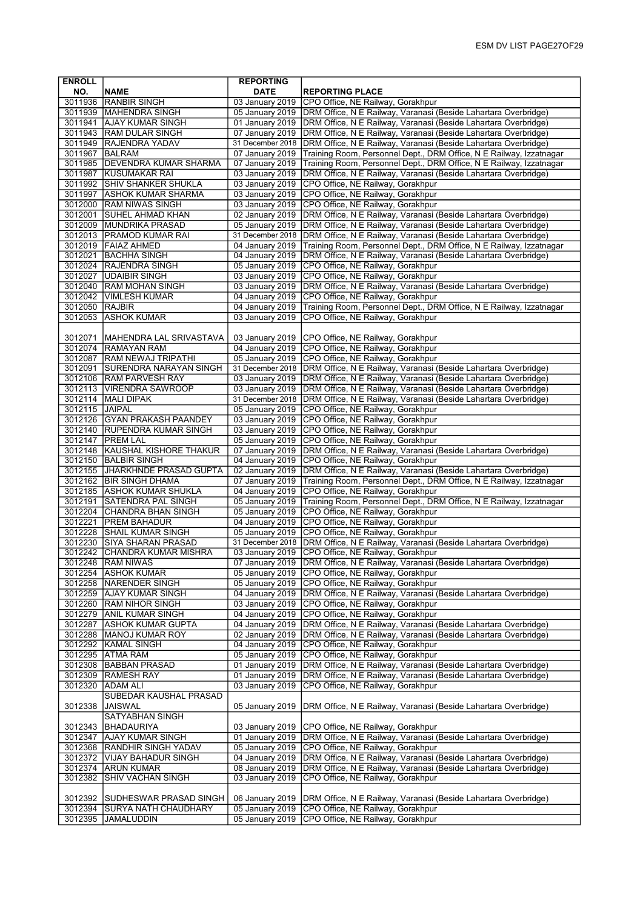| ENROLL NO. | NAME | REPORTING DATE | REPORTING PLACE |
|---|---|---|---|
| 3011936 | RANBIR SINGH | 03 January 2019 | CPO Office, NE Railway, Gorakhpur |
| 3011939 | MAHENDRA SINGH | 05 January 2019 | DRM Office, N E Railway, Varanasi (Beside Lahartara Overbridge) |
| 3011941 | AJAY KUMAR SINGH | 01 January 2019 | DRM Office, N E Railway, Varanasi (Beside Lahartara Overbridge) |
| 3011943 | RAM DULAR SINGH | 07 January 2019 | DRM Office, N E Railway, Varanasi (Beside Lahartara Overbridge) |
| 3011949 | RAJENDRA YADAV | 31 December 2018 | DRM Office, N E Railway, Varanasi (Beside Lahartara Overbridge) |
| 3011967 | BALRAM | 07 January 2019 | Training Room, Personnel Dept., DRM Office, N E Railway, Izzatnagar |
| 3011985 | DEVENDRA KUMAR SHARMA | 07 January 2019 | Training Room, Personnel Dept., DRM Office, N E Railway, Izzatnagar |
| 3011987 | KUSUMAKAR RAI | 03 January 2019 | DRM Office, N E Railway, Varanasi (Beside Lahartara Overbridge) |
| 3011992 | SHIV SHANKER SHUKLA | 03 January 2019 | CPO Office, NE Railway, Gorakhpur |
| 3011997 | ASHOK KUMAR SHARMA | 03 January 2019 | CPO Office, NE Railway, Gorakhpur |
| 3012000 | RAM NIWAS SINGH | 03 January 2019 | CPO Office, NE Railway, Gorakhpur |
| 3012001 | SUHEL AHMAD KHAN | 02 January 2019 | DRM Office, N E Railway, Varanasi (Beside Lahartara Overbridge) |
| 3012009 | MUNDRIKA PRASAD | 05 January 2019 | DRM Office, N E Railway, Varanasi (Beside Lahartara Overbridge) |
| 3012013 | PRAMOD KUMAR RAI | 31 December 2018 | DRM Office, N E Railway, Varanasi (Beside Lahartara Overbridge) |
| 3012019 | FAIAZ AHMED | 04 January 2019 | Training Room, Personnel Dept., DRM Office, N E Railway, Izzatnagar |
| 3012021 | BACHHA SINGH | 04 January 2019 | DRM Office, N E Railway, Varanasi (Beside Lahartara Overbridge) |
| 3012024 | RAJENDRA SINGH | 05 January 2019 | CPO Office, NE Railway, Gorakhpur |
| 3012027 | UDAIBIR SINGH | 03 January 2019 | CPO Office, NE Railway, Gorakhpur |
| 3012040 | RAM MOHAN SINGH | 03 January 2019 | DRM Office, N E Railway, Varanasi (Beside Lahartara Overbridge) |
| 3012042 | VIMLESH KUMAR | 04 January 2019 | CPO Office, NE Railway, Gorakhpur |
| 3012050 | RAJBIR | 04 January 2019 | Training Room, Personnel Dept., DRM Office, N E Railway, Izzatnagar |
| 3012053 | ASHOK KUMAR | 03 January 2019 | CPO Office, NE Railway, Gorakhpur |
| 3012071 | MAHENDRA LAL SRIVASTAVA | 03 January 2019 | CPO Office, NE Railway, Gorakhpur |
| 3012074 | RAMAYAN RAM | 04 January 2019 | CPO Office, NE Railway, Gorakhpur |
| 3012087 | RAM NEWAJ TRIPATHI | 05 January 2019 | CPO Office, NE Railway, Gorakhpur |
| 3012091 | SURENDRA NARAYAN SINGH | 31 December 2018 | DRM Office, N E Railway, Varanasi (Beside Lahartara Overbridge) |
| 3012106 | RAM PARVESH RAY | 03 January 2019 | DRM Office, N E Railway, Varanasi (Beside Lahartara Overbridge) |
| 3012113 | VIRENDRA SAWROOP | 03 January 2019 | DRM Office, N E Railway, Varanasi (Beside Lahartara Overbridge) |
| 3012114 | MALI DIPAK | 31 December 2018 | DRM Office, N E Railway, Varanasi (Beside Lahartara Overbridge) |
| 3012115 | JAIPAL | 05 January 2019 | CPO Office, NE Railway, Gorakhpur |
| 3012126 | GYAN PRAKASH PAANDEY | 03 January 2019 | CPO Office, NE Railway, Gorakhpur |
| 3012140 | RUPENDRA KUMAR SINGH | 03 January 2019 | CPO Office, NE Railway, Gorakhpur |
| 3012147 | PREM LAL | 05 January 2019 | CPO Office, NE Railway, Gorakhpur |
| 3012148 | KAUSHAL KISHORE THAKUR | 07 January 2019 | DRM Office, N E Railway, Varanasi (Beside Lahartara Overbridge) |
| 3012150 | BALBIR SINGH | 04 January 2019 | CPO Office, NE Railway, Gorakhpur |
| 3012155 | JHARKHNDE PRASAD GUPTA | 02 January 2019 | DRM Office, N E Railway, Varanasi (Beside Lahartara Overbridge) |
| 3012162 | BIR SINGH DHAMA | 07 January 2019 | Training Room, Personnel Dept., DRM Office, N E Railway, Izzatnagar |
| 3012185 | ASHOK KUMAR SHUKLA | 04 January 2019 | CPO Office, NE Railway, Gorakhpur |
| 3012191 | SATENDRA PAL SINGH | 05 January 2019 | Training Room, Personnel Dept., DRM Office, N E Railway, Izzatnagar |
| 3012204 | CHANDRA BHAN SINGH | 05 January 2019 | CPO Office, NE Railway, Gorakhpur |
| 3012221 | PREM BAHADUR | 04 January 2019 | CPO Office, NE Railway, Gorakhpur |
| 3012228 | SHAIL KUMAR SINGH | 05 January 2019 | CPO Office, NE Railway, Gorakhpur |
| 3012230 | SIYA SHARAN PRASAD | 31 December 2018 | DRM Office, N E Railway, Varanasi (Beside Lahartara Overbridge) |
| 3012242 | CHANDRA KUMAR MISHRA | 03 January 2019 | CPO Office, NE Railway, Gorakhpur |
| 3012248 | RAM NIWAS | 07 January 2019 | DRM Office, N E Railway, Varanasi (Beside Lahartara Overbridge) |
| 3012254 | ASHOK KUMAR | 05 January 2019 | CPO Office, NE Railway, Gorakhpur |
| 3012258 | NARENDER SINGH | 05 January 2019 | CPO Office, NE Railway, Gorakhpur |
| 3012259 | AJAY KUMAR SINGH | 04 January 2019 | DRM Office, N E Railway, Varanasi (Beside Lahartara Overbridge) |
| 3012260 | RAM NIHOR SINGH | 03 January 2019 | CPO Office, NE Railway, Gorakhpur |
| 3012279 | ANIL KUMAR SINGH | 04 January 2019 | CPO Office, NE Railway, Gorakhpur |
| 3012287 | ASHOK KUMAR GUPTA | 04 January 2019 | DRM Office, N E Railway, Varanasi (Beside Lahartara Overbridge) |
| 3012288 | MANOJ KUMAR ROY | 02 January 2019 | DRM Office, N E Railway, Varanasi (Beside Lahartara Overbridge) |
| 3012292 | KAMAL SINGH | 04 January 2019 | CPO Office, NE Railway, Gorakhpur |
| 3012295 | ATMA RAM | 05 January 2019 | CPO Office, NE Railway, Gorakhpur |
| 3012308 | BABBAN PRASAD | 01 January 2019 | DRM Office, N E Railway, Varanasi (Beside Lahartara Overbridge) |
| 3012309 | RAMESH RAY | 01 January 2019 | DRM Office, N E Railway, Varanasi (Beside Lahartara Overbridge) |
| 3012320 | ADAM ALI | 03 January 2019 | CPO Office, NE Railway, Gorakhpur |
| 3012338 | SUBEDAR KAUSHAL PRASAD JAISWAL | 05 January 2019 | DRM Office, N E Railway, Varanasi (Beside Lahartara Overbridge) |
| 3012343 | SATYABHAN SINGH BHADAURIYA | 03 January 2019 | CPO Office, NE Railway, Gorakhpur |
| 3012347 | AJAY KUMAR SINGH | 01 January 2019 | DRM Office, N E Railway, Varanasi (Beside Lahartara Overbridge) |
| 3012368 | RANDHIR SINGH YADAV | 05 January 2019 | CPO Office, NE Railway, Gorakhpur |
| 3012372 | VIJAY BAHADUR SINGH | 04 January 2019 | DRM Office, N E Railway, Varanasi (Beside Lahartara Overbridge) |
| 3012374 | ARUN KUMAR | 08 January 2019 | DRM Office, N E Railway, Varanasi (Beside Lahartara Overbridge) |
| 3012382 | SHIV VACHAN SINGH | 03 January 2019 | CPO Office, NE Railway, Gorakhpur |
| 3012392 | SUDHESWAR PRASAD SINGH | 06 January 2019 | DRM Office, N E Railway, Varanasi (Beside Lahartara Overbridge) |
| 3012394 | SURYA NATH CHAUDHARY | 05 January 2019 | CPO Office, NE Railway, Gorakhpur |
| 3012395 | JAMALUDDIN | 05 January 2019 | CPO Office, NE Railway, Gorakhpur |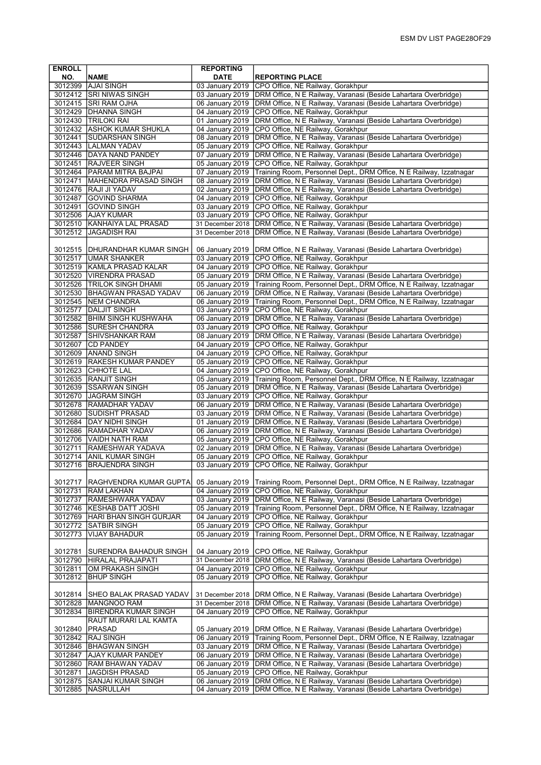| ENROLL NO. | NAME | REPORTING DATE | REPORTING PLACE |
|---|---|---|---|
| 3012399 | AJAI SINGH | 03 January 2019 | CPO Office, NE Railway, Gorakhpur |
| 3012412 | SRI NIWAS SINGH | 03 January 2019 | DRM Office, N E Railway, Varanasi (Beside Lahartara Overbridge) |
| 3012415 | SRI RAM OJHA | 06 January 2019 | DRM Office, N E Railway, Varanasi (Beside Lahartara Overbridge) |
| 3012429 | DHANNA SINGH | 04 January 2019 | CPO Office, NE Railway, Gorakhpur |
| 3012430 | TRILOKI RAI | 01 January 2019 | DRM Office, N E Railway, Varanasi (Beside Lahartara Overbridge) |
| 3012432 | ASHOK KUMAR SHUKLA | 04 January 2019 | CPO Office, NE Railway, Gorakhpur |
| 3012441 | SUDARSHAN SINGH | 08 January 2019 | DRM Office, N E Railway, Varanasi (Beside Lahartara Overbridge) |
| 3012443 | LALMAN YADAV | 05 January 2019 | CPO Office, NE Railway, Gorakhpur |
| 3012446 | DAYA NAND PANDEY | 07 January 2019 | DRM Office, N E Railway, Varanasi (Beside Lahartara Overbridge) |
| 3012451 | RAJVEER SINGH | 05 January 2019 | CPO Office, NE Railway, Gorakhpur |
| 3012464 | PARAM MITRA BAJPAI | 07 January 2019 | Training Room, Personnel Dept., DRM Office, N E Railway, Izzatnagar |
| 3012471 | MAHENDRA PRASAD SINGH | 08 January 2019 | DRM Office, N E Railway, Varanasi (Beside Lahartara Overbridge) |
| 3012476 | RAJI JI YADAV | 02 January 2019 | DRM Office, N E Railway, Varanasi (Beside Lahartara Overbridge) |
| 3012487 | GOVIND SHARMA | 04 January 2019 | CPO Office, NE Railway, Gorakhpur |
| 3012491 | GOVIND SINGH | 03 January 2019 | CPO Office, NE Railway, Gorakhpur |
| 3012506 | AJAY KUMAR | 03 January 2019 | CPO Office, NE Railway, Gorakhpur |
| 3012510 | KANHAIYA LAL PRASAD | 31 December 2018 | DRM Office, N E Railway, Varanasi (Beside Lahartara Overbridge) |
| 3012512 | JAGADISH RAI | 31 December 2018 | DRM Office, N E Railway, Varanasi (Beside Lahartara Overbridge) |
| 3012515 | DHURANDHAR KUMAR SINGH | 06 January 2019 | DRM Office, N E Railway, Varanasi (Beside Lahartara Overbridge) |
| 3012517 | UMAR SHANKER | 03 January 2019 | CPO Office, NE Railway, Gorakhpur |
| 3012519 | KAMLA PRASAD KALAR | 04 January 2019 | CPO Office, NE Railway, Gorakhpur |
| 3012520 | VIRENDRA PRASAD | 05 January 2019 | DRM Office, N E Railway, Varanasi (Beside Lahartara Overbridge) |
| 3012526 | TRILOK SINGH DHAMI | 05 January 2019 | Training Room, Personnel Dept., DRM Office, N E Railway, Izzatnagar |
| 3012530 | BHAGWAN PRASAD YADAV | 06 January 2019 | DRM Office, N E Railway, Varanasi (Beside Lahartara Overbridge) |
| 3012545 | NEM CHANDRA | 06 January 2019 | Training Room, Personnel Dept., DRM Office, N E Railway, Izzatnagar |
| 3012577 | DALJIT SINGH | 03 January 2019 | CPO Office, NE Railway, Gorakhpur |
| 3012582 | BHIM SINGH KUSHWAHA | 06 January 2019 | DRM Office, N E Railway, Varanasi (Beside Lahartara Overbridge) |
| 3012586 | SURESH CHANDRA | 03 January 2019 | CPO Office, NE Railway, Gorakhpur |
| 3012587 | SHIVSHANKAR RAM | 08 January 2019 | DRM Office, N E Railway, Varanasi (Beside Lahartara Overbridge) |
| 3012607 | CD PANDEY | 04 January 2019 | CPO Office, NE Railway, Gorakhpur |
| 3012609 | ANAND SINGH | 04 January 2019 | CPO Office, NE Railway, Gorakhpur |
| 3012619 | RAKESH KUMAR PANDEY | 05 January 2019 | CPO Office, NE Railway, Gorakhpur |
| 3012623 | CHHOTE LAL | 04 January 2019 | CPO Office, NE Railway, Gorakhpur |
| 3012635 | RANJIT SINGH | 05 January 2019 | Training Room, Personnel Dept., DRM Office, N E Railway, Izzatnagar |
| 3012639 | SSARWAN SINGH | 05 January 2019 | DRM Office, N E Railway, Varanasi (Beside Lahartara Overbridge) |
| 3012670 | JAGRAM SINGH | 03 January 2019 | CPO Office, NE Railway, Gorakhpur |
| 3012678 | RAMADHAR YADAV | 06 January 2019 | DRM Office, N E Railway, Varanasi (Beside Lahartara Overbridge) |
| 3012680 | SUDISHT PRASAD | 03 January 2019 | DRM Office, N E Railway, Varanasi (Beside Lahartara Overbridge) |
| 3012684 | DAY NIDHI SINGH | 01 January 2019 | DRM Office, N E Railway, Varanasi (Beside Lahartara Overbridge) |
| 3012686 | RAMADHAR YADAV | 06 January 2019 | DRM Office, N E Railway, Varanasi (Beside Lahartara Overbridge) |
| 3012706 | VAIDH NATH RAM | 05 January 2019 | CPO Office, NE Railway, Gorakhpur |
| 3012711 | RAMESHWAR YADAVA | 02 January 2019 | DRM Office, N E Railway, Varanasi (Beside Lahartara Overbridge) |
| 3012714 | ANIL KUMAR SINGH | 05 January 2019 | CPO Office, NE Railway, Gorakhpur |
| 3012716 | BRAJENDRA SINGH | 03 January 2019 | CPO Office, NE Railway, Gorakhpur |
| 3012717 | RAGHVENDRA KUMAR GUPTA | 05 January 2019 | Training Room, Personnel Dept., DRM Office, N E Railway, Izzatnagar |
| 3012731 | RAM LAKHAN | 04 January 2019 | CPO Office, NE Railway, Gorakhpur |
| 3012737 | RAMESHWARA YADAV | 03 January 2019 | DRM Office, N E Railway, Varanasi (Beside Lahartara Overbridge) |
| 3012746 | KESHAB DATT JOSHI | 05 January 2019 | Training Room, Personnel Dept., DRM Office, N E Railway, Izzatnagar |
| 3012769 | HARI BHAN SINGH GURJAR | 04 January 2019 | CPO Office, NE Railway, Gorakhpur |
| 3012772 | SATBIR SINGH | 05 January 2019 | CPO Office, NE Railway, Gorakhpur |
| 3012773 | VIJAY BAHADUR | 05 January 2019 | Training Room, Personnel Dept., DRM Office, N E Railway, Izzatnagar |
| 3012781 | SURENDRA BAHADUR SINGH | 04 January 2019 | CPO Office, NE Railway, Gorakhpur |
| 3012790 | HIRALAL PRAJAPATI | 31 December 2018 | DRM Office, N E Railway, Varanasi (Beside Lahartara Overbridge) |
| 3012811 | OM PRAKASH SINGH | 04 January 2019 | CPO Office, NE Railway, Gorakhpur |
| 3012812 | BHUP SINGH | 05 January 2019 | CPO Office, NE Railway, Gorakhpur |
| 3012814 | SHEO BALAK PRASAD YADAV | 31 December 2018 | DRM Office, N E Railway, Varanasi (Beside Lahartara Overbridge) |
| 3012828 | MANGNOO RAM | 31 December 2018 | DRM Office, N E Railway, Varanasi (Beside Lahartara Overbridge) |
| 3012834 | BIRENDRA KUMAR SINGH | 04 January 2019 | CPO Office, NE Railway, Gorakhpur |
| 3012840 | RAUT MURARI LAL KAMTA PRASAD | 05 January 2019 | DRM Office, N E Railway, Varanasi (Beside Lahartara Overbridge) |
| 3012842 | RAJ SINGH | 06 January 2019 | Training Room, Personnel Dept., DRM Office, N E Railway, Izzatnagar |
| 3012846 | BHAGWAN SINGH | 03 January 2019 | DRM Office, N E Railway, Varanasi (Beside Lahartara Overbridge) |
| 3012847 | AJAY KUMAR PANDEY | 06 January 2019 | DRM Office, N E Railway, Varanasi (Beside Lahartara Overbridge) |
| 3012860 | RAM BHAWAN YADAV | 06 January 2019 | DRM Office, N E Railway, Varanasi (Beside Lahartara Overbridge) |
| 3012871 | JAGDISH PRASAD | 05 January 2019 | CPO Office, NE Railway, Gorakhpur |
| 3012875 | SANJAI KUMAR SINGH | 06 January 2019 | DRM Office, N E Railway, Varanasi (Beside Lahartara Overbridge) |
| 3012885 | NASRULLAH | 04 January 2019 | DRM Office, N E Railway, Varanasi (Beside Lahartara Overbridge) |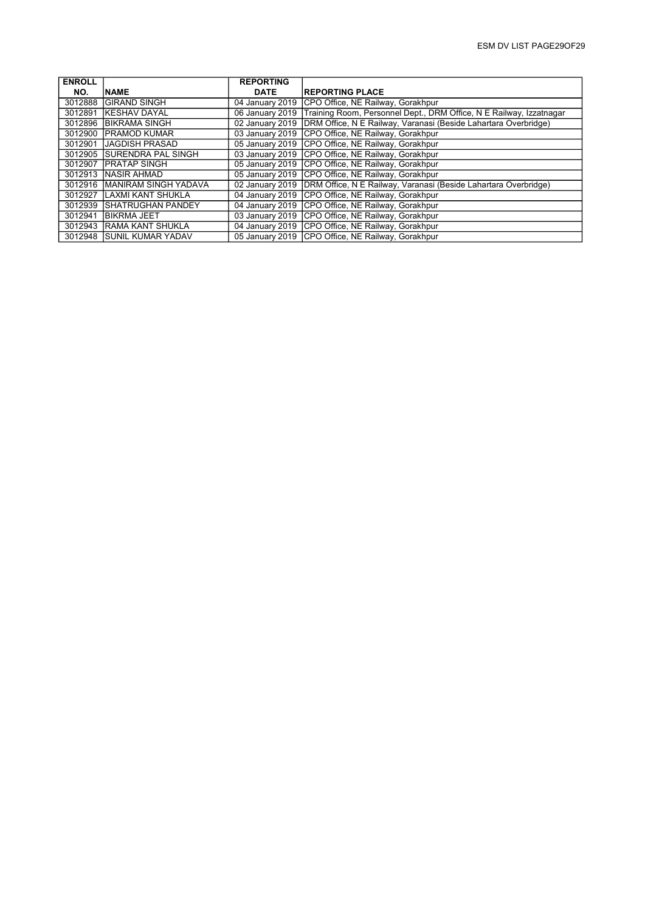| ENROLL NO. | NAME | REPORTING DATE | REPORTING PLACE |
|---|---|---|---|
| 3012888 | GIRAND SINGH | 04 January 2019 | CPO Office, NE Railway, Gorakhpur |
| 3012891 | KESHAV DAYAL | 06 January 2019 | Training Room, Personnel Dept., DRM Office, N E Railway, Izzatnagar |
| 3012896 | BIKRAMA SINGH | 02 January 2019 | DRM Office, N E Railway, Varanasi (Beside Lahartara Overbridge) |
| 3012900 | PRAMOD KUMAR | 03 January 2019 | CPO Office, NE Railway, Gorakhpur |
| 3012901 | JAGDISH PRASAD | 05 January 2019 | CPO Office, NE Railway, Gorakhpur |
| 3012905 | SURENDRA PAL SINGH | 03 January 2019 | CPO Office, NE Railway, Gorakhpur |
| 3012907 | PRATAP SINGH | 05 January 2019 | CPO Office, NE Railway, Gorakhpur |
| 3012913 | NASIR AHMAD | 05 January 2019 | CPO Office, NE Railway, Gorakhpur |
| 3012916 | MANIRAM SINGH YADAVA | 02 January 2019 | DRM Office, N E Railway, Varanasi (Beside Lahartara Overbridge) |
| 3012927 | LAXMI KANT SHUKLA | 04 January 2019 | CPO Office, NE Railway, Gorakhpur |
| 3012939 | SHATRUGHAN PANDEY | 04 January 2019 | CPO Office, NE Railway, Gorakhpur |
| 3012941 | BIKRMA JEET | 03 January 2019 | CPO Office, NE Railway, Gorakhpur |
| 3012943 | RAMA KANT SHUKLA | 04 January 2019 | CPO Office, NE Railway, Gorakhpur |
| 3012948 | SUNIL KUMAR YADAV | 05 January 2019 | CPO Office, NE Railway, Gorakhpur |